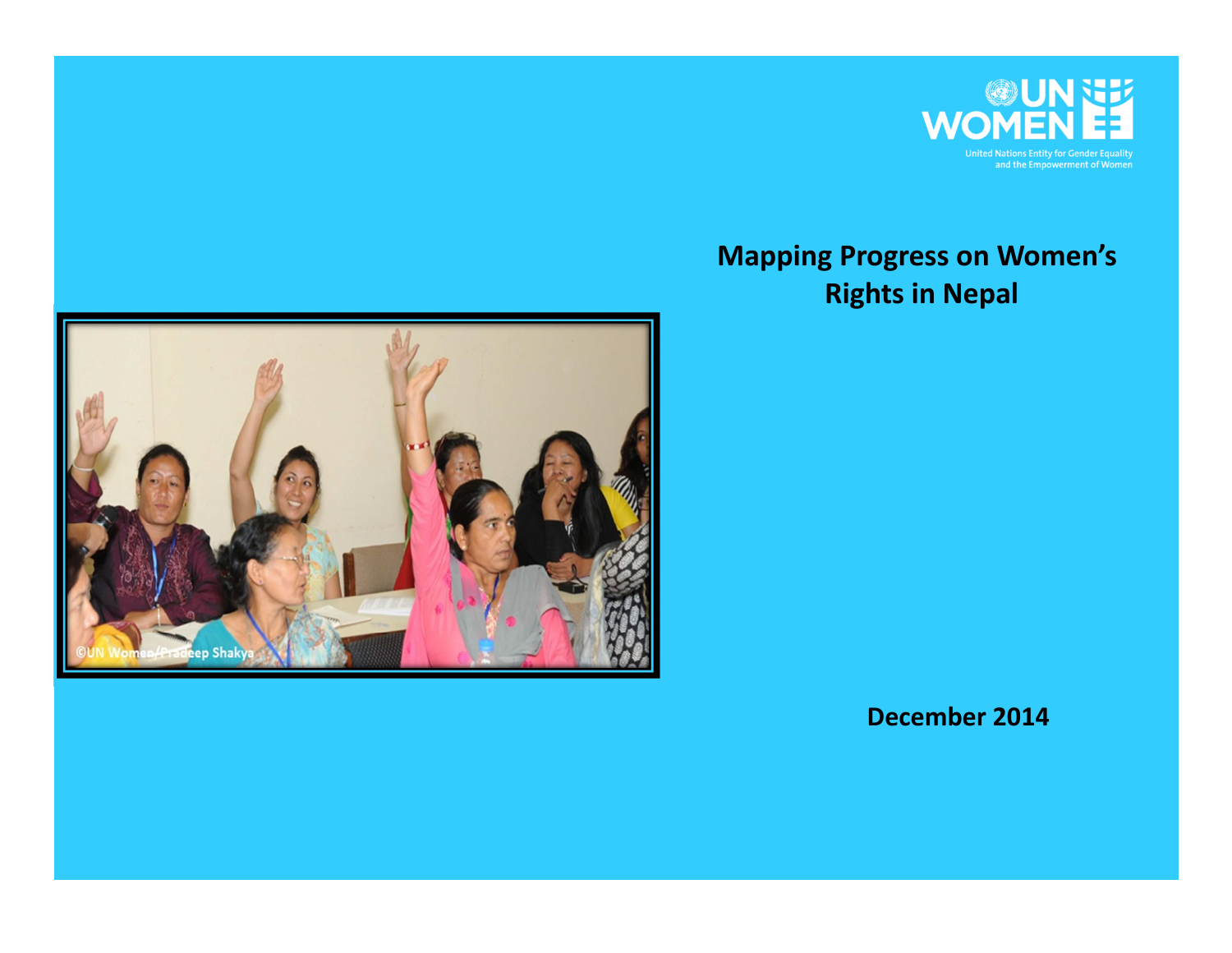UN WOMEN

United Nations Entity for Gender Equality and the Empowerment of Women

# Mapping Progress on Women's Rights in Nepal

©UN Women/Pradeep Shakya

**December 2014**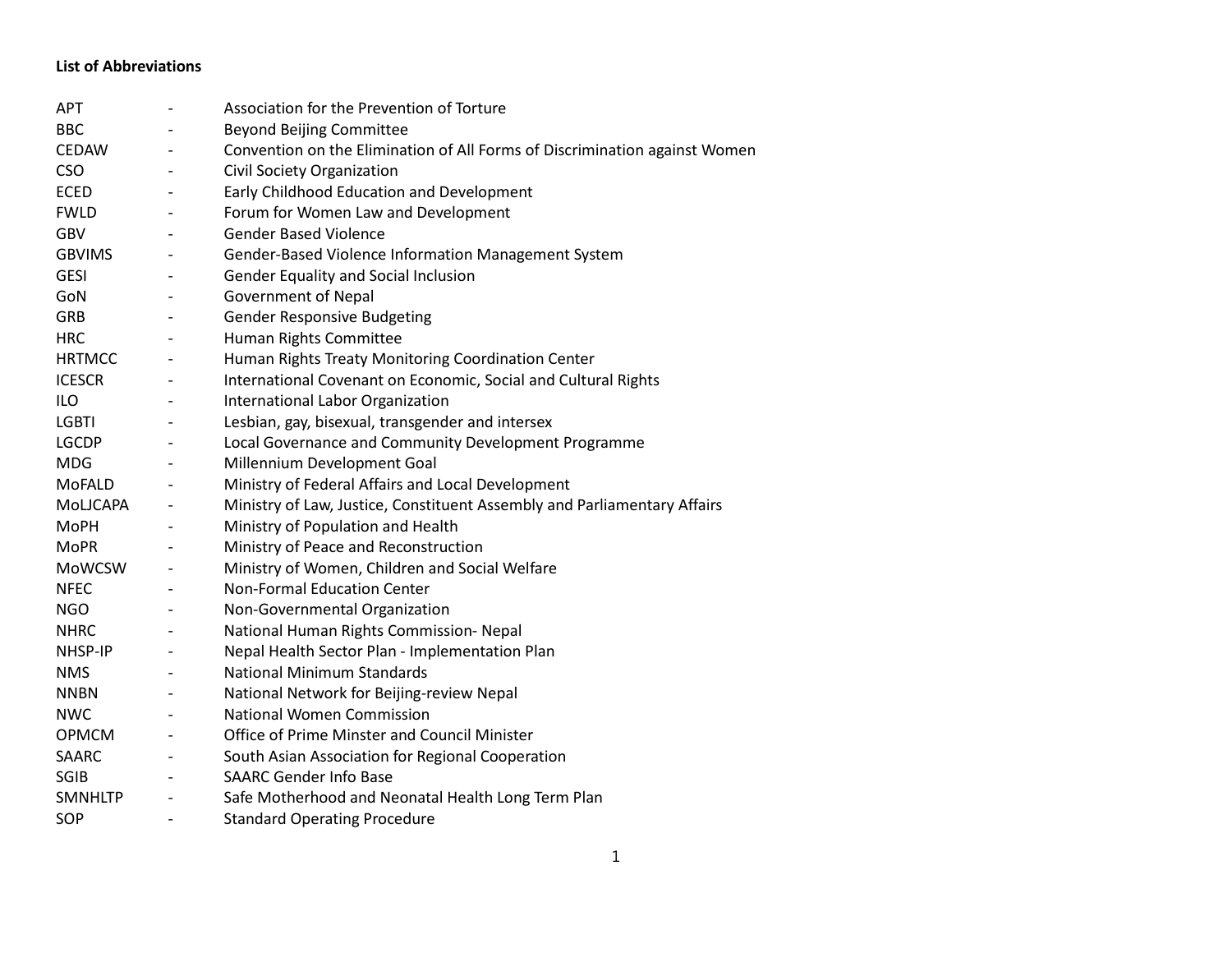**List of Abbreviations**

| | | |
|---|---|---|
| APT | - | Association for the Prevention of Torture |
| BBC | - | Beyond Beijing Committee |
| CEDAW | - | Convention on the Elimination of All Forms of Discrimination against Women |
| CSO | - | Civil Society Organization |
| ECED | - | Early Childhood Education and Development |
| FWLD | - | Forum for Women Law and Development |
| GBV | - | Gender Based Violence |
| GBVIMS | - | Gender-Based Violence Information Management System |
| GESI | - | Gender Equality and Social Inclusion |
| GoN | - | Government of Nepal |
| GRB | - | Gender Responsive Budgeting |
| HRC | - | Human Rights Committee |
| HRTMCC | - | Human Rights Treaty Monitoring Coordination Center |
| ICESCR | - | International Covenant on Economic, Social and Cultural Rights |
| ILO | - | International Labor Organization |
| LGBTI | - | Lesbian, gay, bisexual, transgender and intersex |
| LGCDP | - | Local Governance and Community Development Programme |
| MDG | - | Millennium Development Goal |
| MoFALD | - | Ministry of Federal Affairs and Local Development |
| MoLJCAPA | - | Ministry of Law, Justice, Constituent Assembly and Parliamentary Affairs |
| MoPH | - | Ministry of Population and Health |
| MoPR | - | Ministry of Peace and Reconstruction |
| MoWCSW | - | Ministry of Women, Children and Social Welfare |
| NFEC | - | Non-Formal Education Center |
| NGO | - | Non-Governmental Organization |
| NHRC | - | National Human Rights Commission- Nepal |
| NHSP-IP | - | Nepal Health Sector Plan - Implementation Plan |
| NMS | - | National Minimum Standards |
| NNBN | - | National Network for Beijing-review Nepal |
| NWC | - | National Women Commission |
| OPMCM | - | Office of Prime Minster and Council Minister |
| SAARC | - | South Asian Association for Regional Cooperation |
| SGIB | - | SAARC Gender Info Base |
| SMNHLTP | - | Safe Motherhood and Neonatal Health Long Term Plan |
| SOP | - | Standard Operating Procedure |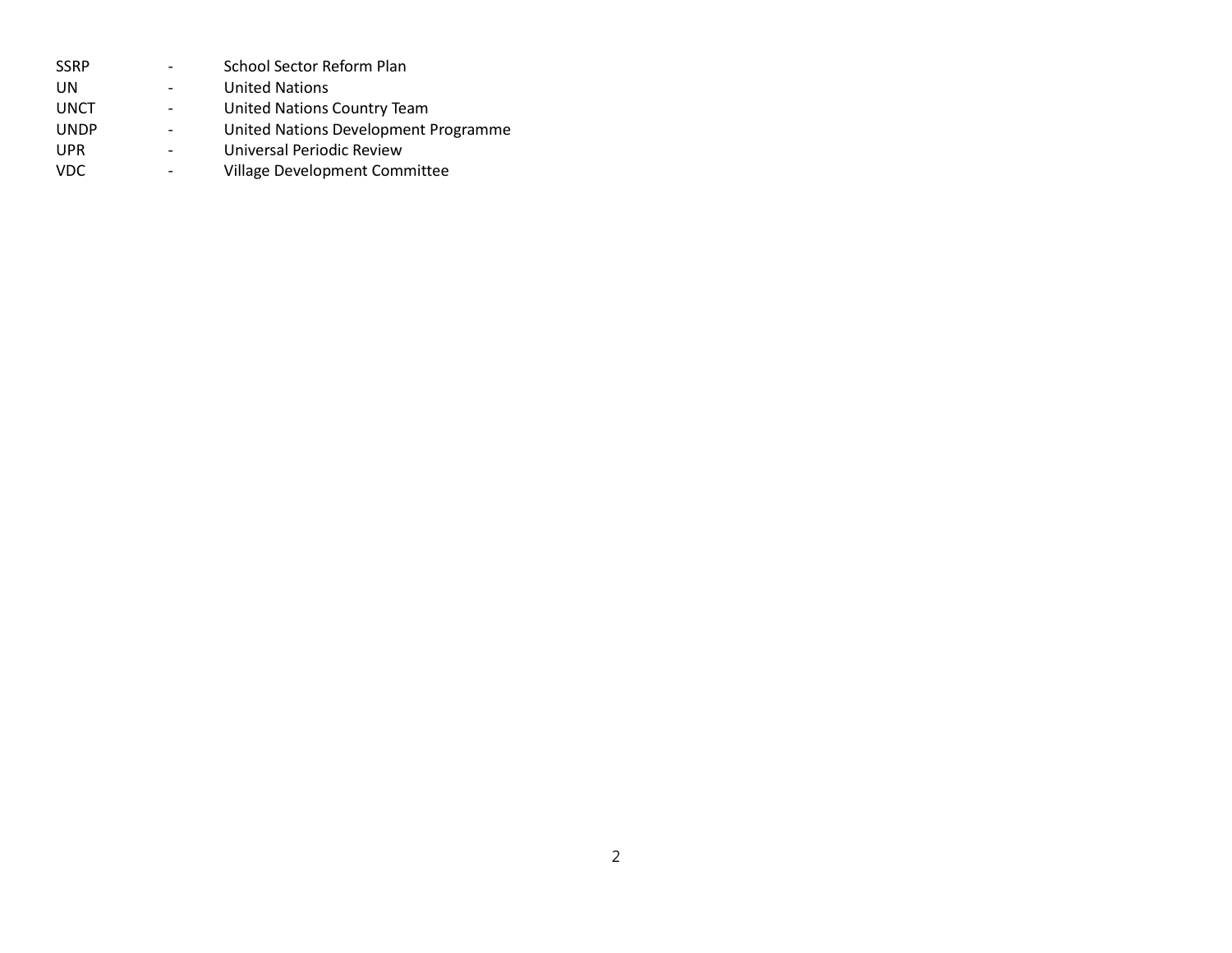| | | |
|---|---|---|
| SSRP | - | School Sector Reform Plan |
| UN | - | United Nations |
| UNCT | - | United Nations Country Team |
| UNDP | - | United Nations Development Programme |
| UPR | - | Universal Periodic Review |
| VDC | - | Village Development Committee |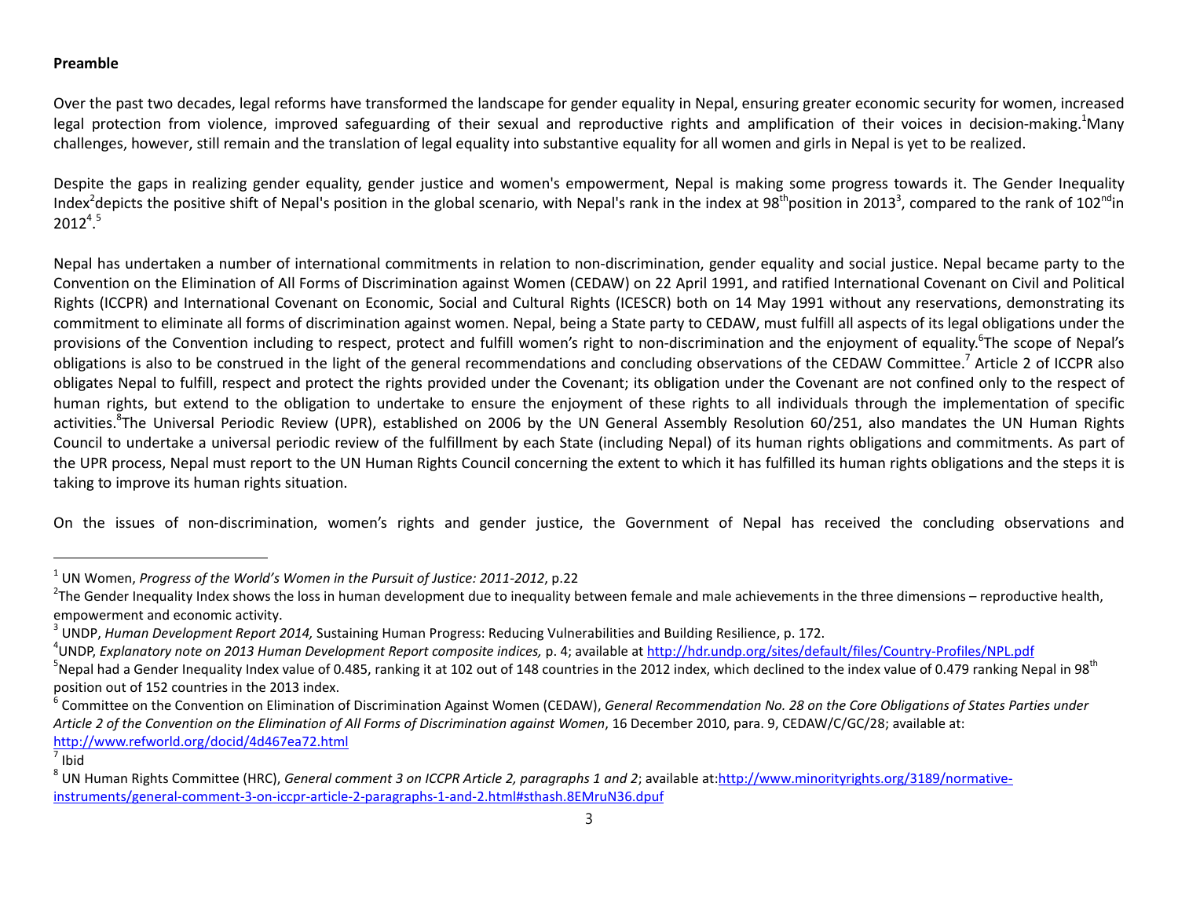**Preamble**

Over the past two decades, legal reforms have transformed the landscape for gender equality in Nepal, ensuring greater economic security for women, increased legal protection from violence, improved safeguarding of their sexual and reproductive rights and amplification of their voices in decision-making.[1] Many challenges, however, still remain and the translation of legal equality into substantive equality for all women and girls in Nepal is yet to be realized.

Despite the gaps in realizing gender equality, gender justice and women's empowerment, Nepal is making some progress towards it. The Gender Inequality Index[2] depicts the positive shift of Nepal's position in the global scenario, with Nepal's rank in the index at 98th position in 2013[3], compared to the rank of 102nd in 2012[4].[5]

Nepal has undertaken a number of international commitments in relation to non-discrimination, gender equality and social justice. Nepal became party to the Convention on the Elimination of All Forms of Discrimination against Women (CEDAW) on 22 April 1991, and ratified International Covenant on Civil and Political Rights (ICCPR) and International Covenant on Economic, Social and Cultural Rights (ICESCR) both on 14 May 1991 without any reservations, demonstrating its commitment to eliminate all forms of discrimination against women. Nepal, being a State party to CEDAW, must fulfill all aspects of its legal obligations under the provisions of the Convention including to respect, protect and fulfill women's right to non-discrimination and the enjoyment of equality.[6] The scope of Nepal's obligations is also to be construed in the light of the general recommendations and concluding observations of the CEDAW Committee.[7] Article 2 of ICCPR also obligates Nepal to fulfill, respect and protect the rights provided under the Covenant; its obligation under the Covenant are not confined only to the respect of human rights, but extend to the obligation to undertake to ensure the enjoyment of these rights to all individuals through the implementation of specific activities.[8] The Universal Periodic Review (UPR), established on 2006 by the UN General Assembly Resolution 60/251, also mandates the UN Human Rights Council to undertake a universal periodic review of the fulfillment by each State (including Nepal) of its human rights obligations and commitments. As part of the UPR process, Nepal must report to the UN Human Rights Council concerning the extent to which it has fulfilled its human rights obligations and the steps it is taking to improve its human rights situation.

On the issues of non-discrimination, women's rights and gender justice, the Government of Nepal has received the concluding observations and

---

[1] UN Women, *Progress of the World's Women in the Pursuit of Justice: 2011-2012*, p.22

[2] The Gender Inequality Index shows the loss in human development due to inequality between female and male achievements in the three dimensions – reproductive health, empowerment and economic activity.

[3] UNDP, *Human Development Report 2014,* Sustaining Human Progress: Reducing Vulnerabilities and Building Resilience, p. 172.

[4] UNDP, *Explanatory note on 2013 Human Development Report composite indices,* p. 4; available at http://hdr.undp.org/sites/default/files/Country-Profiles/NPL.pdf

[5] Nepal had a Gender Inequality Index value of 0.485, ranking it at 102 out of 148 countries in the 2012 index, which declined to the index value of 0.479 ranking Nepal in 98th position out of 152 countries in the 2013 index.

[6] Committee on the Convention on Elimination of Discrimination Against Women (CEDAW), *General Recommendation No. 28 on the Core Obligations of States Parties under Article 2 of the Convention on the Elimination of All Forms of Discrimination against Women*, 16 December 2010, para. 9, CEDAW/C/GC/28; available at: http://www.refworld.org/docid/4d467ea72.html

[7] Ibid

[8] UN Human Rights Committee (HRC), *General comment 3 on ICCPR Article 2, paragraphs 1 and 2*; available at: http://www.minorityrights.org/3189/normative-instruments/general-comment-3-on-iccpr-article-2-paragraphs-1-and-2.html#sthash.8EMruN36.dpuf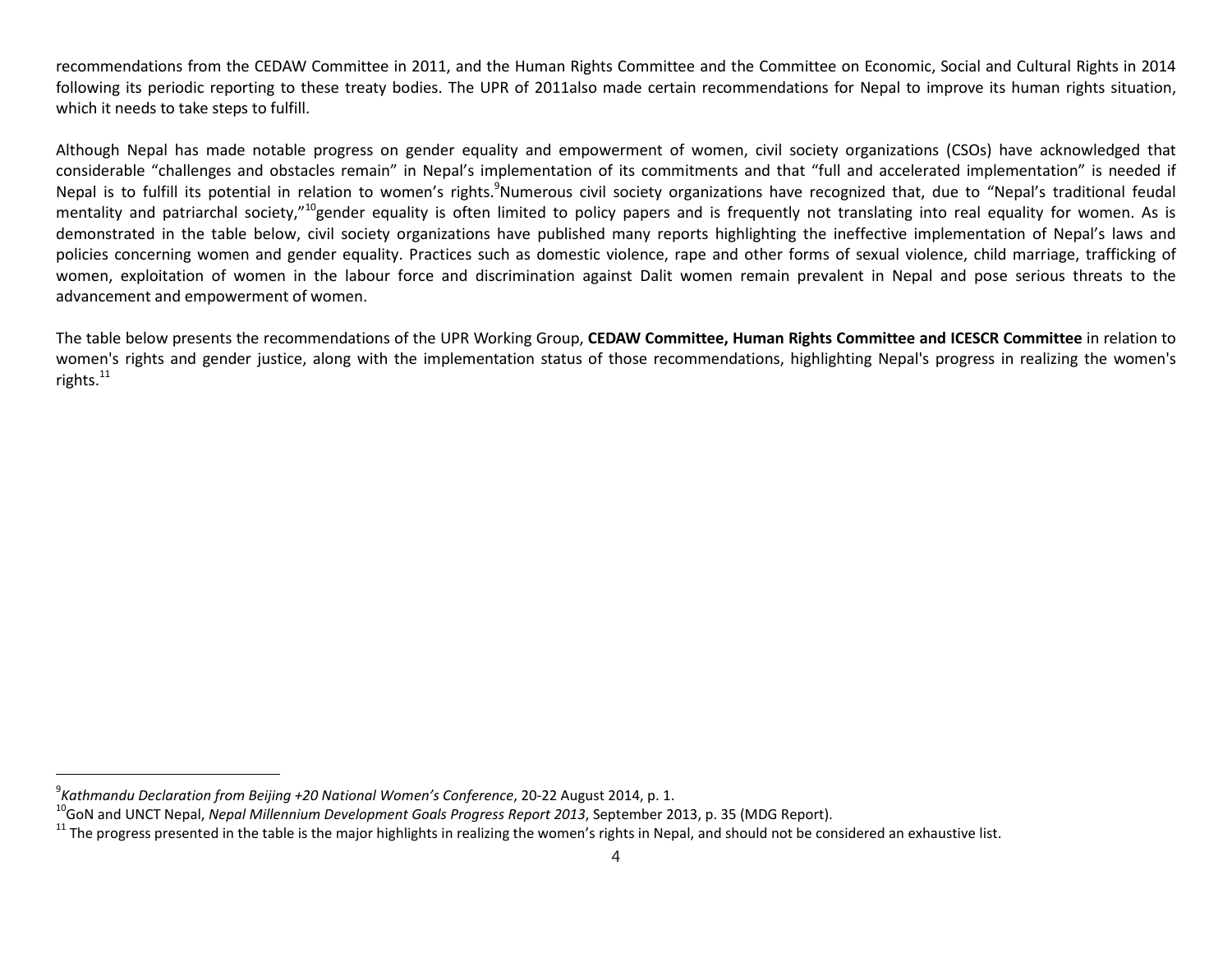recommendations from the CEDAW Committee in 2011, and the Human Rights Committee and the Committee on Economic, Social and Cultural Rights in 2014 following its periodic reporting to these treaty bodies. The UPR of 2011also made certain recommendations for Nepal to improve its human rights situation, which it needs to take steps to fulfill.

Although Nepal has made notable progress on gender equality and empowerment of women, civil society organizations (CSOs) have acknowledged that considerable "challenges and obstacles remain" in Nepal's implementation of its commitments and that "full and accelerated implementation" is needed if Nepal is to fulfill its potential in relation to women's rights.[9]Numerous civil society organizations have recognized that, due to "Nepal's traditional feudal mentality and patriarchal society,"[10]gender equality is often limited to policy papers and is frequently not translating into real equality for women. As is demonstrated in the table below, civil society organizations have published many reports highlighting the ineffective implementation of Nepal's laws and policies concerning women and gender equality. Practices such as domestic violence, rape and other forms of sexual violence, child marriage, trafficking of women, exploitation of women in the labour force and discrimination against Dalit women remain prevalent in Nepal and pose serious threats to the advancement and empowerment of women.

The table below presents the recommendations of the UPR Working Group, **CEDAW Committee, Human Rights Committee and ICESCR Committee** in relation to women's rights and gender justice, along with the implementation status of those recommendations, highlighting Nepal's progress in realizing the women's rights.[11]

[9] *Kathmandu Declaration from Beijing +20 National Women's Conference*, 20-22 August 2014, p. 1.

[10] GoN and UNCT Nepal, *Nepal Millennium Development Goals Progress Report 2013*, September 2013, p. 35 (MDG Report).

[11] The progress presented in the table is the major highlights in realizing the women's rights in Nepal, and should not be considered an exhaustive list.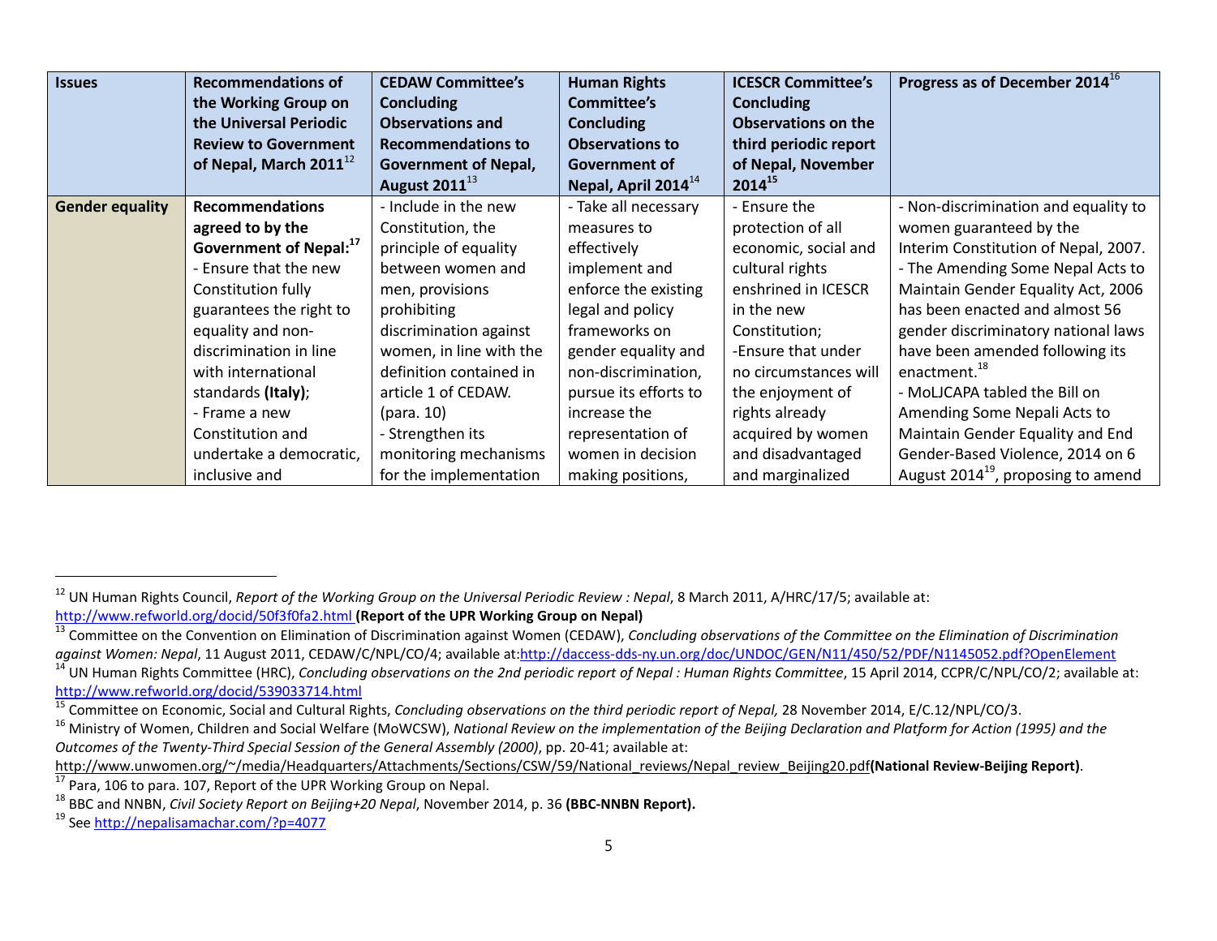| Issues | Recommendations of the Working Group on the Universal Periodic Review to Government of Nepal, March 2011[12] | CEDAW Committee's Concluding Observations and Recommendations to Government of Nepal, August 2011[13] | Human Rights Committee's Concluding Observations to Government of Nepal, April 2014[14] | ICESCR Committee's Concluding Observations on the third periodic report of Nepal, November 2014[15] | Progress as of December 2014[16] |
|---|---|---|---|---|---|
| **Gender equality** | **Recommendations agreed to by the Government of Nepal:[17]**<br>- Ensure that the new Constitution fully guarantees the right to equality and non-discrimination in line with international standards **(Italy)**;<br>- Frame a new Constitution and undertake a democratic, inclusive and | - Include in the new Constitution, the principle of equality between women and men, provisions prohibiting discrimination against women, in line with the definition contained in article 1 of CEDAW. (para. 10)<br>- Strengthen its monitoring mechanisms for the implementation | - Take all necessary measures to effectively implement and enforce the existing legal and policy frameworks on gender equality and non-discrimination, pursue its efforts to increase the representation of women in decision making positions, | - Ensure the protection of all economic, social and cultural rights enshrined in ICESCR in the new Constitution;<br>-Ensure that under no circumstances will the enjoyment of rights already acquired by women and disadvantaged and marginalized | - Non-discrimination and equality to women guaranteed by the Interim Constitution of Nepal, 2007.<br>- The Amending Some Nepal Acts to Maintain Gender Equality Act, 2006 has been enacted and almost 56 gender discriminatory national laws have been amended following its enactment.[18]<br>- MoLJCAPA tabled the Bill on Amending Some Nepali Acts to Maintain Gender Equality and End Gender-Based Violence, 2014 on 6 August 2014[19], proposing to amend |

[12] UN Human Rights Council, *Report of the Working Group on the Universal Periodic Review : Nepal*, 8 March 2011, A/HRC/17/5; available at: http://www.refworld.org/docid/50f3f0fa2.html **(Report of the UPR Working Group on Nepal)**

[13] Committee on the Convention on Elimination of Discrimination against Women (CEDAW), *Concluding observations of the Committee on the Elimination of Discrimination against Women: Nepal*, 11 August 2011, CEDAW/C/NPL/CO/4; available at:http://daccess-dds-ny.un.org/doc/UNDOC/GEN/N11/450/52/PDF/N1145052.pdf?OpenElement

[14] UN Human Rights Committee (HRC), *Concluding observations on the 2nd periodic report of Nepal : Human Rights Committee*, 15 April 2014, CCPR/C/NPL/CO/2; available at: http://www.refworld.org/docid/539033714.html

[15] Committee on Economic, Social and Cultural Rights, *Concluding observations on the third periodic report of Nepal,* 28 November 2014, E/C.12/NPL/CO/3.

[16] Ministry of Women, Children and Social Welfare (MoWCSW), *National Review on the implementation of the Beijing Declaration and Platform for Action (1995) and the Outcomes of the Twenty-Third Special Session of the General Assembly (2000)*, pp. 20-41; available at: http://www.unwomen.org/~/media/Headquarters/Attachments/Sections/CSW/59/National_reviews/Nepal_review_Beijing20.pdf**(National Review-Beijing Report)**.

[17] Para, 106 to para. 107, Report of the UPR Working Group on Nepal.

[18] BBC and NNBN, *Civil Society Report on Beijing+20 Nepal*, November 2014, p. 36 **(BBC-NNBN Report).**

[19] See http://nepalisamachar.com/?p=4077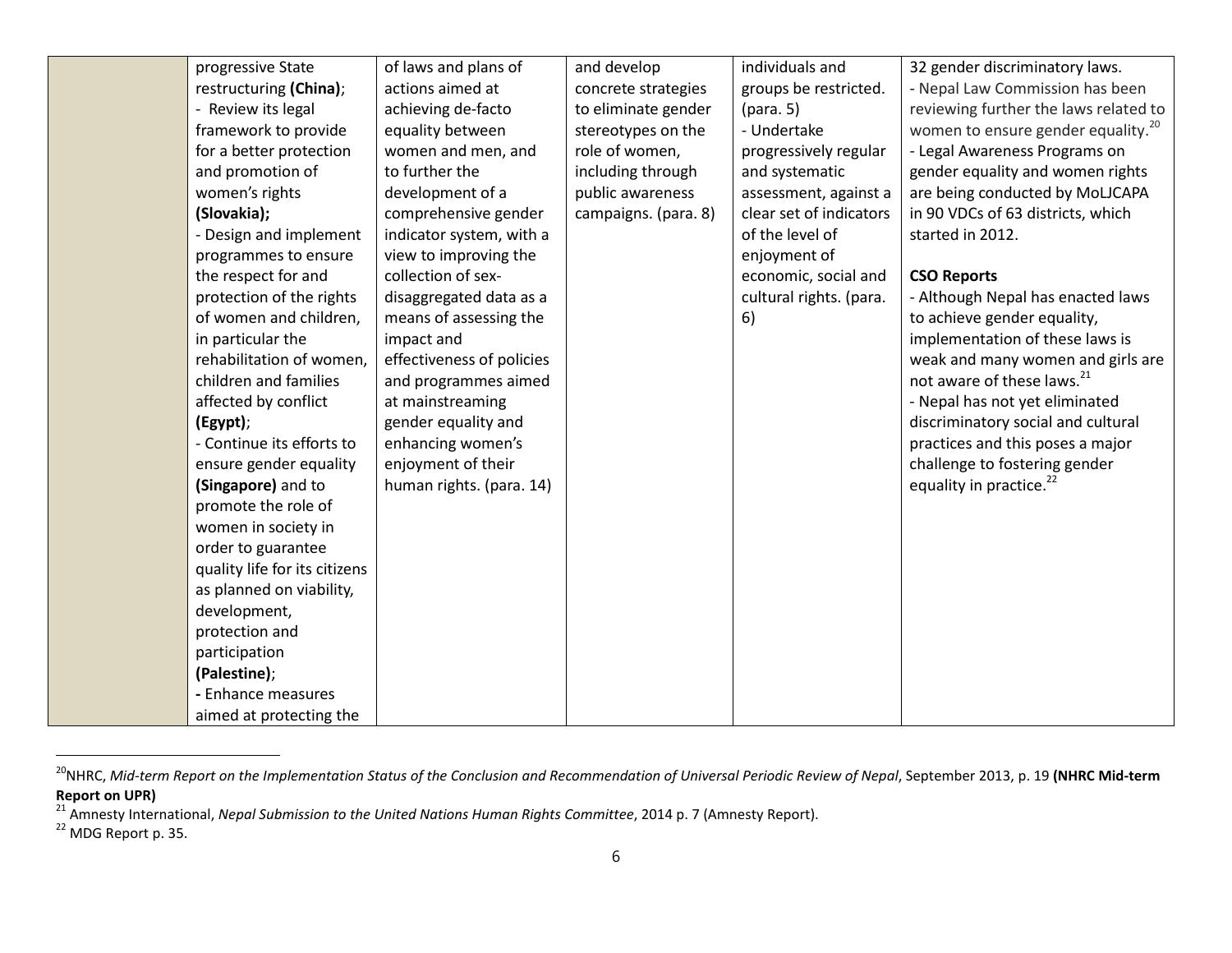| | | | | | |
|---|---|---|---|---|---|
| | progressive State restructuring **(China)**;<br>- Review its legal framework to provide for a better protection and promotion of women's rights **(Slovakia);**<br>- Design and implement programmes to ensure the respect for and protection of the rights of women and children, in particular the rehabilitation of women, children and families affected by conflict **(Egypt)**;<br>- Continue its efforts to ensure gender equality **(Singapore)** and to promote the role of women in society in order to guarantee quality life for its citizens as planned on viability, development, protection and participation **(Palestine)**;<br>**-** Enhance measures aimed at protecting the | of laws and plans of actions aimed at achieving de-facto equality between women and men, and to further the development of a comprehensive gender indicator system, with a view to improving the collection of sex-disaggregated data as a means of assessing the impact and effectiveness of policies and programmes aimed at mainstreaming gender equality and enhancing women's enjoyment of their human rights. (para. 14) | and develop concrete strategies to eliminate gender stereotypes on the role of women, including through public awareness campaigns. (para. 8) | individuals and groups be restricted. (para. 5)<br>- Undertake progressively regular and systematic assessment, against a clear set of indicators of the level of enjoyment of economic, social and cultural rights. (para. 6) | 32 gender discriminatory laws.<br>- Nepal Law Commission has been reviewing further the laws related to women to ensure gender equality.[20]<br>- Legal Awareness Programs on gender equality and women rights are being conducted by MoLJCAPA in 90 VDCs of 63 districts, which started in 2012.<br><br>**CSO Reports**<br>- Although Nepal has enacted laws to achieve gender equality, implementation of these laws is weak and many women and girls are not aware of these laws.[21]<br>- Nepal has not yet eliminated discriminatory social and cultural practices and this poses a major challenge to fostering gender equality in practice.[22] |

[20]NHRC, *Mid-term Report on the Implementation Status of the Conclusion and Recommendation of Universal Periodic Review of Nepal*, September 2013, p. 19 **(NHRC Mid-term Report on UPR)**

[21] Amnesty International, *Nepal Submission to the United Nations Human Rights Committee*, 2014 p. 7 (Amnesty Report).

[22] MDG Report p. 35.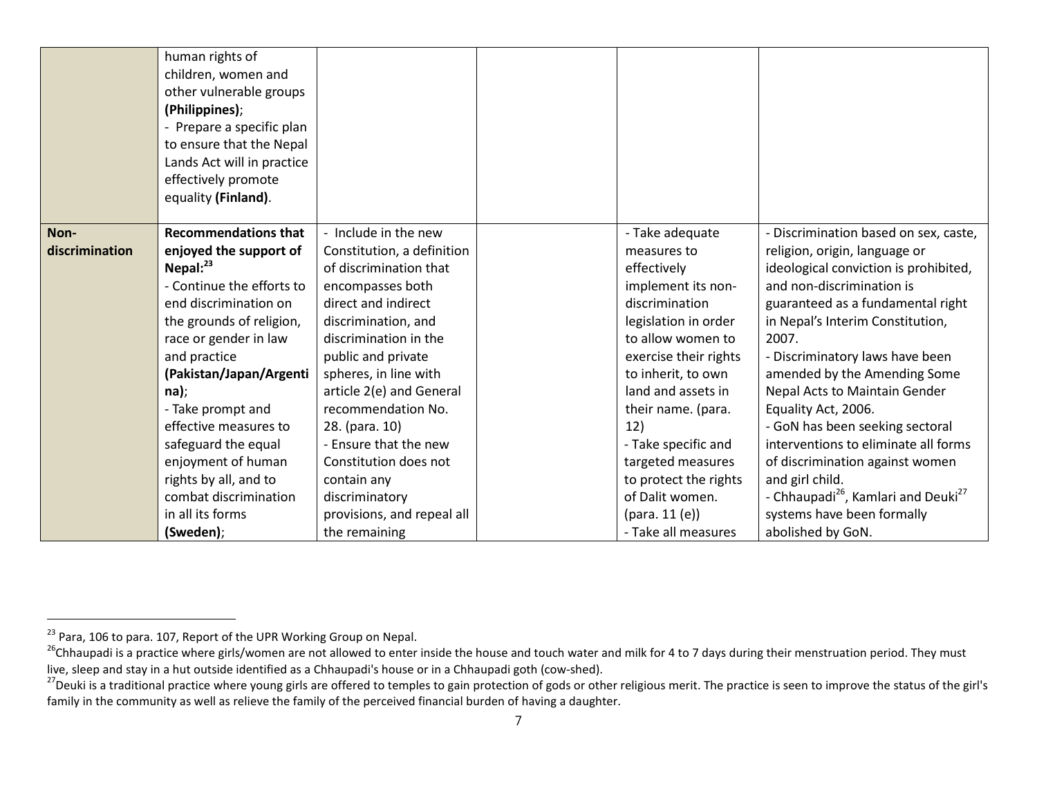| | | | | | |
|---|---|---|---|---|---|
| | human rights of children, women and other vulnerable groups **(Philippines)**;<br>- Prepare a specific plan to ensure that the Nepal Lands Act will in practice effectively promote equality **(Finland)**. | | | | |
| **Non-discrimination** | **Recommendations that enjoyed the support of Nepal:[23]**<br>- Continue the efforts to end discrimination on the grounds of religion, race or gender in law and practice **(Pakistan/Japan/Argentina)**;<br>- Take prompt and effective measures to safeguard the equal enjoyment of human rights by all, and to combat discrimination in all its forms **(Sweden)**; | - Include in the new Constitution, a definition of discrimination that encompasses both direct and indirect discrimination, and discrimination in the public and private spheres, in line with article 2(e) and General recommendation No. 28. (para. 10)<br>- Ensure that the new Constitution does not contain any discriminatory provisions, and repeal all the remaining | | - Take adequate measures to effectively implement its non-discrimination legislation in order to allow women to exercise their rights to inherit, to own land and assets in their name. (para. 12)<br>- Take specific and targeted measures to protect the rights of Dalit women. (para. 11 (e))<br>- Take all measures | - Discrimination based on sex, caste, religion, origin, language or ideological conviction is prohibited, and non-discrimination is guaranteed as a fundamental right in Nepal's Interim Constitution, 2007.<br>- Discriminatory laws have been amended by the Amending Some Nepal Acts to Maintain Gender Equality Act, 2006.<br>- GoN has been seeking sectoral interventions to eliminate all forms of discrimination against women and girl child.<br>- Chhaupadi[26], Kamlari and Deuki[27] systems have been formally abolished by GoN. |

[23] Para, 106 to para. 107, Report of the UPR Working Group on Nepal.

[26]Chhaupadi is a practice where girls/women are not allowed to enter inside the house and touch water and milk for 4 to 7 days during their menstruation period. They must live, sleep and stay in a hut outside identified as a Chhaupadi's house or in a Chhaupadi goth (cow-shed).

[27]Deuki is a traditional practice where young girls are offered to temples to gain protection of gods or other religious merit. The practice is seen to improve the status of the girl's family in the community as well as relieve the family of the perceived financial burden of having a daughter.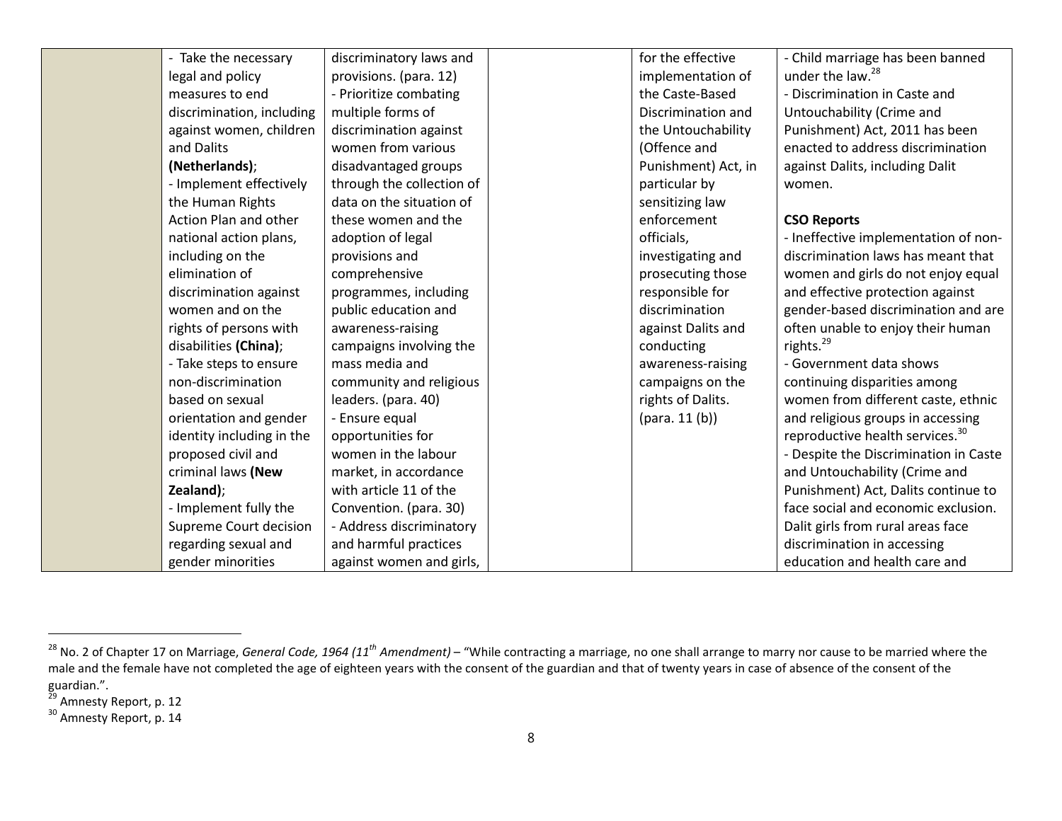| | | | | | |
|---|---|---|---|---|---|
| | - Take the necessary legal and policy measures to end discrimination, including against women, children and Dalits **(Netherlands)**;<br>- Implement effectively the Human Rights Action Plan and other national action plans, including on the elimination of discrimination against women and on the rights of persons with disabilities **(China)**;<br>- Take steps to ensure non-discrimination based on sexual orientation and gender identity including in the proposed civil and criminal laws **(New Zealand)**;<br>- Implement fully the Supreme Court decision regarding sexual and gender minorities | discriminatory laws and provisions. (para. 12)<br>- Prioritize combating multiple forms of discrimination against women from various disadvantaged groups through the collection of data on the situation of these women and the adoption of legal provisions and comprehensive programmes, including public education and awareness-raising campaigns involving the mass media and community and religious leaders. (para. 40)<br>- Ensure equal opportunities for women in the labour market, in accordance with article 11 of the Convention. (para. 30)<br>- Address discriminatory and harmful practices against women and girls, | | for the effective implementation of the Caste-Based Discrimination and the Untouchability (Offence and Punishment) Act, in particular by sensitizing law enforcement officials, investigating and prosecuting those responsible for discrimination against Dalits and conducting awareness-raising campaigns on the rights of Dalits. (para. 11 (b)) | - Child marriage has been banned under the law.[28]<br>- Discrimination in Caste and Untouchability (Crime and Punishment) Act, 2011 has been enacted to address discrimination against Dalits, including Dalit women.<br><br>**CSO Reports**<br>- Ineffective implementation of non-discrimination laws has meant that women and girls do not enjoy equal and effective protection against gender-based discrimination and are often unable to enjoy their human rights.[29]<br>- Government data shows continuing disparities among women from different caste, ethnic and religious groups in accessing reproductive health services.[30]<br>- Despite the Discrimination in Caste and Untouchability (Crime and Punishment) Act, Dalits continue to face social and economic exclusion. Dalit girls from rural areas face discrimination in accessing education and health care and |

[28] No. 2 of Chapter 17 on Marriage, *General Code, 1964 (11th Amendment)* – "While contracting a marriage, no one shall arrange to marry nor cause to be married where the male and the female have not completed the age of eighteen years with the consent of the guardian and that of twenty years in case of absence of the consent of the guardian.".

[29] Amnesty Report, p. 12

[30] Amnesty Report, p. 14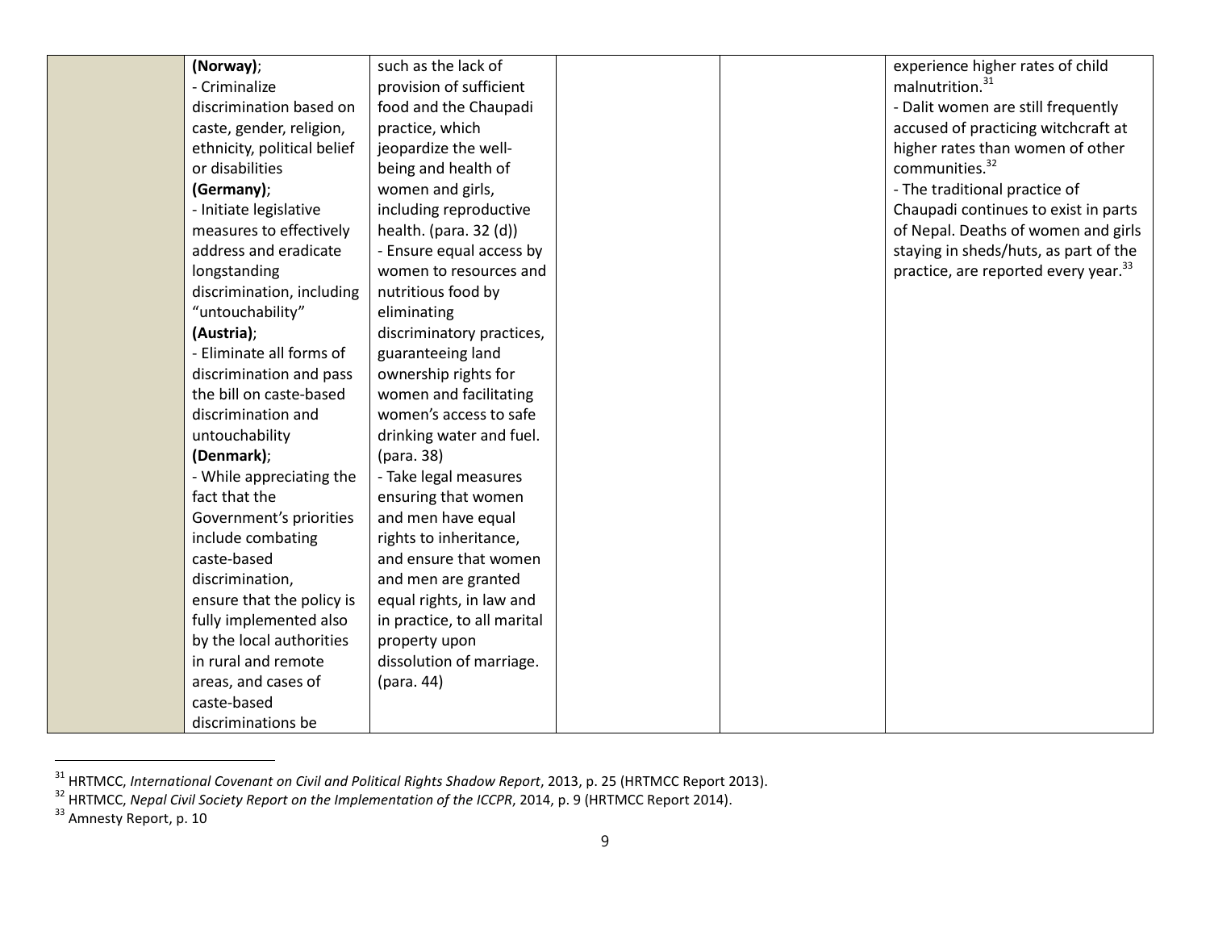| | | | | | |
|---|---|---|---|---|---|
| | **(Norway)**; - Criminalize discrimination based on caste, gender, religion, ethnicity, political belief or disabilities **(Germany)**; - Initiate legislative measures to effectively address and eradicate longstanding discrimination, including "untouchability" **(Austria)**; - Eliminate all forms of discrimination and pass the bill on caste-based discrimination and untouchability **(Denmark)**; - While appreciating the fact that the Government's priorities include combating caste-based discrimination, ensure that the policy is fully implemented also by the local authorities in rural and remote areas, and cases of caste-based discriminations be | such as the lack of provision of sufficient food and the Chaupadi practice, which jeopardize the well-being and health of women and girls, including reproductive health. (para. 32 (d)) - Ensure equal access by women to resources and nutritious food by eliminating discriminatory practices, guaranteeing land ownership rights for women and facilitating women's access to safe drinking water and fuel. (para. 38) - Take legal measures ensuring that women and men have equal rights to inheritance, and ensure that women and men are granted equal rights, in law and in practice, to all marital property upon dissolution of marriage. (para. 44) | | | experience higher rates of child malnutrition.[31] - Dalit women are still frequently accused of practicing witchcraft at higher rates than women of other communities.[32] - The traditional practice of Chaupadi continues to exist in parts of Nepal. Deaths of women and girls staying in sheds/huts, as part of the practice, are reported every year.[33] |

[31] HRTMCC, *International Covenant on Civil and Political Rights Shadow Report*, 2013, p. 25 (HRTMCC Report 2013).

[32] HRTMCC, *Nepal Civil Society Report on the Implementation of the ICCPR*, 2014, p. 9 (HRTMCC Report 2014).

[33] Amnesty Report, p. 10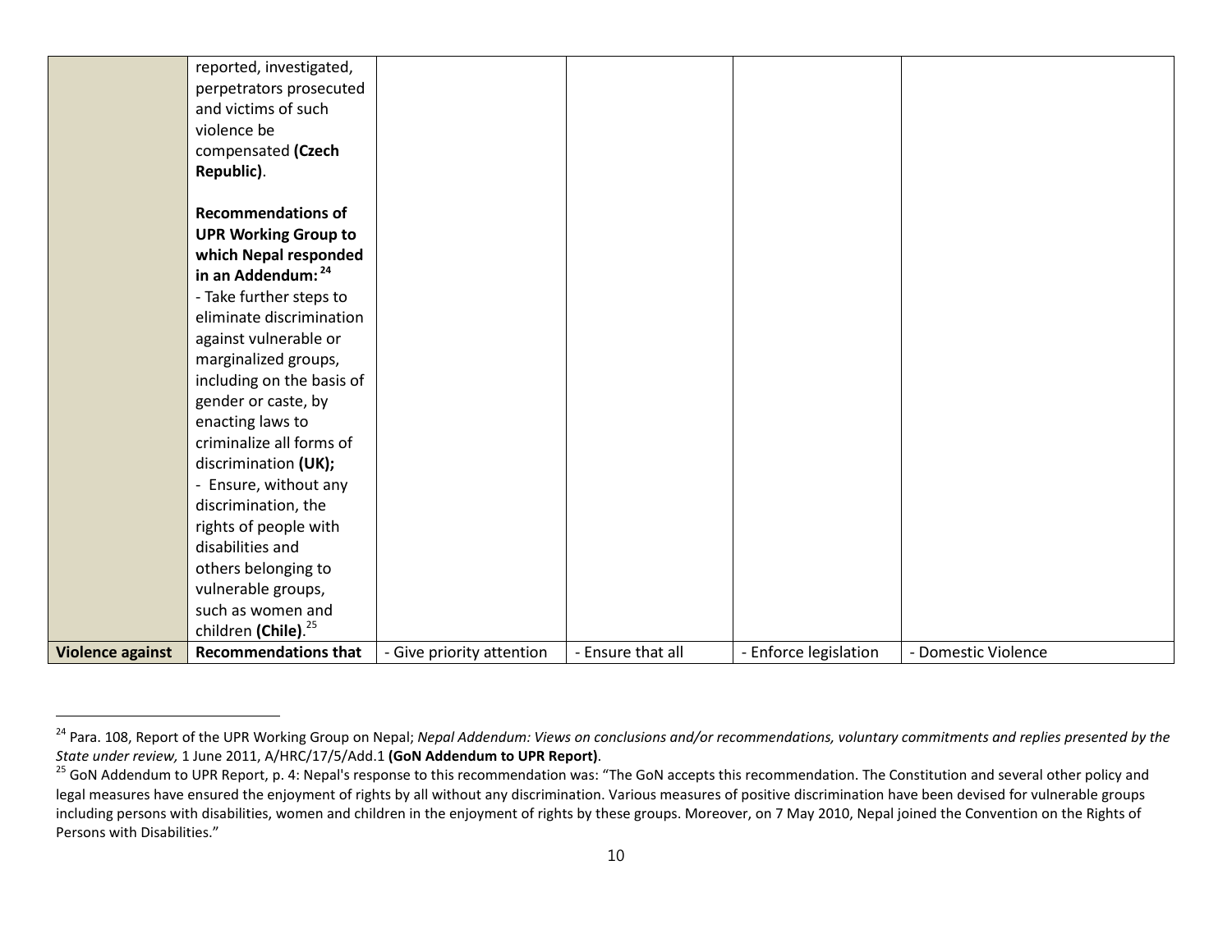| | | | | | |
|---|---|---|---|---|---|
| | reported, investigated, perpetrators prosecuted and victims of such violence be compensated **(Czech Republic)**.<br><br>**Recommendations of UPR Working Group to which Nepal responded in an Addendum:** [24]<br>- Take further steps to eliminate discrimination against vulnerable or marginalized groups, including on the basis of gender or caste, by enacting laws to criminalize all forms of discrimination **(UK);**<br>- Ensure, without any discrimination, the rights of people with disabilities and others belonging to vulnerable groups, such as women and children **(Chile)**.[25] | | | | |
| **Violence against** | **Recommendations that** | - Give priority attention | - Ensure that all | - Enforce legislation | - Domestic Violence |

[24] Para. 108, Report of the UPR Working Group on Nepal; *Nepal Addendum: Views on conclusions and/or recommendations, voluntary commitments and replies presented by the State under review,* 1 June 2011, A/HRC/17/5/Add.1 **(GoN Addendum to UPR Report)**.

[25] GoN Addendum to UPR Report, p. 4: Nepal's response to this recommendation was: "The GoN accepts this recommendation. The Constitution and several other policy and legal measures have ensured the enjoyment of rights by all without any discrimination. Various measures of positive discrimination have been devised for vulnerable groups including persons with disabilities, women and children in the enjoyment of rights by these groups. Moreover, on 7 May 2010, Nepal joined the Convention on the Rights of Persons with Disabilities."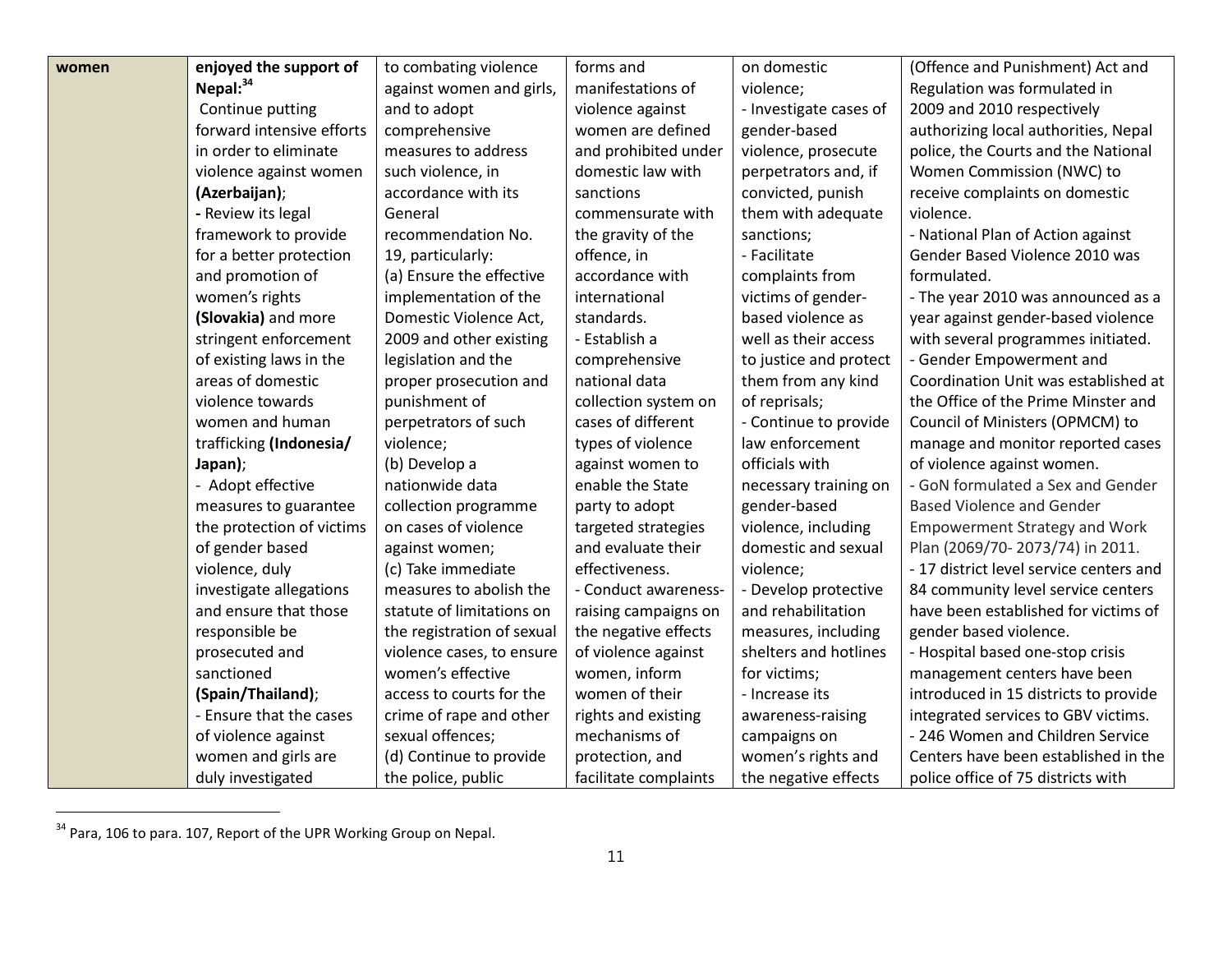| women | **enjoyed the support of Nepal:**[34] Continue putting forward intensive efforts in order to eliminate violence against women **(Azerbaijan)**; - Review its legal framework to provide for a better protection and promotion of women's rights **(Slovakia)** and more stringent enforcement of existing laws in the areas of domestic violence towards women and human trafficking **(Indonesia/ Japan)**; - Adopt effective measures to guarantee the protection of victims of gender based violence, duly investigate allegations and ensure that those responsible be prosecuted and sanctioned **(Spain/Thailand)**; - Ensure that the cases of violence against women and girls are duly investigated | to combating violence against women and girls, and to adopt comprehensive measures to address such violence, in accordance with its General recommendation No. 19, particularly: (a) Ensure the effective implementation of the Domestic Violence Act, 2009 and other existing legislation and the proper prosecution and punishment of perpetrators of such violence; (b) Develop a nationwide data collection programme on cases of violence against women; (c) Take immediate measures to abolish the statute of limitations on the registration of sexual violence cases, to ensure women's effective access to courts for the crime of rape and other sexual offences; (d) Continue to provide the police, public | forms and manifestations of violence against women are defined and prohibited under domestic law with sanctions commensurate with the gravity of the offence, in accordance with international standards. - Establish a comprehensive national data collection system on cases of different types of violence against women to enable the State party to adopt targeted strategies and evaluate their effectiveness. - Conduct awareness-raising campaigns on the negative effects of violence against women, inform women of their rights and existing mechanisms of protection, and facilitate complaints | on domestic violence; - Investigate cases of gender-based violence, prosecute perpetrators and, if convicted, punish them with adequate sanctions; - Facilitate complaints from victims of gender-based violence as well as their access to justice and protect them from any kind of reprisals; - Continue to provide law enforcement officials with necessary training on gender-based violence, including domestic and sexual violence; - Develop protective and rehabilitation measures, including shelters and hotlines for victims; - Increase its awareness-raising campaigns on women's rights and the negative effects | (Offence and Punishment) Act and Regulation was formulated in 2009 and 2010 respectively authorizing local authorities, Nepal police, the Courts and the National Women Commission (NWC) to receive complaints on domestic violence. - National Plan of Action against Gender Based Violence 2010 was formulated. - The year 2010 was announced as a year against gender-based violence with several programmes initiated. - Gender Empowerment and Coordination Unit was established at the Office of the Prime Minster and Council of Ministers (OPMCM) to manage and monitor reported cases of violence against women. - GoN formulated a Sex and Gender Based Violence and Gender Empowerment Strategy and Work Plan (2069/70- 2073/74) in 2011. - 17 district level service centers and 84 community level service centers have been established for victims of gender based violence. - Hospital based one-stop crisis management centers have been introduced in 15 districts to provide integrated services to GBV victims. - 246 Women and Children Service Centers have been established in the police office of 75 districts with |
|---|---|---|---|---|---|

[34] Para, 106 to para. 107, Report of the UPR Working Group on Nepal.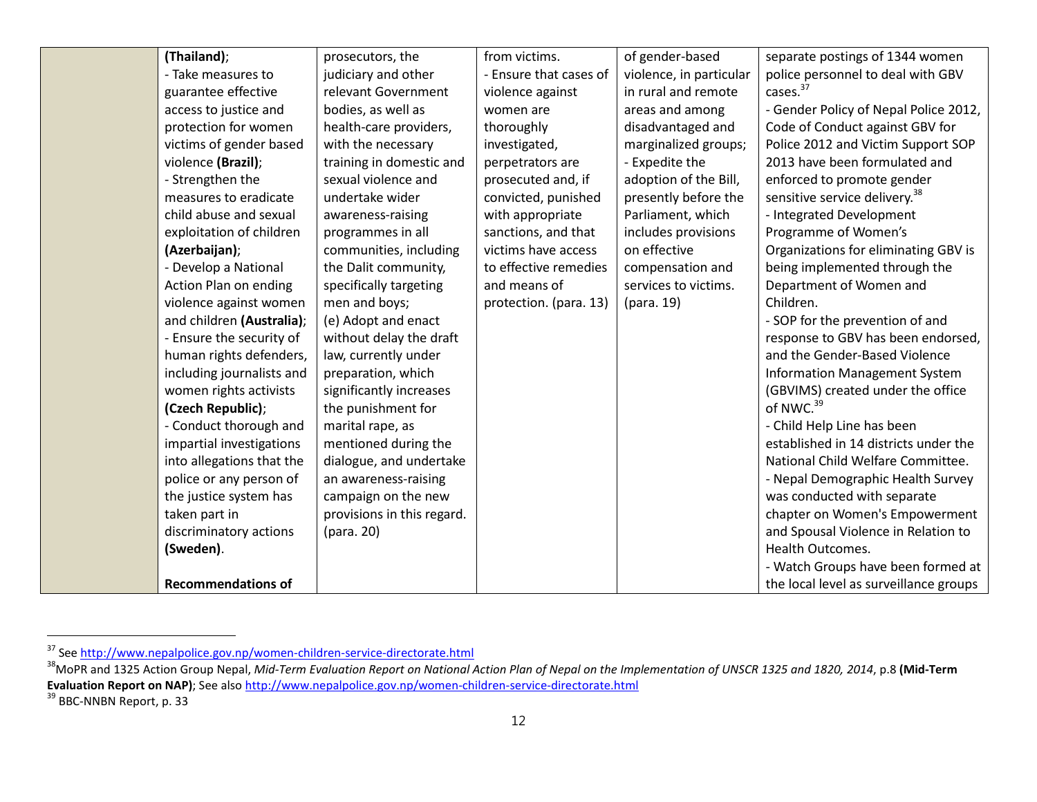| | | | | | |
|---|---|---|---|---|---|
| | **(Thailand)**;<br>- Take measures to guarantee effective access to justice and protection for women victims of gender based violence **(Brazil)**;<br>- Strengthen the measures to eradicate child abuse and sexual exploitation of children **(Azerbaijan)**;<br>- Develop a National Action Plan on ending violence against women and children **(Australia)**;<br>- Ensure the security of human rights defenders, including journalists and women rights activists **(Czech Republic)**;<br>- Conduct thorough and impartial investigations into allegations that the police or any person of the justice system has taken part in discriminatory actions **(Sweden)**.<br><br>**Recommendations of** | prosecutors, the judiciary and other relevant Government bodies, as well as health-care providers, with the necessary training in domestic and sexual violence and undertake wider awareness-raising programmes in all communities, including the Dalit community, specifically targeting men and boys;<br>(e) Adopt and enact without delay the draft law, currently under preparation, which significantly increases the punishment for marital rape, as mentioned during the dialogue, and undertake an awareness-raising campaign on the new provisions in this regard. (para. 20) | from victims.<br>- Ensure that cases of violence against women are thoroughly investigated, perpetrators are prosecuted and, if convicted, punished with appropriate sanctions, and that victims have access to effective remedies and means of protection. (para. 13) | of gender-based violence, in particular in rural and remote areas and among disadvantaged and marginalized groups;<br>- Expedite the adoption of the Bill, presently before the Parliament, which includes provisions on effective compensation and services to victims. (para. 19) | separate postings of 1344 women police personnel to deal with GBV cases.[37]<br>- Gender Policy of Nepal Police 2012, Code of Conduct against GBV for Police 2012 and Victim Support SOP 2013 have been formulated and enforced to promote gender sensitive service delivery.[38]<br>- Integrated Development Programme of Women's Organizations for eliminating GBV is being implemented through the Department of Women and Children.<br>- SOP for the prevention of and response to GBV has been endorsed, and the Gender-Based Violence Information Management System (GBVIMS) created under the office of NWC.[39]<br>- Child Help Line has been established in 14 districts under the National Child Welfare Committee.<br>- Nepal Demographic Health Survey was conducted with separate chapter on Women's Empowerment and Spousal Violence in Relation to Health Outcomes.<br>- Watch Groups have been formed at the local level as surveillance groups |

[37] See http://www.nepalpolice.gov.np/women-children-service-directorate.html

[38] MoPR and 1325 Action Group Nepal, *Mid-Term Evaluation Report on National Action Plan of Nepal on the Implementation of UNSCR 1325 and 1820, 2014*, p.8 **(Mid-Term Evaluation Report on NAP)**; See also http://www.nepalpolice.gov.np/women-children-service-directorate.html

[39] BBC-NNBN Report, p. 33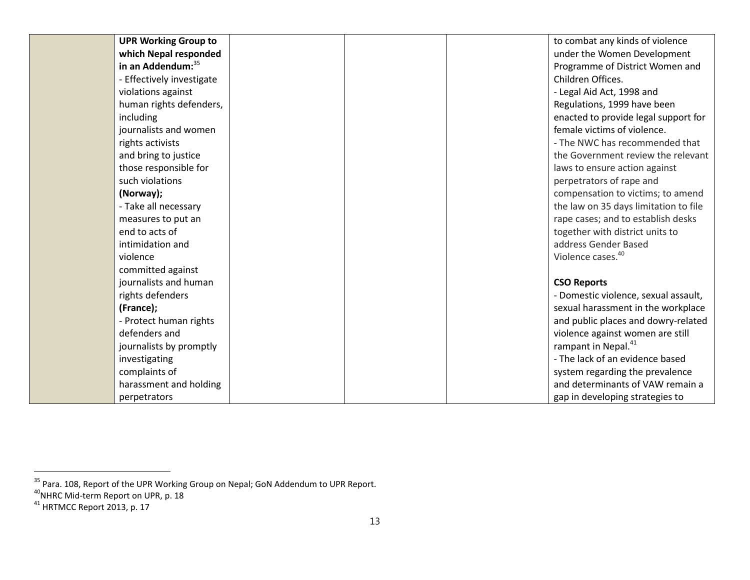| | | | | | |
|---|---|---|---|---|---|
| | **UPR Working Group to which Nepal responded in an Addendum:**[35]<br>- Effectively investigate violations against human rights defenders, including journalists and women rights activists and bring to justice those responsible for such violations **(Norway);**<br>- Take all necessary measures to put an end to acts of intimidation and violence committed against journalists and human rights defenders **(France);**<br>- Protect human rights defenders and journalists by promptly investigating complaints of harassment and holding perpetrators | | | | to combat any kinds of violence under the Women Development Programme of District Women and Children Offices.<br>- Legal Aid Act, 1998 and Regulations, 1999 have been enacted to provide legal support for female victims of violence.<br>- The NWC has recommended that the Government review the relevant laws to ensure action against perpetrators of rape and compensation to victims; to amend the law on 35 days limitation to file rape cases; and to establish desks together with district units to address Gender Based Violence cases.[40]<br><br>**CSO Reports**<br>- Domestic violence, sexual assault, sexual harassment in the workplace and public places and dowry-related violence against women are still rampant in Nepal.[41]<br>- The lack of an evidence based system regarding the prevalence and determinants of VAW remain a gap in developing strategies to |

[35] Para. 108, Report of the UPR Working Group on Nepal; GoN Addendum to UPR Report.

[40] NHRC Mid-term Report on UPR, p. 18

[41] HRTMCC Report 2013, p. 17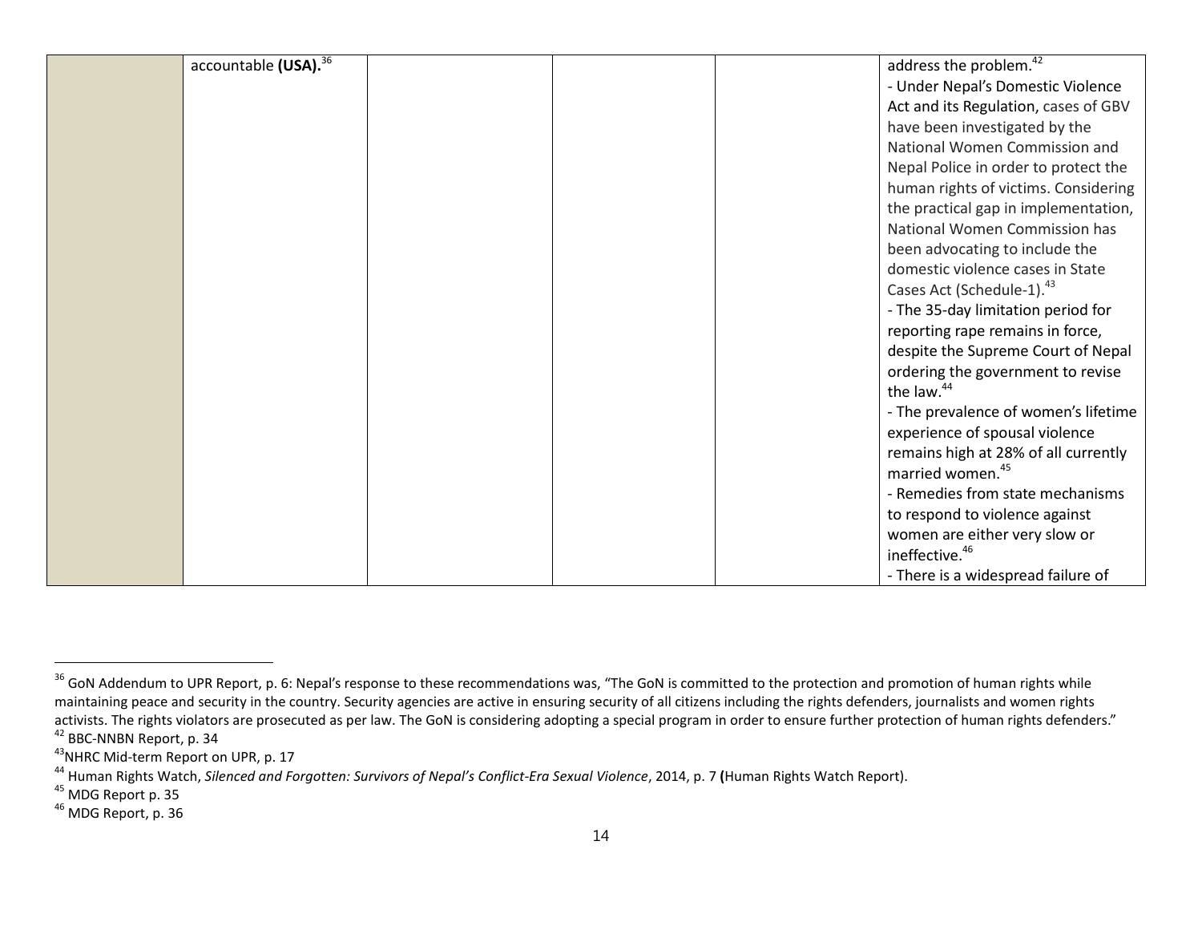| | | | | | |
|---|---|---|---|---|---|
| | accountable **(USA).**[36] | | | | address the problem.[42]<br>- Under Nepal's Domestic Violence Act and its Regulation, cases of GBV have been investigated by the National Women Commission and Nepal Police in order to protect the human rights of victims. Considering the practical gap in implementation, National Women Commission has been advocating to include the domestic violence cases in State Cases Act (Schedule-1).[43]<br>- The 35-day limitation period for reporting rape remains in force, despite the Supreme Court of Nepal ordering the government to revise the law.[44]<br>- The prevalence of women's lifetime experience of spousal violence remains high at 28% of all currently married women.[45]<br>- Remedies from state mechanisms to respond to violence against women are either very slow or ineffective.[46]<br>- There is a widespread failure of |

[36] GoN Addendum to UPR Report, p. 6: Nepal's response to these recommendations was, "The GoN is committed to the protection and promotion of human rights while maintaining peace and security in the country. Security agencies are active in ensuring security of all citizens including the rights defenders, journalists and women rights activists. The rights violators are prosecuted as per law. The GoN is considering adopting a special program in order to ensure further protection of human rights defenders."

[42] BBC-NNBN Report, p. 34

[43] NHRC Mid-term Report on UPR, p. 17

[44] Human Rights Watch, *Silenced and Forgotten: Survivors of Nepal's Conflict-Era Sexual Violence*, 2014, p. 7 **(**Human Rights Watch Report).

[45] MDG Report p. 35

[46] MDG Report, p. 36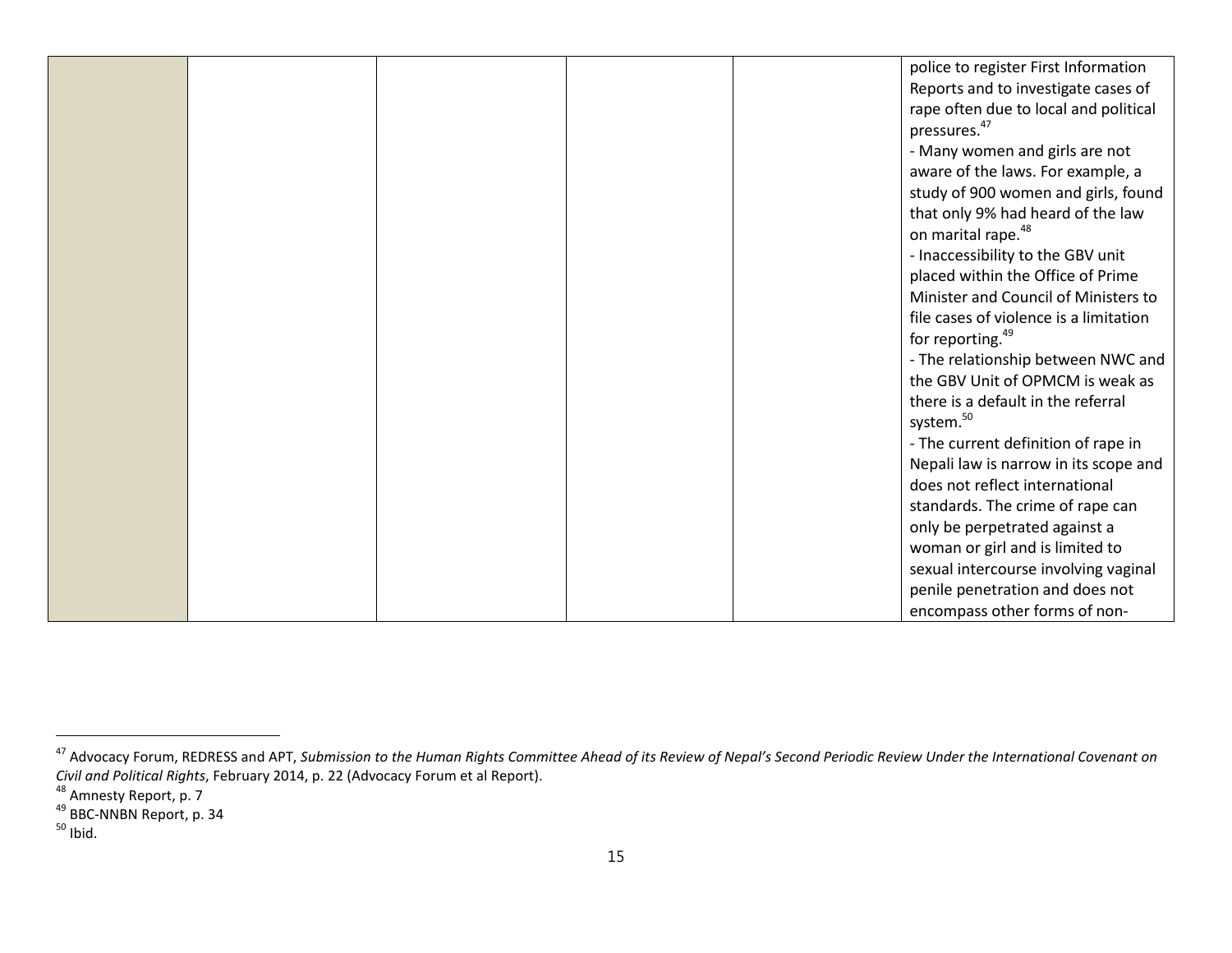| | | | | | |
|---|---|---|---|---|---|
| | | | | | police to register First Information Reports and to investigate cases of rape often due to local and political pressures.[47]<br>- Many women and girls are not aware of the laws. For example, a study of 900 women and girls, found that only 9% had heard of the law on marital rape.[48]<br>- Inaccessibility to the GBV unit placed within the Office of Prime Minister and Council of Ministers to file cases of violence is a limitation for reporting.[49]<br>- The relationship between NWC and the GBV Unit of OPMCM is weak as there is a default in the referral system.[50]<br>- The current definition of rape in Nepali law is narrow in its scope and does not reflect international standards. The crime of rape can only be perpetrated against a woman or girl and is limited to sexual intercourse involving vaginal penile penetration and does not encompass other forms of non- |

[47] Advocacy Forum, REDRESS and APT, *Submission to the Human Rights Committee Ahead of its Review of Nepal's Second Periodic Review Under the International Covenant on Civil and Political Rights*, February 2014, p. 22 (Advocacy Forum et al Report).

[48] Amnesty Report, p. 7

[49] BBC-NNBN Report, p. 34

[50] Ibid.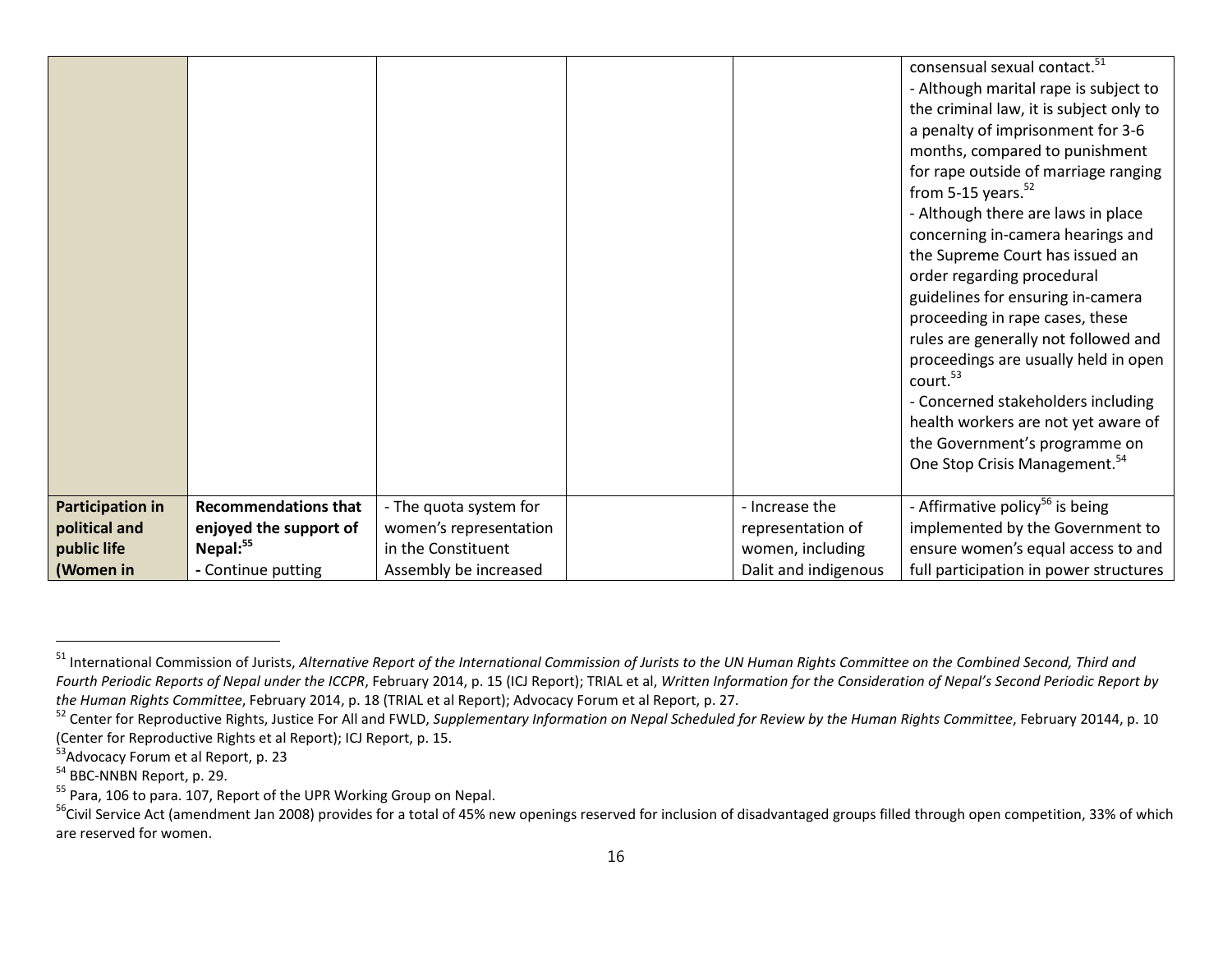| | | | | | |
|---|---|---|---|---|---|
| | | | | | consensual sexual contact.[51]<br>- Although marital rape is subject to the criminal law, it is subject only to a penalty of imprisonment for 3-6 months, compared to punishment for rape outside of marriage ranging from 5-15 years.[52]<br>- Although there are laws in place concerning in-camera hearings and the Supreme Court has issued an order regarding procedural guidelines for ensuring in-camera proceeding in rape cases, these rules are generally not followed and proceedings are usually held in open court.[53]<br>- Concerned stakeholders including health workers are not yet aware of the Government's programme on One Stop Crisis Management.[54] |
| **Participation in political and public life (Women in** | **Recommendations that enjoyed the support of Nepal:[55]**<br>**-** Continue putting | - The quota system for women's representation in the Constituent Assembly be increased | | - Increase the representation of women, including Dalit and indigenous | - Affirmative policy[56] is being implemented by the Government to ensure women's equal access to and full participation in power structures |

[51] International Commission of Jurists, *Alternative Report of the International Commission of Jurists to the UN Human Rights Committee on the Combined Second, Third and Fourth Periodic Reports of Nepal under the ICCPR*, February 2014, p. 15 (ICJ Report); TRIAL et al, *Written Information for the Consideration of Nepal's Second Periodic Report by the Human Rights Committee*, February 2014, p. 18 (TRIAL et al Report); Advocacy Forum et al Report, p. 27.

[52] Center for Reproductive Rights, Justice For All and FWLD, *Supplementary Information on Nepal Scheduled for Review by the Human Rights Committee*, February 20144, p. 10 (Center for Reproductive Rights et al Report); ICJ Report, p. 15.

[53] Advocacy Forum et al Report, p. 23

[54] BBC-NNBN Report, p. 29.

[55] Para, 106 to para. 107, Report of the UPR Working Group on Nepal.

[56] Civil Service Act (amendment Jan 2008) provides for a total of 45% new openings reserved for inclusion of disadvantaged groups filled through open competition, 33% of which are reserved for women.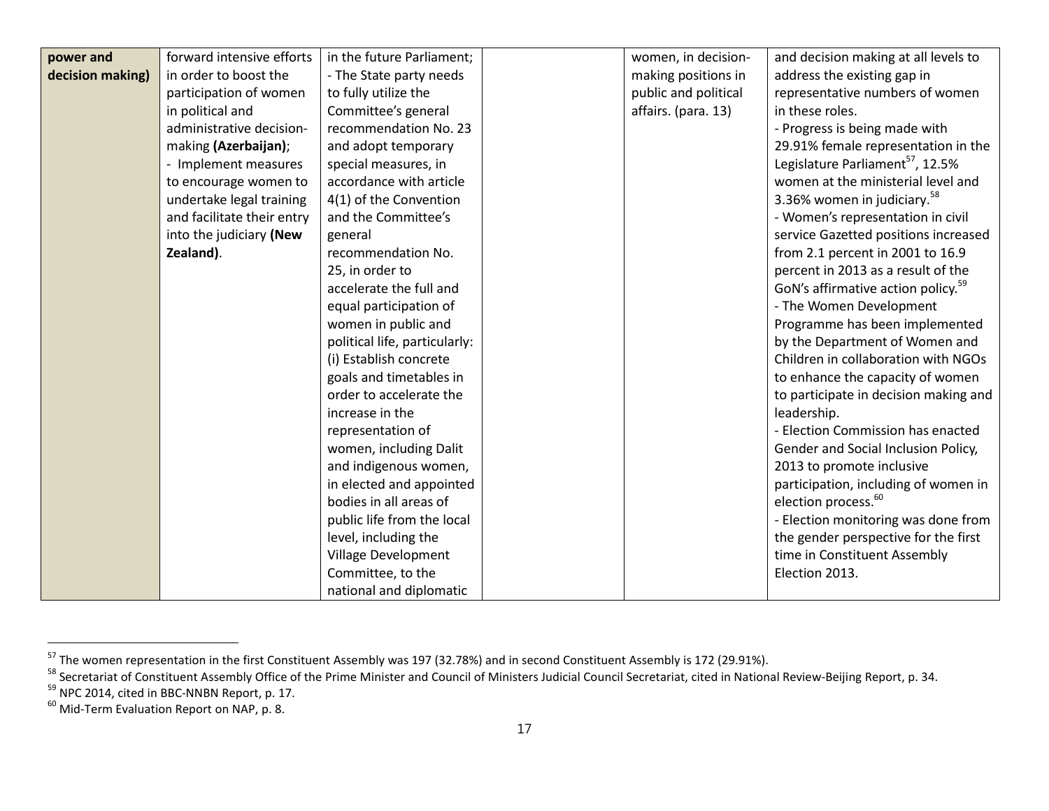| | | | | | |
|---|---|---|---|---|---|
| **power and decision making)** | forward intensive efforts in order to boost the participation of women in political and administrative decision-making **(Azerbaijan)**;<br>- Implement measures to encourage women to undertake legal training and facilitate their entry into the judiciary **(New Zealand)**. | in the future Parliament;<br>- The State party needs to fully utilize the Committee's general recommendation No. 23 and adopt temporary special measures, in accordance with article 4(1) of the Convention and the Committee's general recommendation No. 25, in order to accelerate the full and equal participation of women in public and political life, particularly:<br>(i) Establish concrete goals and timetables in order to accelerate the increase in the representation of women, including Dalit and indigenous women, in elected and appointed bodies in all areas of public life from the local level, including the Village Development Committee, to the national and diplomatic | | women, in decision-making positions in public and political affairs. (para. 13) | and decision making at all levels to address the existing gap in representative numbers of women in these roles.<br>- Progress is being made with 29.91% female representation in the Legislature Parliament[57], 12.5% women at the ministerial level and 3.36% women in judiciary.[58]<br>- Women's representation in civil service Gazetted positions increased from 2.1 percent in 2001 to 16.9 percent in 2013 as a result of the GoN's affirmative action policy.[59]<br>- The Women Development Programme has been implemented by the Department of Women and Children in collaboration with NGOs to enhance the capacity of women to participate in decision making and leadership.<br>- Election Commission has enacted Gender and Social Inclusion Policy, 2013 to promote inclusive participation, including of women in election process.[60]<br>- Election monitoring was done from the gender perspective for the first time in Constituent Assembly Election 2013. |

[57] The women representation in the first Constituent Assembly was 197 (32.78%) and in second Constituent Assembly is 172 (29.91%).

[58] Secretariat of Constituent Assembly Office of the Prime Minister and Council of Ministers Judicial Council Secretariat, cited in National Review-Beijing Report, p. 34.

[59] NPC 2014, cited in BBC-NNBN Report, p. 17.

[60] Mid-Term Evaluation Report on NAP, p. 8.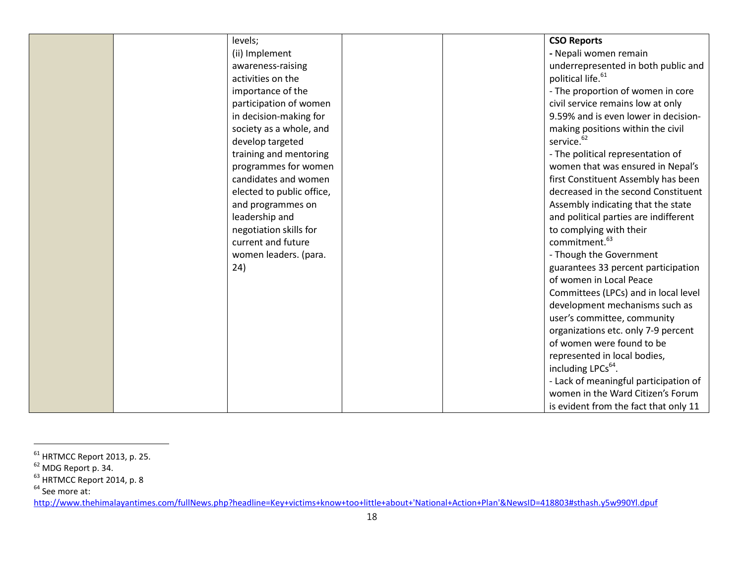| | | | | | |
|---|---|---|---|---|---|
| | | levels;<br>(ii) Implement awareness-raising activities on the importance of the participation of women in decision-making for society as a whole, and develop targeted training and mentoring programmes for women candidates and women elected to public office, and programmes on leadership and negotiation skills for current and future women leaders. (para. 24) | | | **CSO Reports**<br>**-** Nepali women remain underrepresented in both public and political life.[61]<br>- The proportion of women in core civil service remains low at only 9.59% and is even lower in decision-making positions within the civil service.[62]<br>- The political representation of women that was ensured in Nepal's first Constituent Assembly has been decreased in the second Constituent Assembly indicating that the state and political parties are indifferent to complying with their commitment.[63]<br>- Though the Government guarantees 33 percent participation of women in Local Peace Committees (LPCs) and in local level development mechanisms such as user's committee, community organizations etc. only 7-9 percent of women were found to be represented in local bodies, including LPCs[64].<br>- Lack of meaningful participation of women in the Ward Citizen's Forum is evident from the fact that only 11 |

[61] HRTMCC Report 2013, p. 25.

[62] MDG Report p. 34.

[63] HRTMCC Report 2014, p. 8

[64] See more at: http://www.thehimalayantimes.com/fullNews.php?headline=Key+victims+know+too+little+about+'National+Action+Plan'&NewsID=418803#sthash.y5w990Yl.dpuf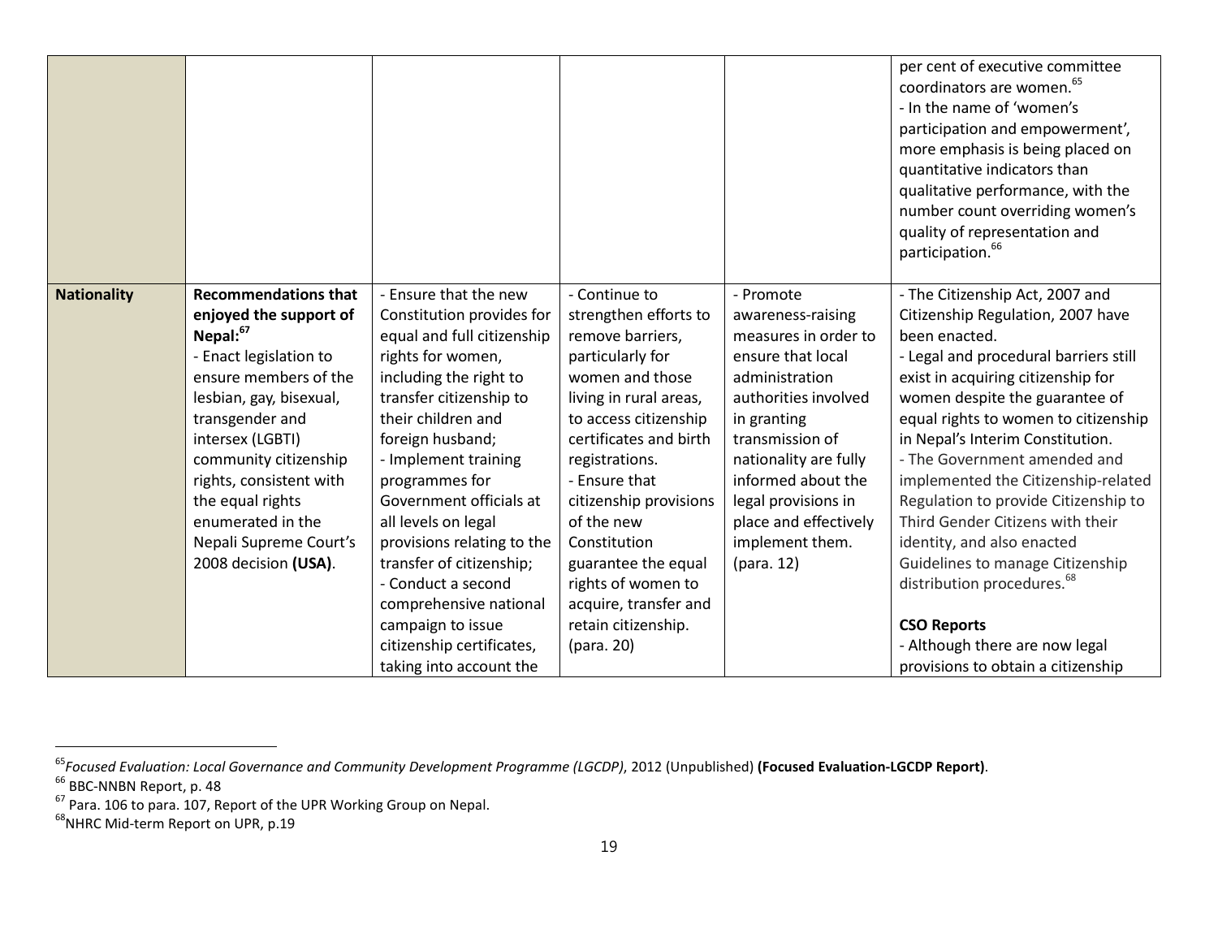| | | | | | |
|---|---|---|---|---|---|
| | | | | | per cent of executive committee coordinators are women.[65]<br>- In the name of 'women's participation and empowerment', more emphasis is being placed on quantitative indicators than qualitative performance, with the number count overriding women's quality of representation and participation.[66] |
| **Nationality** | **Recommendations that enjoyed the support of Nepal:**[67]<br>- Enact legislation to ensure members of the lesbian, gay, bisexual, transgender and intersex (LGBTI) community citizenship rights, consistent with the equal rights enumerated in the Nepali Supreme Court's 2008 decision **(USA)**. | - Ensure that the new Constitution provides for equal and full citizenship rights for women, including the right to transfer citizenship to their children and foreign husband;<br>- Implement training programmes for Government officials at all levels on legal provisions relating to the transfer of citizenship;<br>- Conduct a second comprehensive national campaign to issue citizenship certificates, taking into account the | - Continue to strengthen efforts to remove barriers, particularly for women and those living in rural areas, to access citizenship certificates and birth registrations.<br>- Ensure that citizenship provisions of the new Constitution guarantee the equal rights of women to acquire, transfer and retain citizenship. (para. 20) | - Promote awareness-raising measures in order to ensure that local administration authorities involved in granting transmission of nationality are fully informed about the legal provisions in place and effectively implement them. (para. 12) | - The Citizenship Act, 2007 and Citizenship Regulation, 2007 have been enacted.<br>- Legal and procedural barriers still exist in acquiring citizenship for women despite the guarantee of equal rights to women to citizenship in Nepal's Interim Constitution.<br>- The Government amended and implemented the Citizenship-related Regulation to provide Citizenship to Third Gender Citizens with their identity, and also enacted Guidelines to manage Citizenship distribution procedures.[68]<br><br>**CSO Reports**<br>- Although there are now legal provisions to obtain a citizenship |

[65] *Focused Evaluation: Local Governance and Community Development Programme (LGCDP)*, 2012 (Unpublished) **(Focused Evaluation-LGCDP Report)**.

[66] BBC-NNBN Report, p. 48

[67] Para. 106 to para. 107, Report of the UPR Working Group on Nepal.

[68] NHRC Mid-term Report on UPR, p.19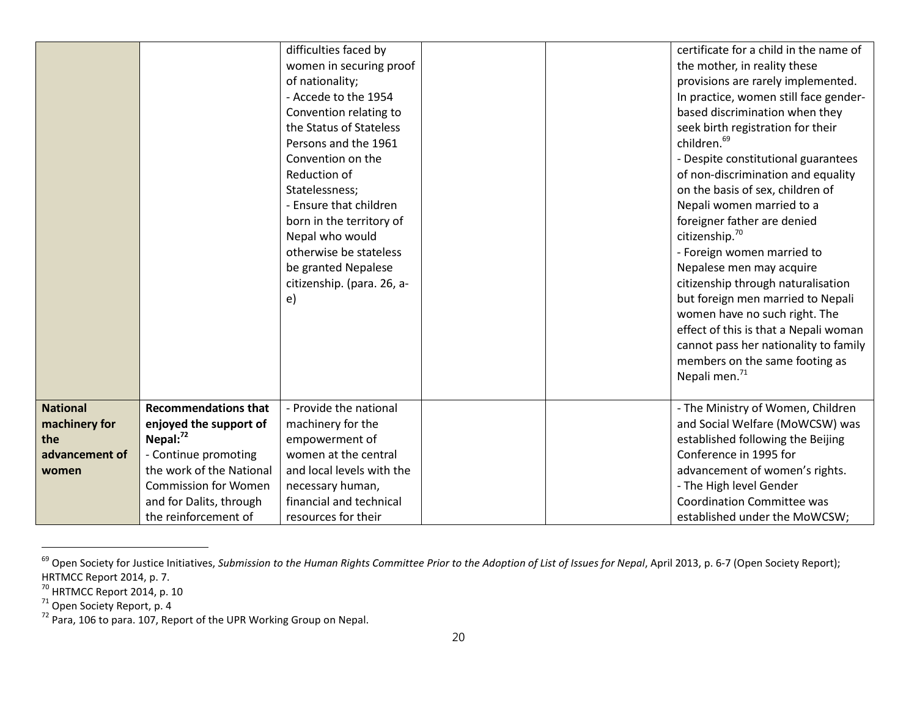| | | | | | |
|---|---|---|---|---|---|
| | | difficulties faced by women in securing proof of nationality;<br>- Accede to the 1954 Convention relating to the Status of Stateless Persons and the 1961 Convention on the Reduction of Statelessness;<br>- Ensure that children born in the territory of Nepal who would otherwise be stateless be granted Nepalese citizenship. (para. 26, a-e) | | | certificate for a child in the name of the mother, in reality these provisions are rarely implemented. In practice, women still face gender-based discrimination when they seek birth registration for their children.[69]<br>- Despite constitutional guarantees of non-discrimination and equality on the basis of sex, children of Nepali women married to a foreigner father are denied citizenship.[70]<br>- Foreign women married to Nepalese men may acquire citizenship through naturalisation but foreign men married to Nepali women have no such right. The effect of this is that a Nepali woman cannot pass her nationality to family members on the same footing as Nepali men.[71] |
| **National machinery for the advancement of women** | **Recommendations that enjoyed the support of Nepal:**[72]<br>- Continue promoting the work of the National Commission for Women and for Dalits, through the reinforcement of | - Provide the national machinery for the empowerment of women at the central and local levels with the necessary human, financial and technical resources for their | | | - The Ministry of Women, Children and Social Welfare (MoWCSW) was established following the Beijing Conference in 1995 for advancement of women's rights.<br>- The High level Gender Coordination Committee was established under the MoWCSW; |

[69] Open Society for Justice Initiatives, *Submission to the Human Rights Committee Prior to the Adoption of List of Issues for Nepal*, April 2013, p. 6-7 (Open Society Report); HRTMCC Report 2014, p. 7.

[70] HRTMCC Report 2014, p. 10

[71] Open Society Report, p. 4

[72] Para, 106 to para. 107, Report of the UPR Working Group on Nepal.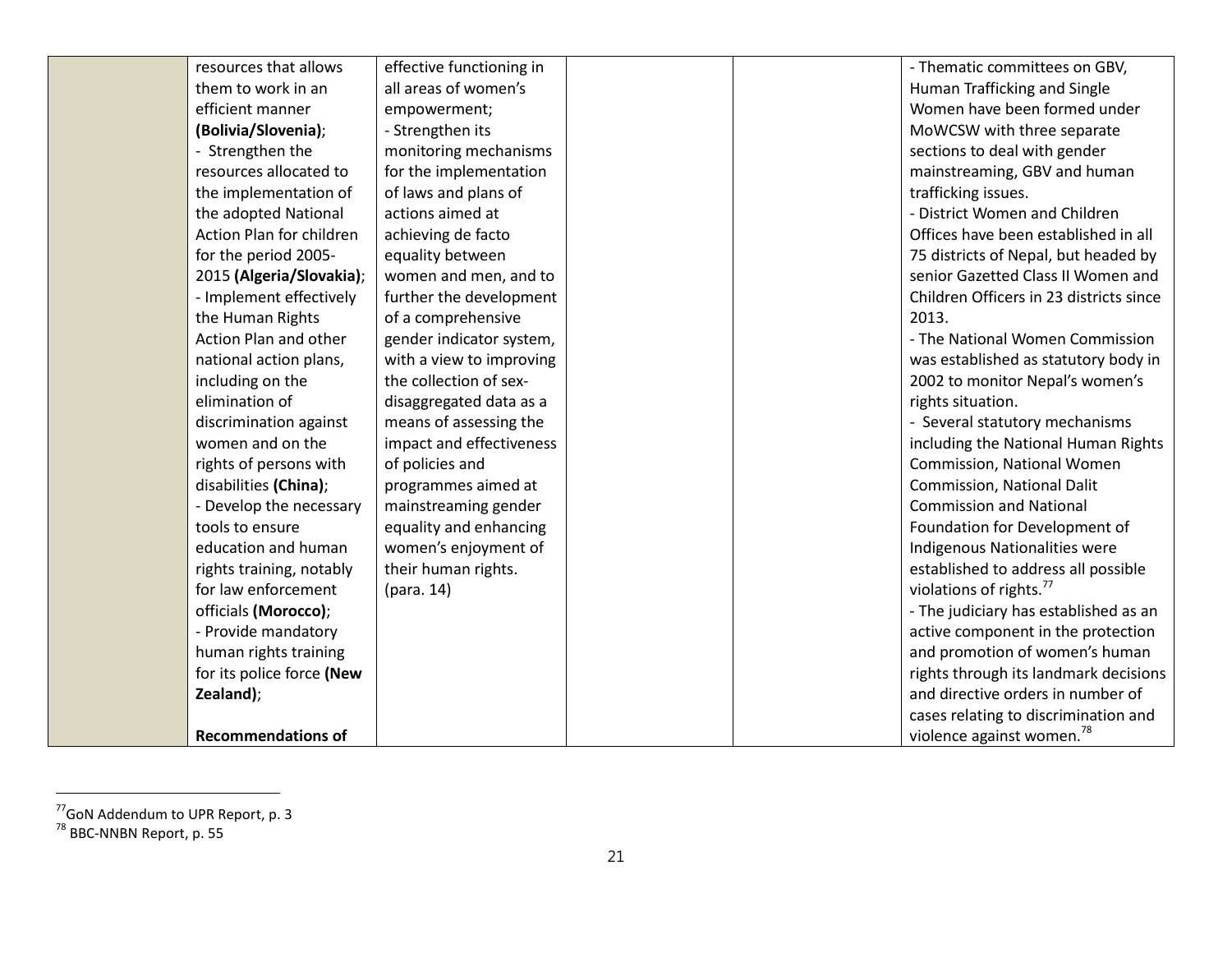| | | | | | |
|---|---|---|---|---|---|
| | resources that allows them to work in an efficient manner **(Bolivia/Slovenia)**;<br>- Strengthen the resources allocated to the implementation of the adopted National Action Plan for children for the period 2005-2015 **(Algeria/Slovakia)**;<br>- Implement effectively the Human Rights Action Plan and other national action plans, including on the elimination of discrimination against women and on the rights of persons with disabilities **(China)**;<br>- Develop the necessary tools to ensure education and human rights training, notably for law enforcement officials **(Morocco)**;<br>- Provide mandatory human rights training for its police force **(New Zealand)**;<br><br>**Recommendations of** | effective functioning in all areas of women's empowerment;<br>- Strengthen its monitoring mechanisms for the implementation of laws and plans of actions aimed at achieving de facto equality between women and men, and to further the development of a comprehensive gender indicator system, with a view to improving the collection of sex-disaggregated data as a means of assessing the impact and effectiveness of policies and programmes aimed at mainstreaming gender equality and enhancing women's enjoyment of their human rights. (para. 14) | | | - Thematic committees on GBV, Human Trafficking and Single Women have been formed under MoWCSW with three separate sections to deal with gender mainstreaming, GBV and human trafficking issues.<br>- District Women and Children Offices have been established in all 75 districts of Nepal, but headed by senior Gazetted Class II Women and Children Officers in 23 districts since 2013.<br>- The National Women Commission was established as statutory body in 2002 to monitor Nepal's women's rights situation.<br>- Several statutory mechanisms including the National Human Rights Commission, National Women Commission, National Dalit Commission and National Foundation for Development of Indigenous Nationalities were established to address all possible violations of rights.[77]<br>- The judiciary has established as an active component in the protection and promotion of women's human rights through its landmark decisions and directive orders in number of cases relating to discrimination and violence against women.[78] |

[77] GoN Addendum to UPR Report, p. 3

[78] BBC-NNBN Report, p. 55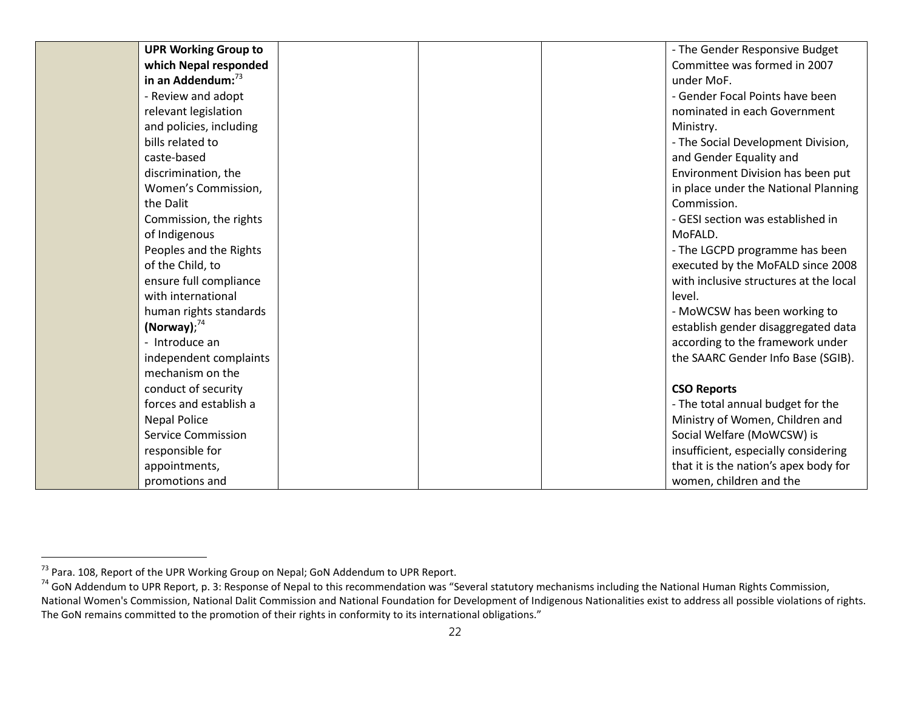| | | | | | |
|---|---|---|---|---|---|
| | **UPR Working Group to which Nepal responded in an Addendum:**[73]<br>- Review and adopt relevant legislation and policies, including bills related to caste-based discrimination, the Women's Commission, the Dalit Commission, the rights of Indigenous Peoples and the Rights of the Child, to ensure full compliance with international human rights standards **(Norway)**;[74]<br>- Introduce an independent complaints mechanism on the conduct of security forces and establish a Nepal Police Service Commission responsible for appointments, promotions and | | | | - The Gender Responsive Budget Committee was formed in 2007 under MoF.<br>- Gender Focal Points have been nominated in each Government Ministry.<br>- The Social Development Division, and Gender Equality and Environment Division has been put in place under the National Planning Commission.<br>- GESI section was established in MoFALD.<br>- The LGCPD programme has been executed by the MoFALD since 2008 with inclusive structures at the local level.<br>- MoWCSW has been working to establish gender disaggregated data according to the framework under the SAARC Gender Info Base (SGIB).<br><br>**CSO Reports**<br>- The total annual budget for the Ministry of Women, Children and Social Welfare (MoWCSW) is insufficient, especially considering that it is the nation's apex body for women, children and the |

[73] Para. 108, Report of the UPR Working Group on Nepal; GoN Addendum to UPR Report.

[74] GoN Addendum to UPR Report, p. 3: Response of Nepal to this recommendation was "Several statutory mechanisms including the National Human Rights Commission, National Women's Commission, National Dalit Commission and National Foundation for Development of Indigenous Nationalities exist to address all possible violations of rights. The GoN remains committed to the promotion of their rights in conformity to its international obligations."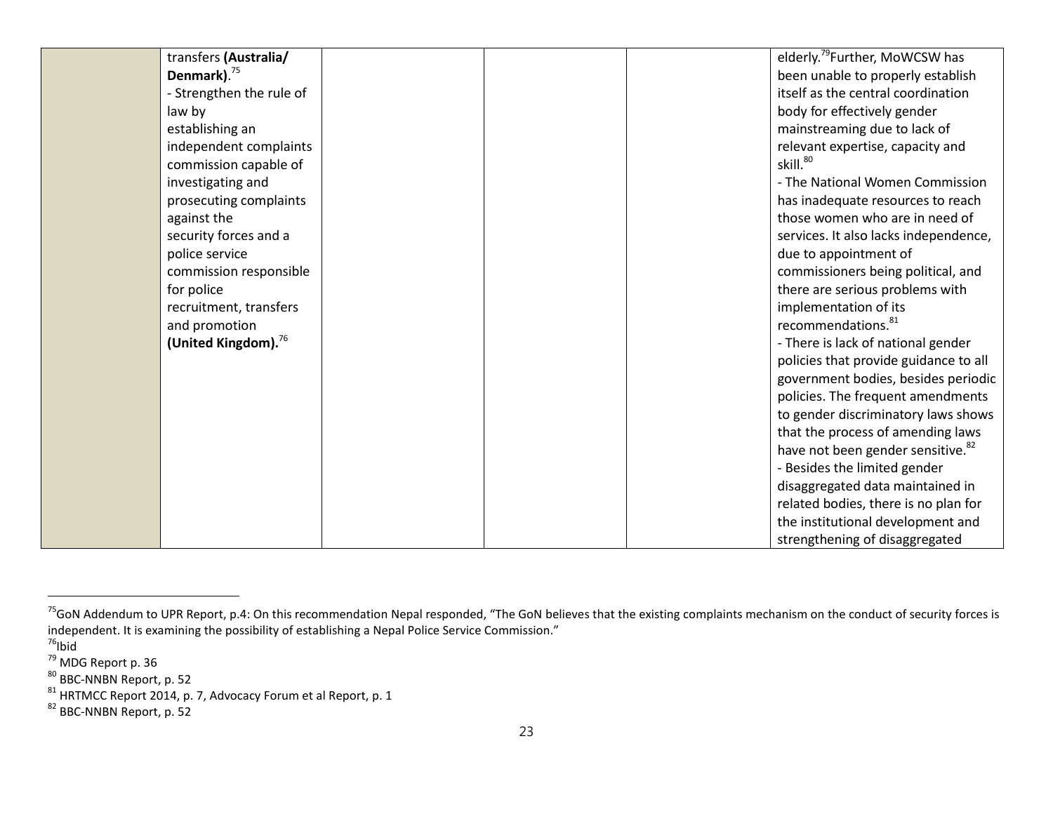| | | | | | |
|---|---|---|---|---|---|
| | transfers **(Australia/ Denmark)**.[75]<br>- Strengthen the rule of law by establishing an independent complaints commission capable of investigating and prosecuting complaints against the security forces and a police service commission responsible for police recruitment, transfers and promotion **(United Kingdom).**[76] | | | | elderly.[79]Further, MoWCSW has been unable to properly establish itself as the central coordination body for effectively gender mainstreaming due to lack of relevant expertise, capacity and skill.[80]<br>- The National Women Commission has inadequate resources to reach those women who are in need of services. It also lacks independence, due to appointment of commissioners being political, and there are serious problems with implementation of its recommendations.[81]<br>- There is lack of national gender policies that provide guidance to all government bodies, besides periodic policies. The frequent amendments to gender discriminatory laws shows that the process of amending laws have not been gender sensitive.[82]<br>- Besides the limited gender disaggregated data maintained in related bodies, there is no plan for the institutional development and strengthening of disaggregated |

[75]GoN Addendum to UPR Report, p.4: On this recommendation Nepal responded, "The GoN believes that the existing complaints mechanism on the conduct of security forces is independent. It is examining the possibility of establishing a Nepal Police Service Commission."

[76]Ibid

[79] MDG Report p. 36

[80] BBC-NNBN Report, p. 52

[81] HRTMCC Report 2014, p. 7, Advocacy Forum et al Report, p. 1

[82] BBC-NNBN Report, p. 52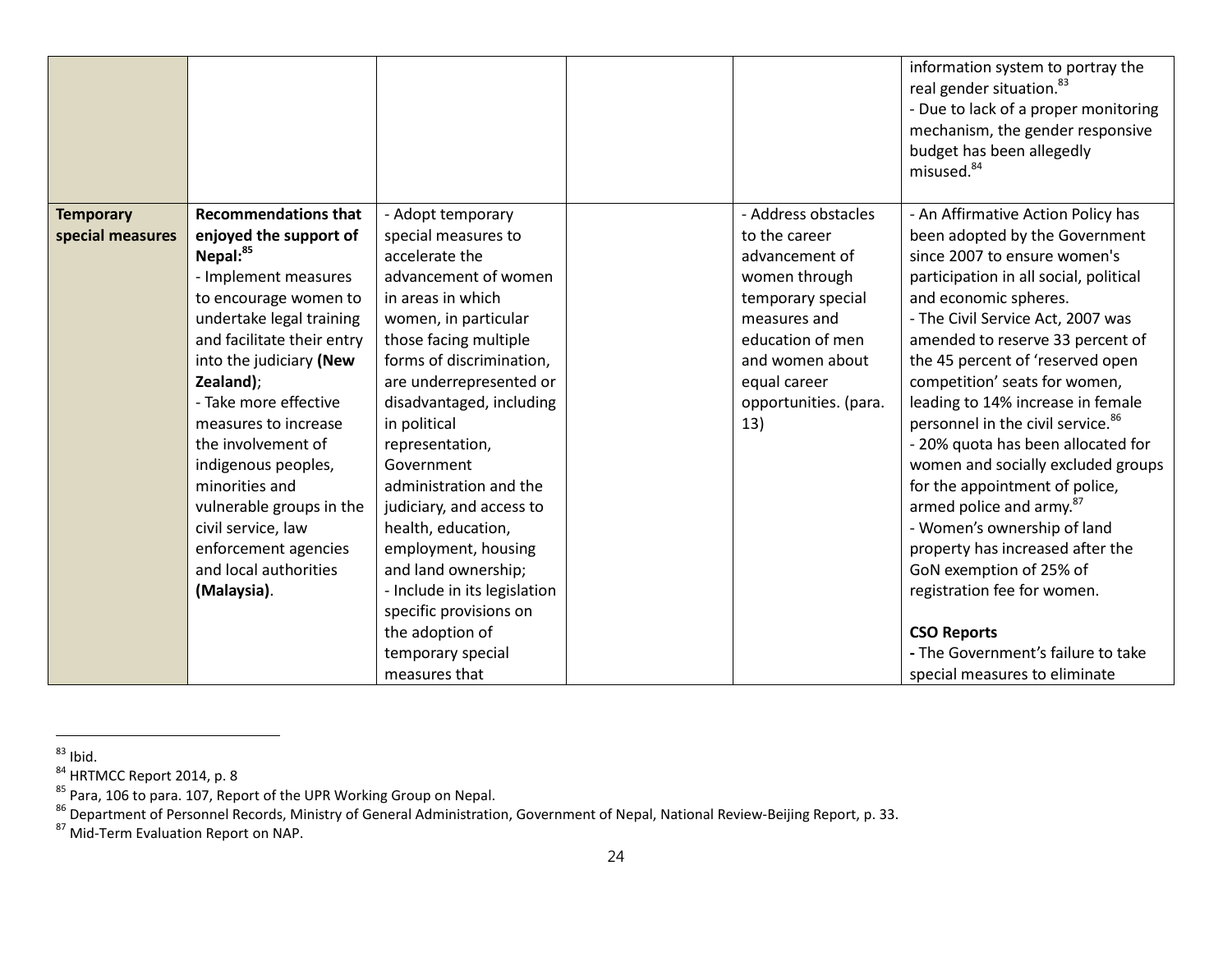| | | | | | |
|---|---|---|---|---|---|
| | | | | | information system to portray the real gender situation.[83]<br>- Due to lack of a proper monitoring mechanism, the gender responsive budget has been allegedly misused.[84] |
| **Temporary special measures** | **Recommendations that enjoyed the support of Nepal:**[85]<br>- Implement measures to encourage women to undertake legal training and facilitate their entry into the judiciary **(New Zealand)**;<br>- Take more effective measures to increase the involvement of indigenous peoples, minorities and vulnerable groups in the civil service, law enforcement agencies and local authorities **(Malaysia)**. | - Adopt temporary special measures to accelerate the advancement of women in areas in which women, in particular those facing multiple forms of discrimination, are underrepresented or disadvantaged, including in political representation, Government administration and the judiciary, and access to health, education, employment, housing and land ownership;<br>- Include in its legislation specific provisions on the adoption of temporary special measures that | | - Address obstacles to the career advancement of women through temporary special measures and education of men and women about equal career opportunities. (para. 13) | - An Affirmative Action Policy has been adopted by the Government since 2007 to ensure women's participation in all social, political and economic spheres.<br>- The Civil Service Act, 2007 was amended to reserve 33 percent of the 45 percent of 'reserved open competition' seats for women, leading to 14% increase in female personnel in the civil service.[86]<br>- 20% quota has been allocated for women and socially excluded groups for the appointment of police, armed police and army.[87]<br>- Women's ownership of land property has increased after the GoN exemption of 25% of registration fee for women.<br><br>**CSO Reports**<br>**-** The Government's failure to take special measures to eliminate |

[83] Ibid.

[84] HRTMCC Report 2014, p. 8

[85] Para, 106 to para. 107, Report of the UPR Working Group on Nepal.

[86] Department of Personnel Records, Ministry of General Administration, Government of Nepal, National Review-Beijing Report, p. 33.

[87] Mid-Term Evaluation Report on NAP.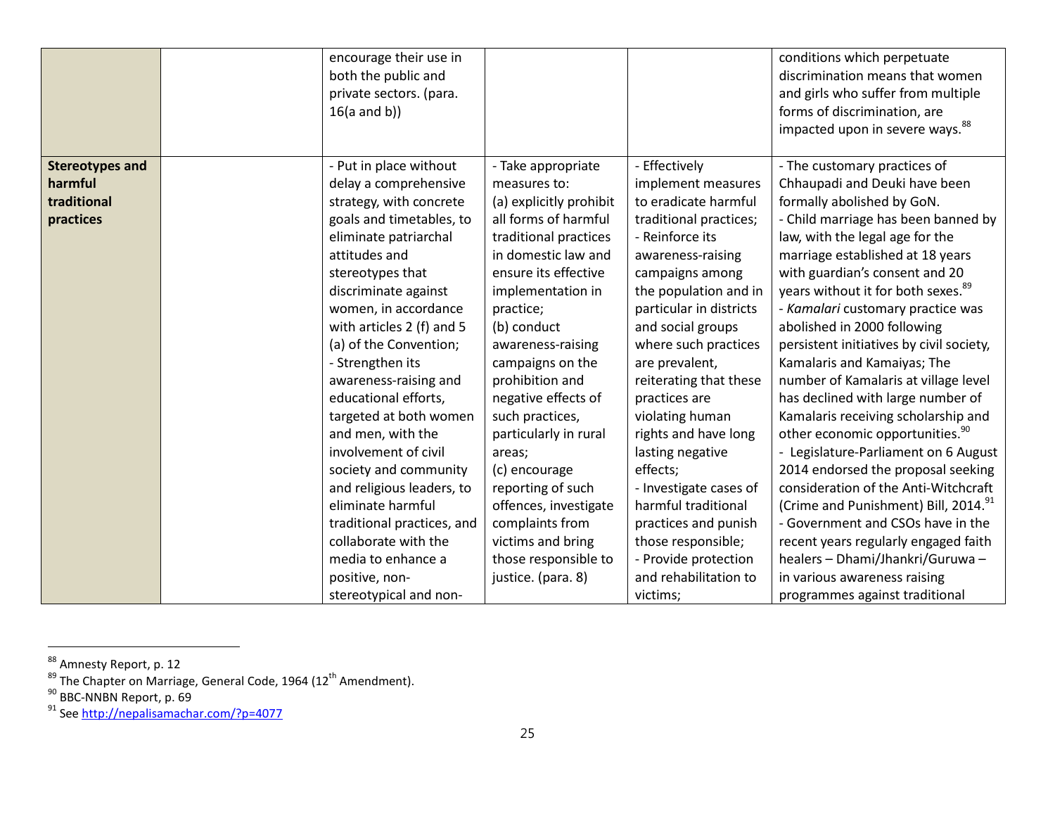| | | | | | |
|---|---|---|---|---|---|
| | | encourage their use in both the public and private sectors. (para. 16(a and b)) | | | conditions which perpetuate discrimination means that women and girls who suffer from multiple forms of discrimination, are impacted upon in severe ways.[88] |
| **Stereotypes and harmful traditional practices** | | - Put in place without delay a comprehensive strategy, with concrete goals and timetables, to eliminate patriarchal attitudes and stereotypes that discriminate against women, in accordance with articles 2 (f) and 5 (a) of the Convention;<br>- Strengthen its awareness-raising and educational efforts, targeted at both women and men, with the involvement of civil society and community and religious leaders, to eliminate harmful traditional practices, and collaborate with the media to enhance a positive, non-stereotypical and non- | - Take appropriate measures to:<br>(a) explicitly prohibit all forms of harmful traditional practices in domestic law and ensure its effective implementation in practice;<br>(b) conduct awareness-raising campaigns on the prohibition and negative effects of such practices, particularly in rural areas;<br>(c) encourage reporting of such offences, investigate complaints from victims and bring those responsible to justice. (para. 8) | - Effectively implement measures to eradicate harmful traditional practices;<br>- Reinforce its awareness-raising campaigns among the population and in particular in districts and social groups where such practices are prevalent, reiterating that these practices are violating human rights and have long lasting negative effects;<br>- Investigate cases of harmful traditional practices and punish those responsible;<br>- Provide protection and rehabilitation to victims; | - The customary practices of Chhaupadi and Deuki have been formally abolished by GoN.<br>- Child marriage has been banned by law, with the legal age for the marriage established at 18 years with guardian's consent and 20 years without it for both sexes.[89]<br>- *Kamalari* customary practice was abolished in 2000 following persistent initiatives by civil society, Kamalaris and Kamaiyas; The number of Kamalaris at village level has declined with large number of Kamalaris receiving scholarship and other economic opportunities.[90]<br>- Legislature-Parliament on 6 August 2014 endorsed the proposal seeking consideration of the Anti-Witchcraft (Crime and Punishment) Bill, 2014.[91]<br>- Government and CSOs have in the recent years regularly engaged faith healers – Dhami/Jhankri/Guruwa – in various awareness raising programmes against traditional |

[88] Amnesty Report, p. 12

[89] The Chapter on Marriage, General Code, 1964 (12th Amendment).

[90] BBC-NNBN Report, p. 69

[91] See http://nepalisamachar.com/?p=4077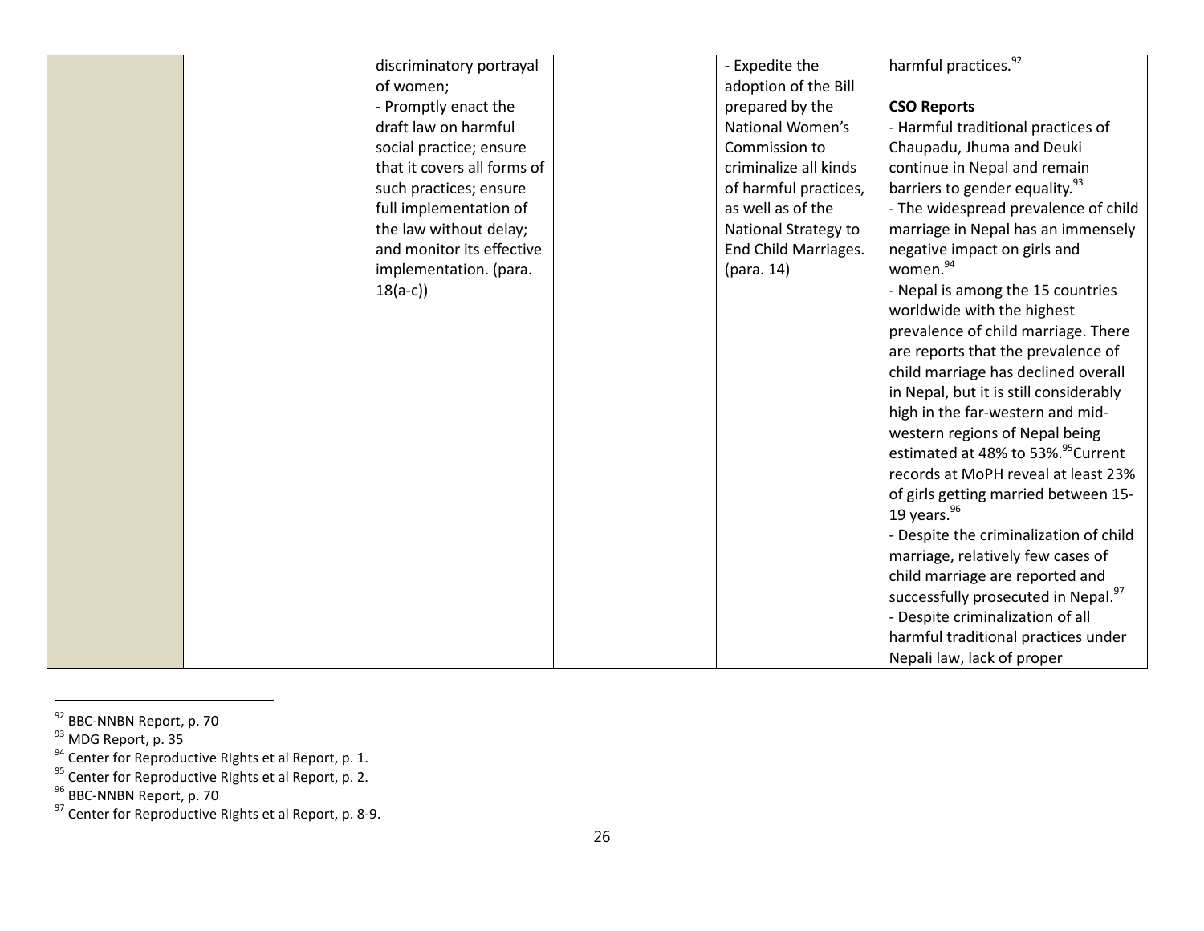| | | | | | |
|---|---|---|---|---|---|
| | | discriminatory portrayal of women;<br>- Promptly enact the draft law on harmful social practice; ensure that it covers all forms of such practices; ensure full implementation of the law without delay; and monitor its effective implementation. (para. 18(a-c)) | | - Expedite the adoption of the Bill prepared by the National Women's Commission to criminalize all kinds of harmful practices, as well as of the National Strategy to End Child Marriages. (para. 14) | harmful practices.[92]<br><br>**CSO Reports**<br>- Harmful traditional practices of Chaupadu, Jhuma and Deuki continue in Nepal and remain barriers to gender equality.[93]<br>- The widespread prevalence of child marriage in Nepal has an immensely negative impact on girls and women.[94]<br>- Nepal is among the 15 countries worldwide with the highest prevalence of child marriage. There are reports that the prevalence of child marriage has declined overall in Nepal, but it is still considerably high in the far-western and mid-western regions of Nepal being estimated at 48% to 53%.[95]Current records at MoPH reveal at least 23% of girls getting married between 15-19 years.[96]<br>- Despite the criminalization of child marriage, relatively few cases of child marriage are reported and successfully prosecuted in Nepal.[97]<br>- Despite criminalization of all harmful traditional practices under Nepali law, lack of proper |

[92] BBC-NNBN Report, p. 70
[93] MDG Report, p. 35
[94] Center for Reproductive RIghts et al Report, p. 1.
[95] Center for Reproductive RIghts et al Report, p. 2.
[96] BBC-NNBN Report, p. 70
[97] Center for Reproductive RIghts et al Report, p. 8-9.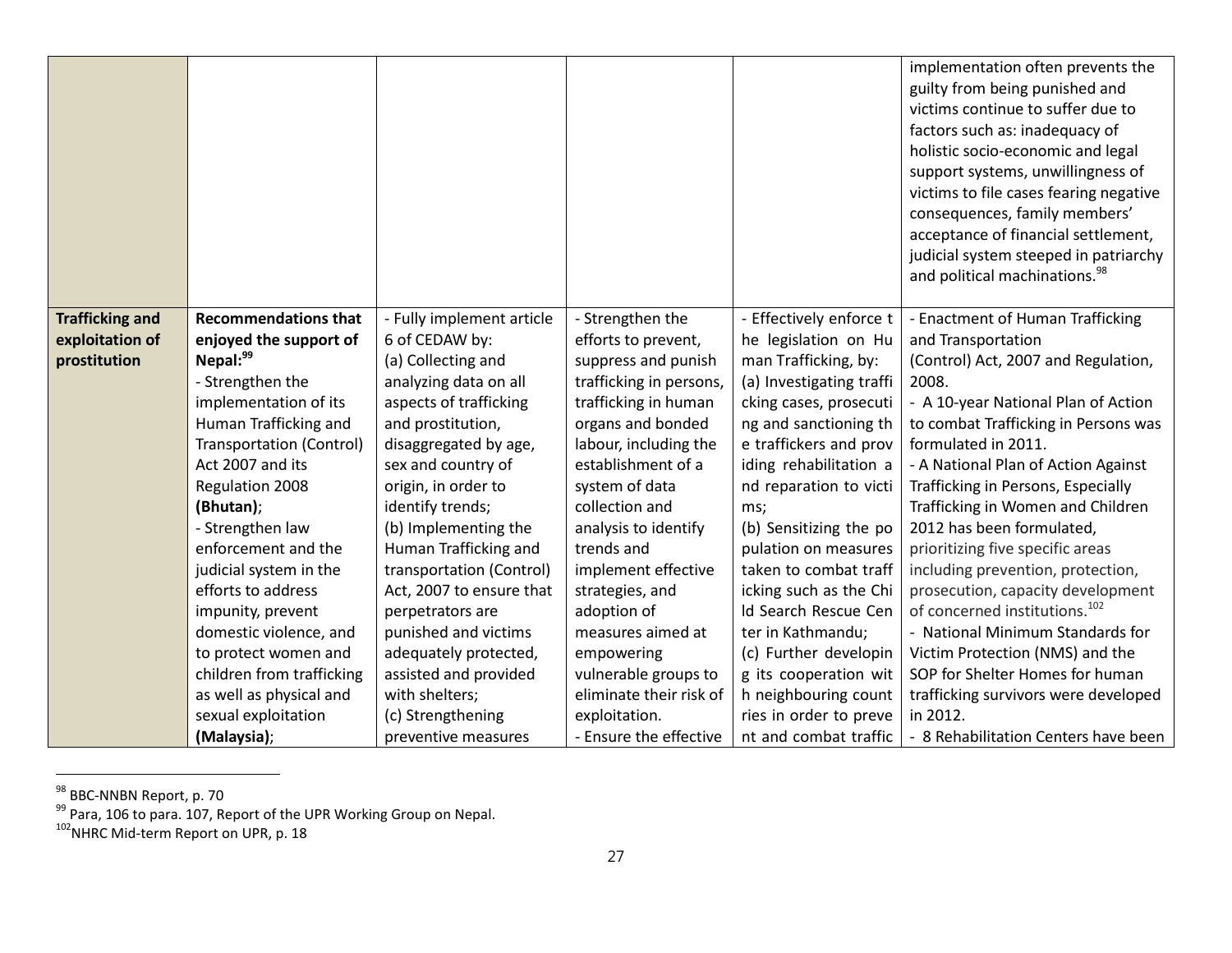| | | | | | |
|---|---|---|---|---|---|
| | | | | | implementation often prevents the guilty from being punished and victims continue to suffer due to factors such as: inadequacy of holistic socio-economic and legal support systems, unwillingness of victims to file cases fearing negative consequences, family members' acceptance of financial settlement, judicial system steeped in patriarchy and political machinations.[98] |
| **Trafficking and exploitation of prostitution** | **Recommendations that enjoyed the support of Nepal:[99]**<br>- Strengthen the implementation of its Human Trafficking and Transportation (Control) Act 2007 and its Regulation 2008 **(Bhutan)**;<br>- Strengthen law enforcement and the judicial system in the efforts to address impunity, prevent domestic violence, and to protect women and children from trafficking as well as physical and sexual exploitation **(Malaysia)**; | - Fully implement article 6 of CEDAW by:<br>(a) Collecting and analyzing data on all aspects of trafficking and prostitution, disaggregated by age, sex and country of origin, in order to identify trends;<br>(b) Implementing the Human Trafficking and transportation (Control) Act, 2007 to ensure that perpetrators are punished and victims adequately protected, assisted and provided with shelters;<br>(c) Strengthening preventive measures | - Strengthen the efforts to prevent, suppress and punish trafficking in persons, trafficking in human organs and bonded labour, including the establishment of a system of data collection and analysis to identify trends and implement effective strategies, and adoption of measures aimed at empowering vulnerable groups to eliminate their risk of exploitation.<br>- Ensure the effective | - Effectively enforce the legislation on Human Trafficking, by:<br>(a) Investigating trafficking cases, prosecuting and sanctioning the traffickers and providing rehabilitation and reparation to victims;<br>(b) Sensitizing the population on measures taken to combat trafficking such as the Child Search Rescue Center in Kathmandu;<br>(c) Further developing its cooperation with neighbouring countries in order to prevent and combat traffic | - Enactment of Human Trafficking and Transportation (Control) Act, 2007 and Regulation, 2008.<br>- A 10-year National Plan of Action to combat Trafficking in Persons was formulated in 2011.<br>- A National Plan of Action Against Trafficking in Persons, Especially Trafficking in Women and Children 2012 has been formulated, prioritizing five specific areas including prevention, protection, prosecution, capacity development of concerned institutions.[102]<br>- National Minimum Standards for Victim Protection (NMS) and the SOP for Shelter Homes for human trafficking survivors were developed in 2012.<br>- 8 Rehabilitation Centers have been |

[98] BBC-NNBN Report, p. 70

[99] Para, 106 to para. 107, Report of the UPR Working Group on Nepal.

[102] NHRC Mid-term Report on UPR, p. 18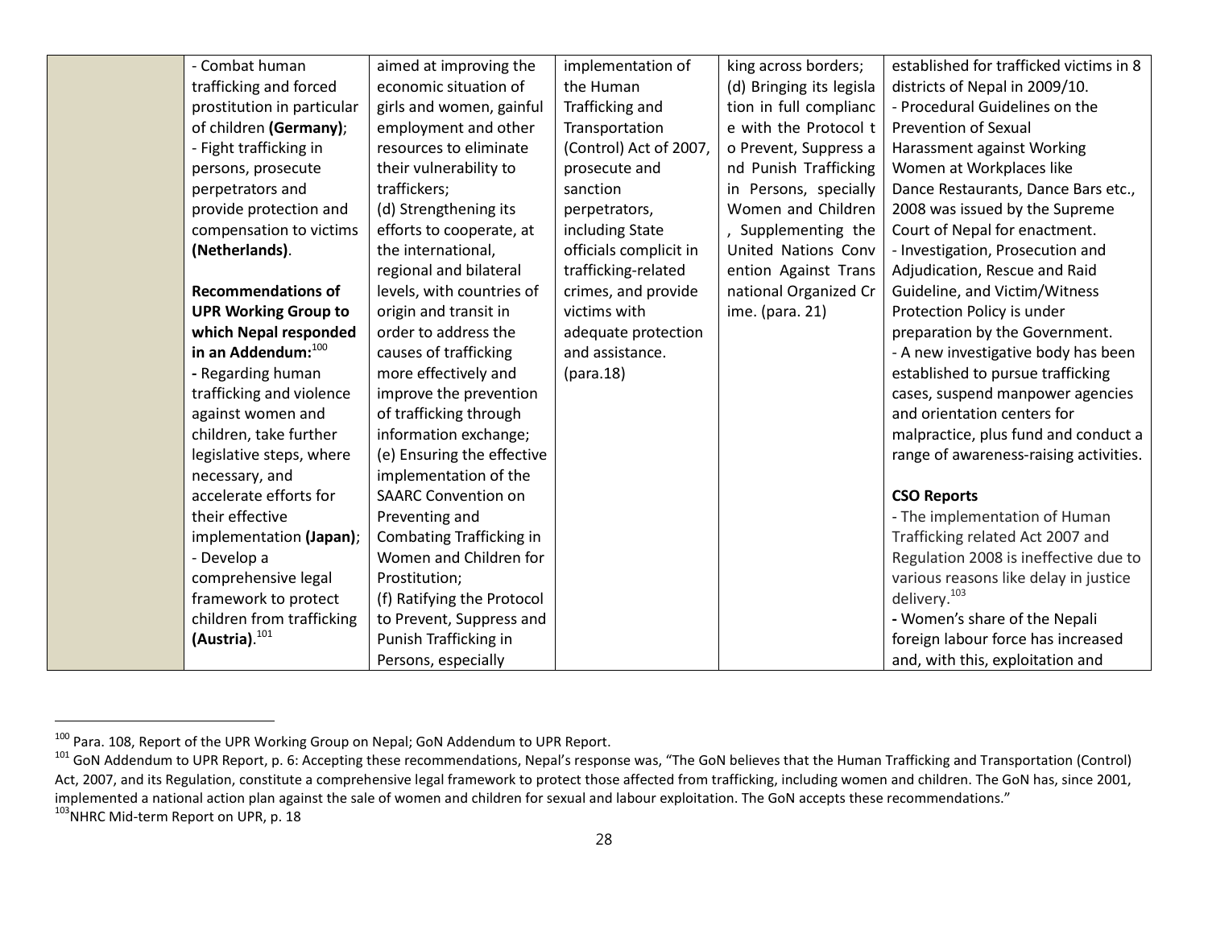|  | - Combat human trafficking and forced prostitution in particular of children **(Germany)**;<br>- Fight trafficking in persons, prosecute perpetrators and provide protection and compensation to victims **(Netherlands)**.<br><br>**Recommendations of UPR Working Group to which Nepal responded in an Addendum:**[100]<br>**-** Regarding human trafficking and violence against women and children, take further legislative steps, where necessary, and accelerate efforts for their effective implementation **(Japan)**;<br>- Develop a comprehensive legal framework to protect children from trafficking **(Austria)**.[101] | aimed at improving the economic situation of girls and women, gainful employment and other resources to eliminate their vulnerability to traffickers;<br>(d) Strengthening its efforts to cooperate, at the international, regional and bilateral levels, with countries of origin and transit in order to address the causes of trafficking more effectively and improve the prevention of trafficking through information exchange;<br>(e) Ensuring the effective implementation of the SAARC Convention on Preventing and Combating Trafficking in Women and Children for Prostitution;<br>(f) Ratifying the Protocol to Prevent, Suppress and Punish Trafficking in Persons, especially | implementation of the Human Trafficking and Transportation (Control) Act of 2007, prosecute and sanction perpetrators, including State officials complicit in trafficking-related crimes, and provide victims with adequate protection and assistance. (para.18) | king across borders;<br>(d) Bringing its legislation in full compliance with the Protocol to Prevent, Suppress and Punish Trafficking in Persons, specially Women and Children, Supplementing the United Nations Convention Against Transnational Organized Crime. (para. 21) | established for trafficked victims in 8 districts of Nepal in 2009/10.<br>- Procedural Guidelines on the Prevention of Sexual Harassment against Working Women at Workplaces like Dance Restaurants, Dance Bars etc., 2008 was issued by the Supreme Court of Nepal for enactment.<br>- Investigation, Prosecution and Adjudication, Rescue and Raid Guideline, and Victim/Witness Protection Policy is under preparation by the Government.<br>- A new investigative body has been established to pursue trafficking cases, suspend manpower agencies and orientation centers for malpractice, plus fund and conduct a range of awareness-raising activities.<br><br>**CSO Reports**<br>- The implementation of Human Trafficking related Act 2007 and Regulation 2008 is ineffective due to various reasons like delay in justice delivery.[103]<br>**-** Women's share of the Nepali foreign labour force has increased and, with this, exploitation and |
|---|---|---|---|---|---|

[100] Para. 108, Report of the UPR Working Group on Nepal; GoN Addendum to UPR Report.

[101] GoN Addendum to UPR Report, p. 6: Accepting these recommendations, Nepal's response was, "The GoN believes that the Human Trafficking and Transportation (Control) Act, 2007, and its Regulation, constitute a comprehensive legal framework to protect those affected from trafficking, including women and children. The GoN has, since 2001, implemented a national action plan against the sale of women and children for sexual and labour exploitation. The GoN accepts these recommendations."

[103] NHRC Mid-term Report on UPR, p. 18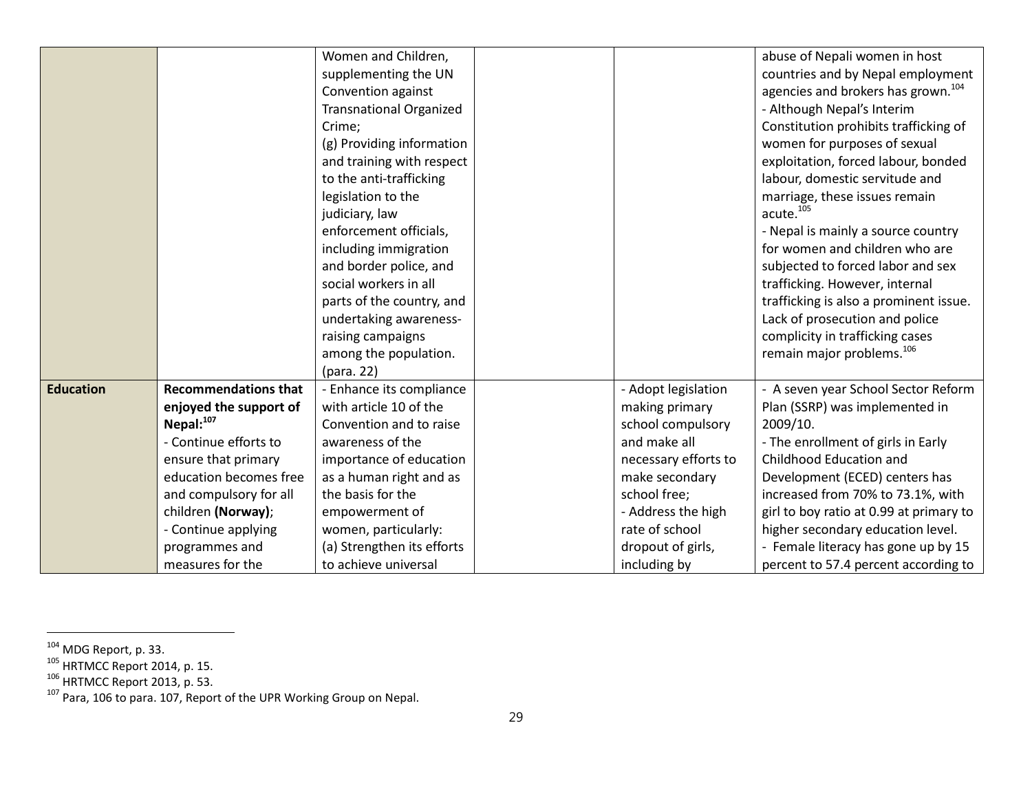| | | | | | |
|---|---|---|---|---|---|
| | | Women and Children, supplementing the UN Convention against Transnational Organized Crime;<br>(g) Providing information and training with respect to the anti-trafficking legislation to the judiciary, law enforcement officials, including immigration and border police, and social workers in all parts of the country, and undertaking awareness-raising campaigns among the population. (para. 22) | | | abuse of Nepali women in host countries and by Nepal employment agencies and brokers has grown.[104]<br>- Although Nepal's Interim Constitution prohibits trafficking of women for purposes of sexual exploitation, forced labour, bonded labour, domestic servitude and marriage, these issues remain acute.[105]<br>- Nepal is mainly a source country for women and children who are subjected to forced labor and sex trafficking. However, internal trafficking is also a prominent issue. Lack of prosecution and police complicity in trafficking cases remain major problems.[106] |
| **Education** | **Recommendations that enjoyed the support of Nepal:**[107]<br>- Continue efforts to ensure that primary education becomes free and compulsory for all children **(Norway)**;<br>- Continue applying programmes and measures for the | - Enhance its compliance with article 10 of the Convention and to raise awareness of the importance of education as a human right and as the basis for the empowerment of women, particularly:<br>(a) Strengthen its efforts to achieve universal | | - Adopt legislation making primary school compulsory and make all necessary efforts to make secondary school free;<br>- Address the high rate of school dropout of girls, including by | - A seven year School Sector Reform Plan (SSRP) was implemented in 2009/10.<br>- The enrollment of girls in Early Childhood Education and Development (ECED) centers has increased from 70% to 73.1%, with girl to boy ratio at 0.99 at primary to higher secondary education level.<br>- Female literacy has gone up by 15 percent to 57.4 percent according to |

[104] MDG Report, p. 33.
[105] HRTMCC Report 2014, p. 15.
[106] HRTMCC Report 2013, p. 53.
[107] Para, 106 to para. 107, Report of the UPR Working Group on Nepal.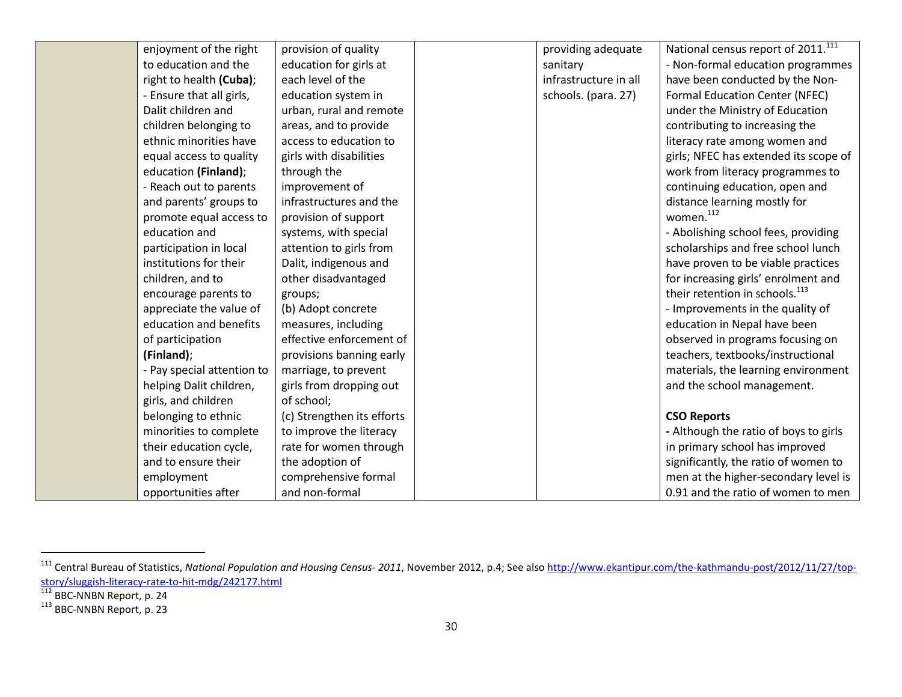| | | | | | |
|---|---|---|---|---|---|
| | enjoyment of the right to education and the right to health **(Cuba)**;<br>- Ensure that all girls, Dalit children and children belonging to ethnic minorities have equal access to quality education **(Finland)**;<br>- Reach out to parents and parents' groups to promote equal access to education and participation in local institutions for their children, and to encourage parents to appreciate the value of education and benefits of participation **(Finland)**;<br>- Pay special attention to helping Dalit children, girls, and children belonging to ethnic minorities to complete their education cycle, and to ensure their employment opportunities after | provision of quality education for girls at each level of the education system in urban, rural and remote areas, and to provide access to education to girls with disabilities through the improvement of infrastructures and the provision of support systems, with special attention to girls from Dalit, indigenous and other disadvantaged groups;<br>(b) Adopt concrete measures, including effective enforcement of provisions banning early marriage, to prevent girls from dropping out of school;<br>(c) Strengthen its efforts to improve the literacy rate for women through the adoption of comprehensive formal and non-formal | | providing adequate sanitary infrastructure in all schools. (para. 27) | National census report of 2011.[111]<br>- Non-formal education programmes have been conducted by the Non-Formal Education Center (NFEC) under the Ministry of Education contributing to increasing the literacy rate among women and girls; NFEC has extended its scope of work from literacy programmes to continuing education, open and distance learning mostly for women.[112]<br>- Abolishing school fees, providing scholarships and free school lunch have proven to be viable practices for increasing girls' enrolment and their retention in schools.[113]<br>- Improvements in the quality of education in Nepal have been observed in programs focusing on teachers, textbooks/instructional materials, the learning environment and the school management.<br><br>**CSO Reports**<br>- Although the ratio of boys to girls in primary school has improved significantly, the ratio of women to men at the higher-secondary level is 0.91 and the ratio of women to men |

[111] Central Bureau of Statistics, *National Population and Housing Census- 2011*, November 2012, p.4; See also http://www.ekantipur.com/the-kathmandu-post/2012/11/27/top-story/sluggish-literacy-rate-to-hit-mdg/242177.html

[112] BBC-NNBN Report, p. 24

[113] BBC-NNBN Report, p. 23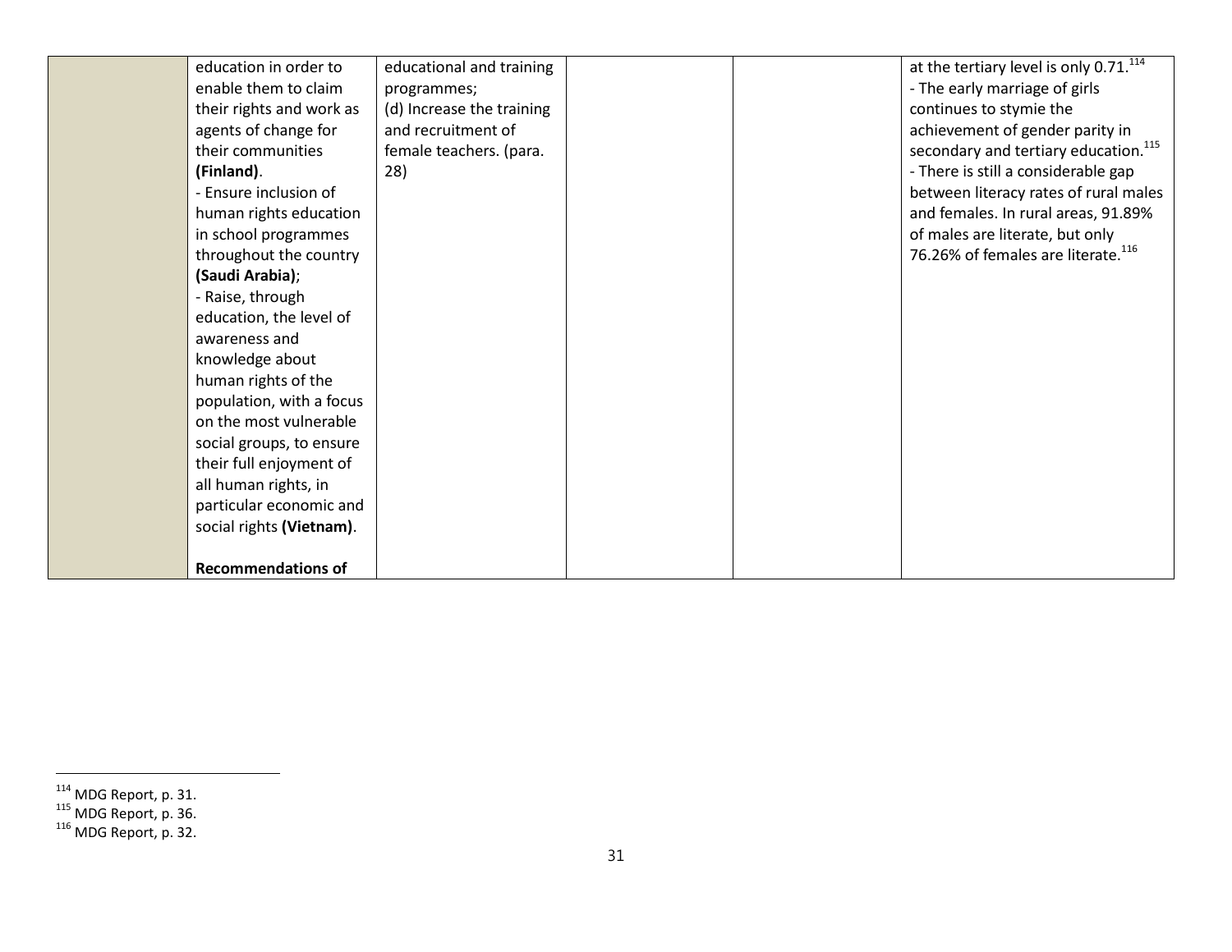| | | | | | |
|---|---|---|---|---|---|
| | education in order to enable them to claim their rights and work as agents of change for their communities **(Finland)**.<br>- Ensure inclusion of human rights education in school programmes throughout the country **(Saudi Arabia)**;<br>- Raise, through education, the level of awareness and knowledge about human rights of the population, with a focus on the most vulnerable social groups, to ensure their full enjoyment of all human rights, in particular economic and social rights **(Vietnam)**.<br><br>**Recommendations of** | educational and training programmes;<br>(d) Increase the training and recruitment of female teachers. (para. 28) | | | at the tertiary level is only 0.71.[114]<br>- The early marriage of girls continues to stymie the achievement of gender parity in secondary and tertiary education.[115]<br>- There is still a considerable gap between literacy rates of rural males and females. In rural areas, 91.89% of males are literate, but only 76.26% of females are literate.[116] |

[114] MDG Report, p. 31.
[115] MDG Report, p. 36.
[116] MDG Report, p. 32.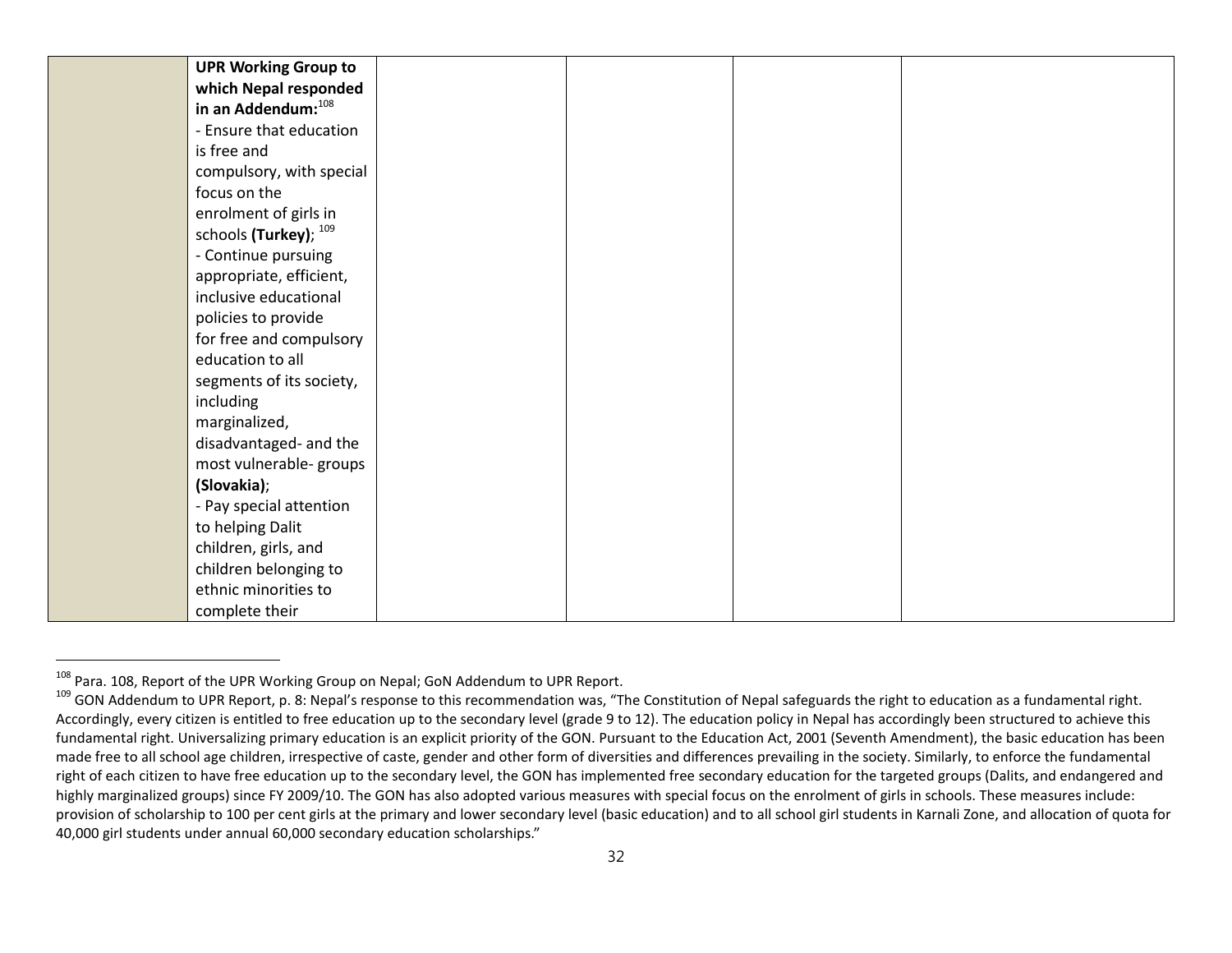|  | **UPR Working Group to which Nepal responded in an Addendum:**[108]<br>- Ensure that education is free and compulsory, with special focus on the enrolment of girls in schools **(Turkey)**; [109]<br>- Continue pursuing appropriate, efficient, inclusive educational policies to provide for free and compulsory education to all segments of its society, including marginalized, disadvantaged- and the most vulnerable- groups **(Slovakia)**;<br>- Pay special attention to helping Dalit children, girls, and children belonging to ethnic minorities to complete their |  |  |  |  |
|---|---|---|---|---|---|

[108] Para. 108, Report of the UPR Working Group on Nepal; GoN Addendum to UPR Report.

[109] GON Addendum to UPR Report, p. 8: Nepal's response to this recommendation was, "The Constitution of Nepal safeguards the right to education as a fundamental right. Accordingly, every citizen is entitled to free education up to the secondary level (grade 9 to 12). The education policy in Nepal has accordingly been structured to achieve this fundamental right. Universalizing primary education is an explicit priority of the GON. Pursuant to the Education Act, 2001 (Seventh Amendment), the basic education has been made free to all school age children, irrespective of caste, gender and other form of diversities and differences prevailing in the society. Similarly, to enforce the fundamental right of each citizen to have free education up to the secondary level, the GON has implemented free secondary education for the targeted groups (Dalits, and endangered and highly marginalized groups) since FY 2009/10. The GON has also adopted various measures with special focus on the enrolment of girls in schools. These measures include: provision of scholarship to 100 per cent girls at the primary and lower secondary level (basic education) and to all school girl students in Karnali Zone, and allocation of quota for 40,000 girl students under annual 60,000 secondary education scholarships."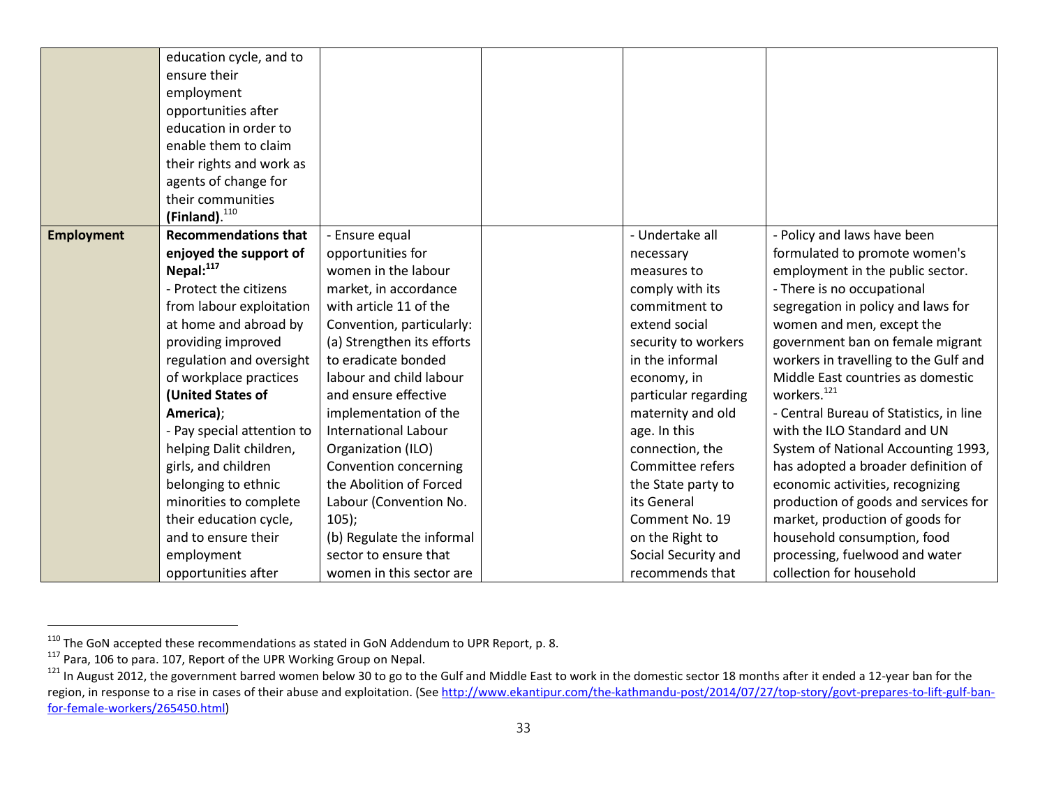| | | | | | |
|---|---|---|---|---|---|
| | education cycle, and to ensure their employment opportunities after education in order to enable them to claim their rights and work as agents of change for their communities **(Finland)**.[110] | | | | |
| **Employment** | **Recommendations that enjoyed the support of Nepal:**[117]<br>- Protect the citizens from labour exploitation at home and abroad by providing improved regulation and oversight of workplace practices **(United States of America)**;<br>- Pay special attention to helping Dalit children, girls, and children belonging to ethnic minorities to complete their education cycle, and to ensure their employment opportunities after | - Ensure equal opportunities for women in the labour market, in accordance with article 11 of the Convention, particularly:<br>(a) Strengthen its efforts to eradicate bonded labour and child labour and ensure effective implementation of the International Labour Organization (ILO) Convention concerning the Abolition of Forced Labour (Convention No. 105);<br>(b) Regulate the informal sector to ensure that women in this sector are | | - Undertake all necessary measures to comply with its commitment to extend social security to workers in the informal economy, in particular regarding maternity and old age. In this connection, the Committee refers the State party to its General Comment No. 19 on the Right to Social Security and recommends that | - Policy and laws have been formulated to promote women's employment in the public sector.<br>- There is no occupational segregation in policy and laws for women and men, except the government ban on female migrant workers in travelling to the Gulf and Middle East countries as domestic workers.[121]<br>- Central Bureau of Statistics, in line with the ILO Standard and UN System of National Accounting 1993, has adopted a broader definition of economic activities, recognizing production of goods and services for market, production of goods for household consumption, food processing, fuelwood and water collection for household |

[110] The GoN accepted these recommendations as stated in GoN Addendum to UPR Report, p. 8.

[117] Para, 106 to para. 107, Report of the UPR Working Group on Nepal.

[121] In August 2012, the government barred women below 30 to go to the Gulf and Middle East to work in the domestic sector 18 months after it ended a 12-year ban for the region, in response to a rise in cases of their abuse and exploitation. (See http://www.ekantipur.com/the-kathmandu-post/2014/07/27/top-story/govt-prepares-to-lift-gulf-ban-for-female-workers/265450.html)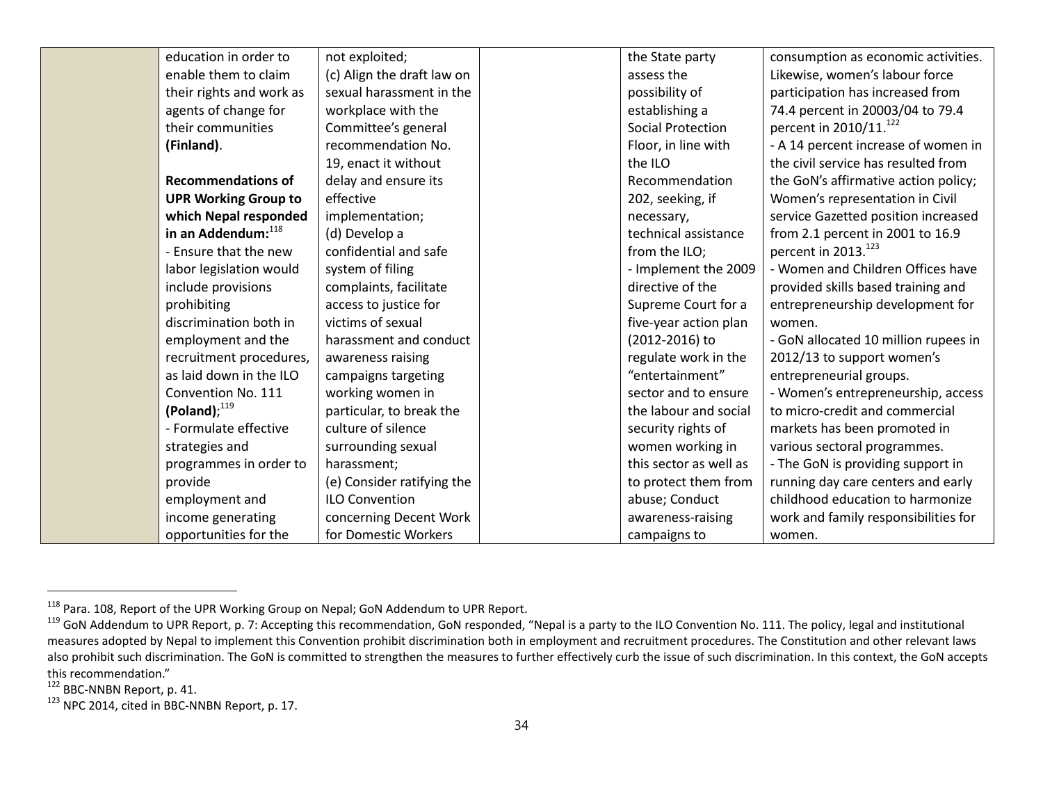| | | | | | |
|---|---|---|---|---|---|
| | education in order to enable them to claim their rights and work as agents of change for their communities **(Finland)**.<br><br>**Recommendations of UPR Working Group to which Nepal responded in an Addendum:**[118]<br>- Ensure that the new labor legislation would include provisions prohibiting discrimination both in employment and the recruitment procedures, as laid down in the ILO Convention No. 111 **(Poland)**;[119]<br>- Formulate effective strategies and programmes in order to provide employment and income generating opportunities for the | not exploited;<br>(c) Align the draft law on sexual harassment in the workplace with the Committee's general recommendation No. 19, enact it without delay and ensure its effective implementation;<br>(d) Develop a confidential and safe system of filing complaints, facilitate access to justice for victims of sexual harassment and conduct awareness raising campaigns targeting working women in particular, to break the culture of silence surrounding sexual harassment;<br>(e) Consider ratifying the ILO Convention concerning Decent Work for Domestic Workers | | the State party assess the possibility of establishing a Social Protection Floor, in line with the ILO Recommendation 202, seeking, if necessary, technical assistance from the ILO;<br>- Implement the 2009 directive of the Supreme Court for a five-year action plan (2012-2016) to regulate work in the "entertainment" sector and to ensure the labour and social security rights of women working in this sector as well as to protect them from abuse; Conduct awareness-raising campaigns to | consumption as economic activities. Likewise, women's labour force participation has increased from 74.4 percent in 20003/04 to 79.4 percent in 2010/11.[122]<br>- A 14 percent increase of women in the civil service has resulted from the GoN's affirmative action policy; Women's representation in Civil service Gazetted position increased from 2.1 percent in 2001 to 16.9 percent in 2013.[123]<br>- Women and Children Offices have provided skills based training and entrepreneurship development for women.<br>- GoN allocated 10 million rupees in 2012/13 to support women's entrepreneurial groups.<br>- Women's entrepreneurship, access to micro-credit and commercial markets has been promoted in various sectoral programmes.<br>- The GoN is providing support in running day care centers and early childhood education to harmonize work and family responsibilities for women. |

[118] Para. 108, Report of the UPR Working Group on Nepal; GoN Addendum to UPR Report.

[119] GoN Addendum to UPR Report, p. 7: Accepting this recommendation, GoN responded, "Nepal is a party to the ILO Convention No. 111. The policy, legal and institutional measures adopted by Nepal to implement this Convention prohibit discrimination both in employment and recruitment procedures. The Constitution and other relevant laws also prohibit such discrimination. The GoN is committed to strengthen the measures to further effectively curb the issue of such discrimination. In this context, the GoN accepts this recommendation."

[122] BBC-NNBN Report, p. 41.

[123] NPC 2014, cited in BBC-NNBN Report, p. 17.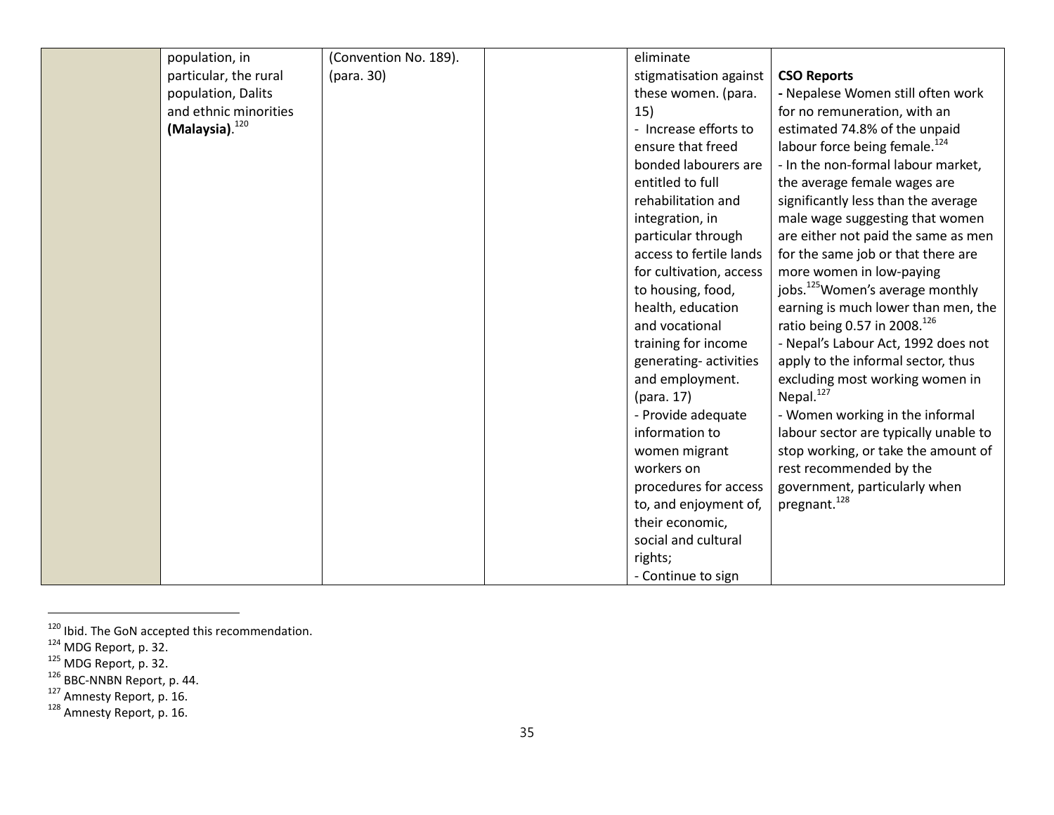|  | population, in particular, the rural population, Dalits and ethnic minorities **(Malaysia)**.[120] | (Convention No. 189). (para. 30) |  | eliminate stigmatisation against these women. (para. 15)<br>- Increase efforts to ensure that freed bonded labourers are entitled to full rehabilitation and integration, in particular through access to fertile lands for cultivation, access to housing, food, health, education and vocational training for income generating- activities and employment. (para. 17)<br>- Provide adequate information to women migrant workers on procedures for access to, and enjoyment of, their economic, social and cultural rights;<br>- Continue to sign | **CSO Reports**<br>**-** Nepalese Women still often work for no remuneration, with an estimated 74.8% of the unpaid labour force being female.[124]<br>- In the non-formal labour market, the average female wages are significantly less than the average male wage suggesting that women are either not paid the same as men for the same job or that there are more women in low-paying jobs.[125]Women's average monthly earning is much lower than men, the ratio being 0.57 in 2008.[126]<br>- Nepal's Labour Act, 1992 does not apply to the informal sector, thus excluding most working women in Nepal.[127]<br>- Women working in the informal labour sector are typically unable to stop working, or take the amount of rest recommended by the government, particularly when pregnant.[128] |
|---|---|---|---|---|---|

[120] Ibid. The GoN accepted this recommendation.
[124] MDG Report, p. 32.
[125] MDG Report, p. 32.
[126] BBC-NNBN Report, p. 44.
[127] Amnesty Report, p. 16.
[128] Amnesty Report, p. 16.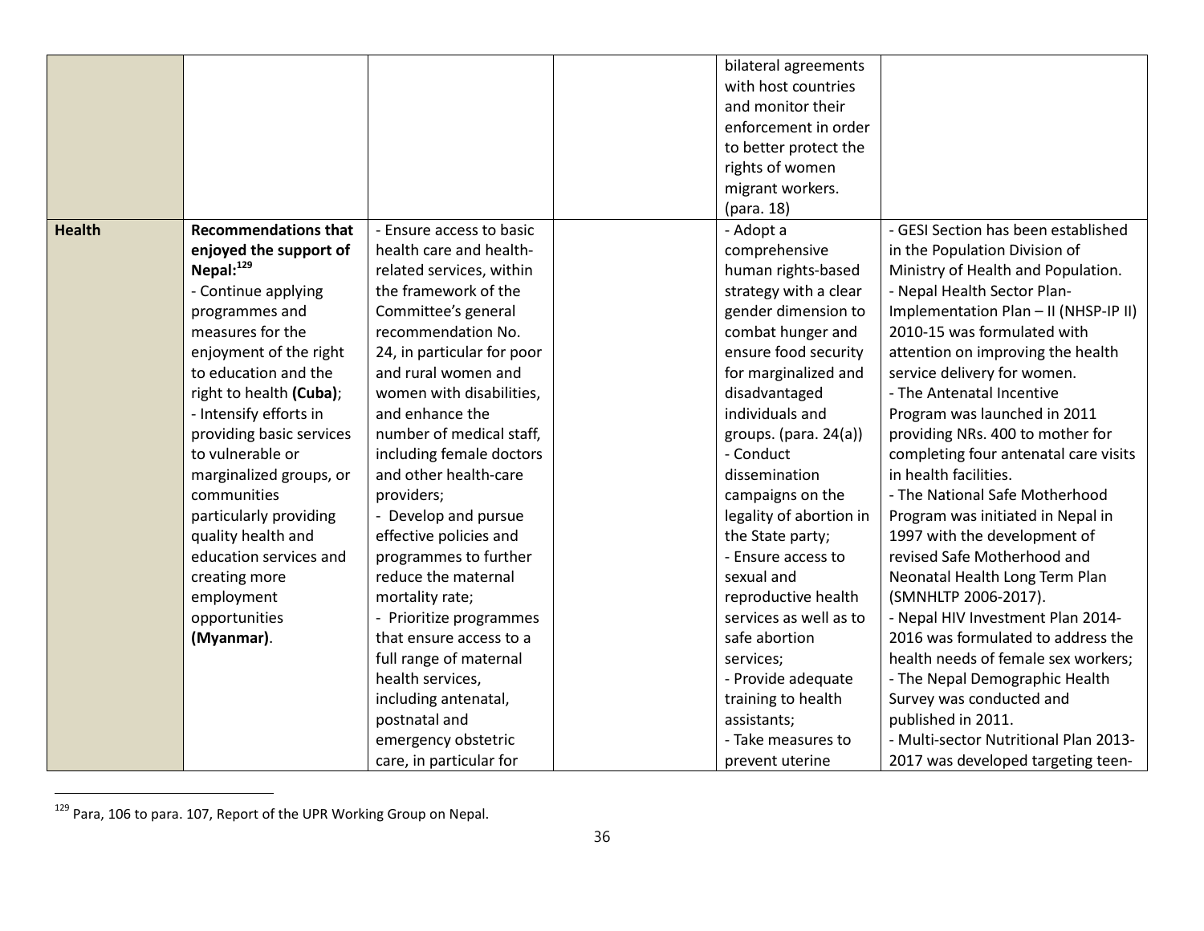| | | | | | |
|---|---|---|---|---|---|
| | | | | bilateral agreements with host countries and monitor their enforcement in order to better protect the rights of women migrant workers. (para. 18) | |
| **Health** | **Recommendations that enjoyed the support of Nepal:**[129]<br>- Continue applying programmes and measures for the enjoyment of the right to education and the right to health **(Cuba)**;<br>- Intensify efforts in providing basic services to vulnerable or marginalized groups, or communities particularly providing quality health and education services and creating more employment opportunities **(Myanmar)**. | - Ensure access to basic health care and health-related services, within the framework of the Committee's general recommendation No. 24, in particular for poor and rural women and women with disabilities, and enhance the number of medical staff, including female doctors and other health-care providers;<br>- Develop and pursue effective policies and programmes to further reduce the maternal mortality rate;<br>- Prioritize programmes that ensure access to a full range of maternal health services, including antenatal, postnatal and emergency obstetric care, in particular for | | - Adopt a comprehensive human rights-based strategy with a clear gender dimension to combat hunger and ensure food security for marginalized and disadvantaged individuals and groups. (para. 24(a))<br>- Conduct dissemination campaigns on the legality of abortion in the State party;<br>- Ensure access to sexual and reproductive health services as well as to safe abortion services;<br>- Provide adequate training to health assistants;<br>- Take measures to prevent uterine | - GESI Section has been established in the Population Division of Ministry of Health and Population.<br>- Nepal Health Sector Plan-Implementation Plan – II (NHSP-IP II) 2010-15 was formulated with attention on improving the health service delivery for women.<br>- The Antenatal Incentive Program was launched in 2011 providing NRs. 400 to mother for completing four antenatal care visits in health facilities.<br>- The National Safe Motherhood Program was initiated in Nepal in 1997 with the development of revised Safe Motherhood and Neonatal Health Long Term Plan (SMNHLTP 2006-2017).<br>- Nepal HIV Investment Plan 2014-2016 was formulated to address the health needs of female sex workers;<br>- The Nepal Demographic Health Survey was conducted and published in 2011.<br>- Multi-sector Nutritional Plan 2013-2017 was developed targeting teen- |

[129] Para, 106 to para. 107, Report of the UPR Working Group on Nepal.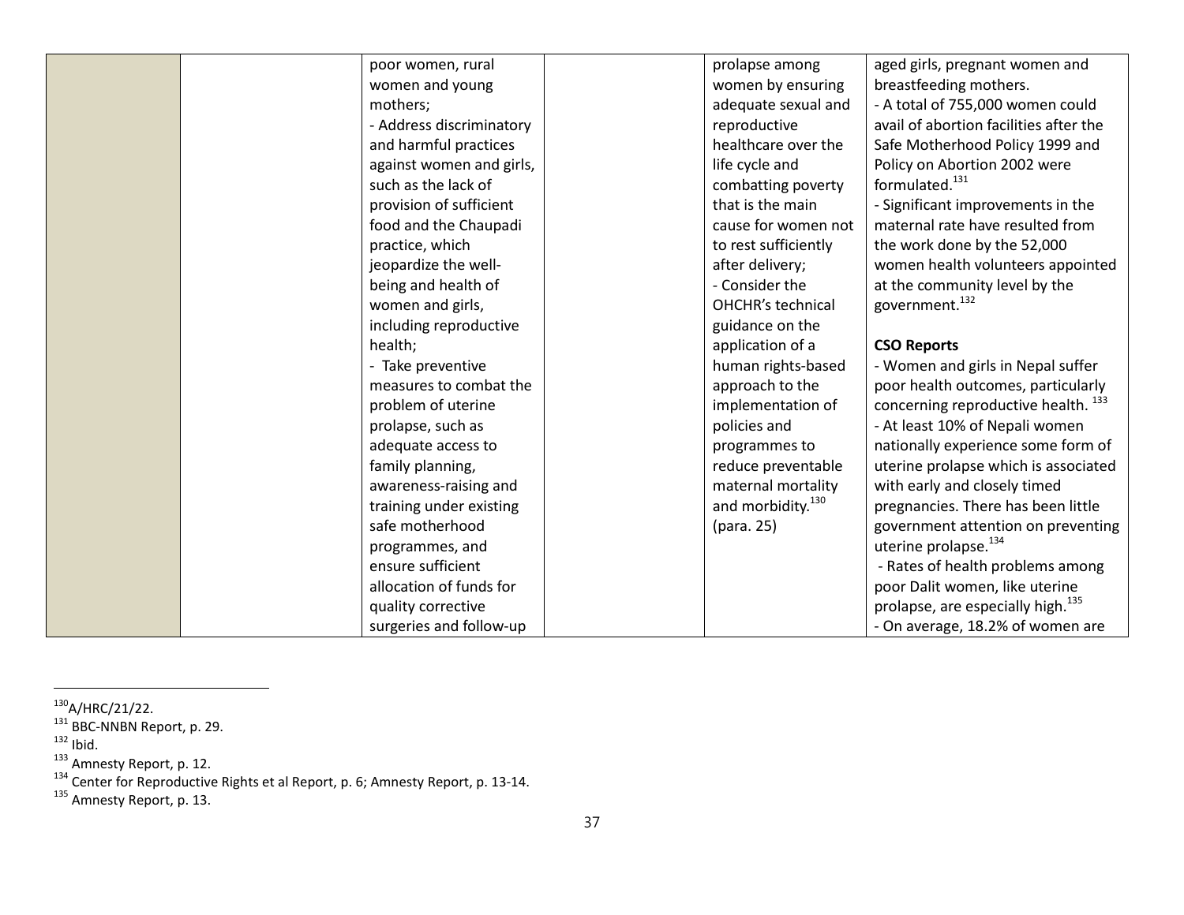| | | | | | |
|---|---|---|---|---|---|
| | | poor women, rural women and young mothers;<br>- Address discriminatory and harmful practices against women and girls, such as the lack of provision of sufficient food and the Chaupadi practice, which jeopardize the well-being and health of women and girls, including reproductive health;<br>- Take preventive measures to combat the problem of uterine prolapse, such as adequate access to family planning, awareness-raising and training under existing safe motherhood programmes, and ensure sufficient allocation of funds for quality corrective surgeries and follow-up | | prolapse among women by ensuring adequate sexual and reproductive healthcare over the life cycle and combatting poverty that is the main cause for women not to rest sufficiently after delivery;<br>- Consider the OHCHR's technical guidance on the application of a human rights-based approach to the implementation of policies and programmes to reduce preventable maternal mortality and morbidity.[130] (para. 25) | aged girls, pregnant women and breastfeeding mothers.<br>- A total of 755,000 women could avail of abortion facilities after the Safe Motherhood Policy 1999 and Policy on Abortion 2002 were formulated.[131]<br>- Significant improvements in the maternal rate have resulted from the work done by the 52,000 women health volunteers appointed at the community level by the government.[132]<br><br>**CSO Reports**<br>- Women and girls in Nepal suffer poor health outcomes, particularly concerning reproductive health. [133]<br>- At least 10% of Nepali women nationally experience some form of uterine prolapse which is associated with early and closely timed pregnancies. There has been little government attention on preventing uterine prolapse.[134]<br>- Rates of health problems among poor Dalit women, like uterine prolapse, are especially high.[135]<br>- On average, 18.2% of women are |

[130] A/HRC/21/22.
[131] BBC-NNBN Report, p. 29.
[132] Ibid.
[133] Amnesty Report, p. 12.
[134] Center for Reproductive Rights et al Report, p. 6; Amnesty Report, p. 13-14.
[135] Amnesty Report, p. 13.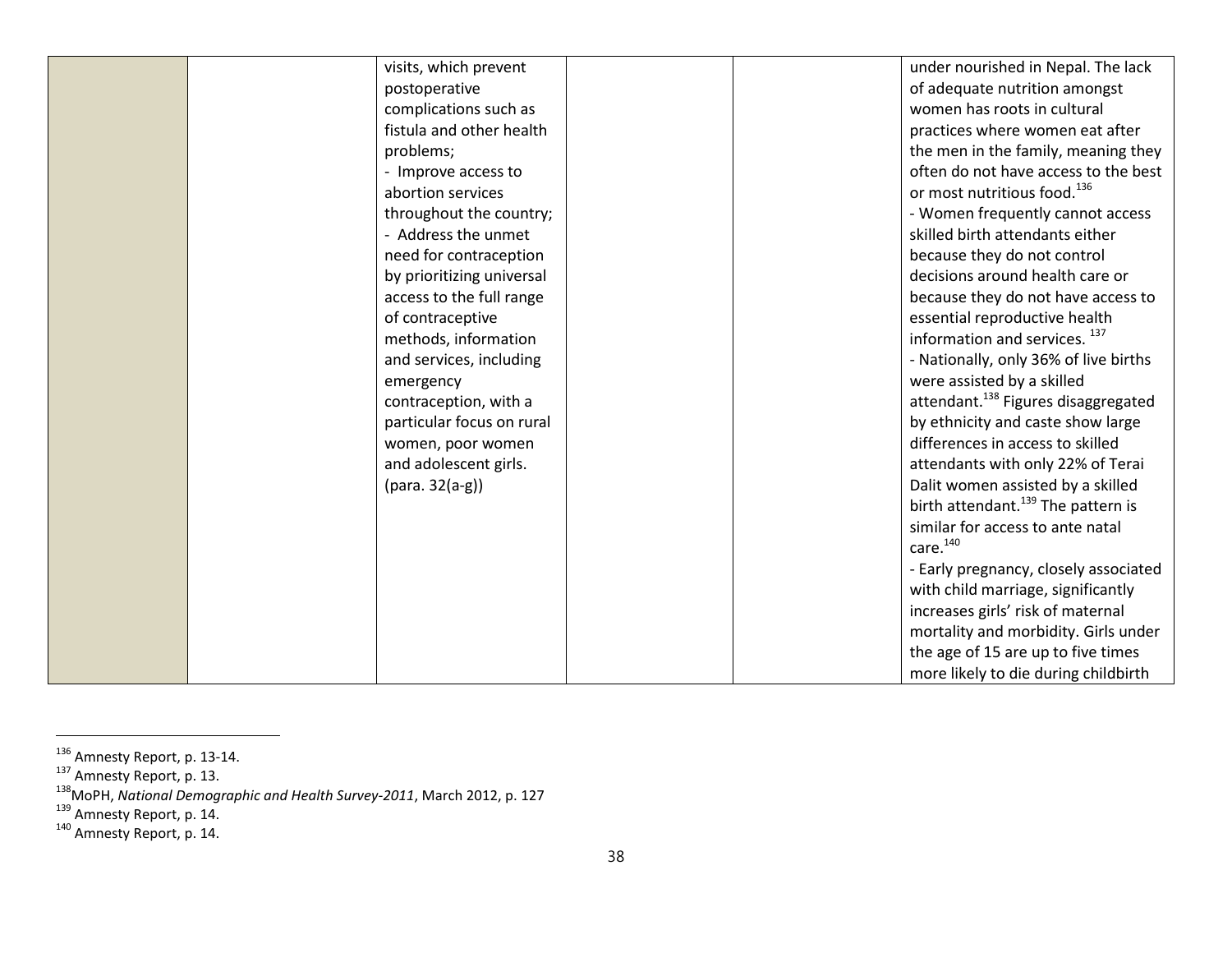| | | | | | |
|---|---|---|---|---|---|
| | | visits, which prevent postoperative complications such as fistula and other health problems;<br>- Improve access to abortion services throughout the country;<br>- Address the unmet need for contraception by prioritizing universal access to the full range of contraceptive methods, information and services, including emergency contraception, with a particular focus on rural women, poor women and adolescent girls. (para. 32(a-g)) | | | under nourished in Nepal. The lack of adequate nutrition amongst women has roots in cultural practices where women eat after the men in the family, meaning they often do not have access to the best or most nutritious food.[136]<br>- Women frequently cannot access skilled birth attendants either because they do not control decisions around health care or because they do not have access to essential reproductive health information and services. [137]<br>- Nationally, only 36% of live births were assisted by a skilled attendant.[138] Figures disaggregated by ethnicity and caste show large differences in access to skilled attendants with only 22% of Terai Dalit women assisted by a skilled birth attendant.[139] The pattern is similar for access to ante natal care.[140]<br>- Early pregnancy, closely associated with child marriage, significantly increases girls' risk of maternal mortality and morbidity. Girls under the age of 15 are up to five times more likely to die during childbirth |

[136] Amnesty Report, p. 13-14.
[137] Amnesty Report, p. 13.
[138] MoPH, *National Demographic and Health Survey-2011*, March 2012, p. 127
[139] Amnesty Report, p. 14.
[140] Amnesty Report, p. 14.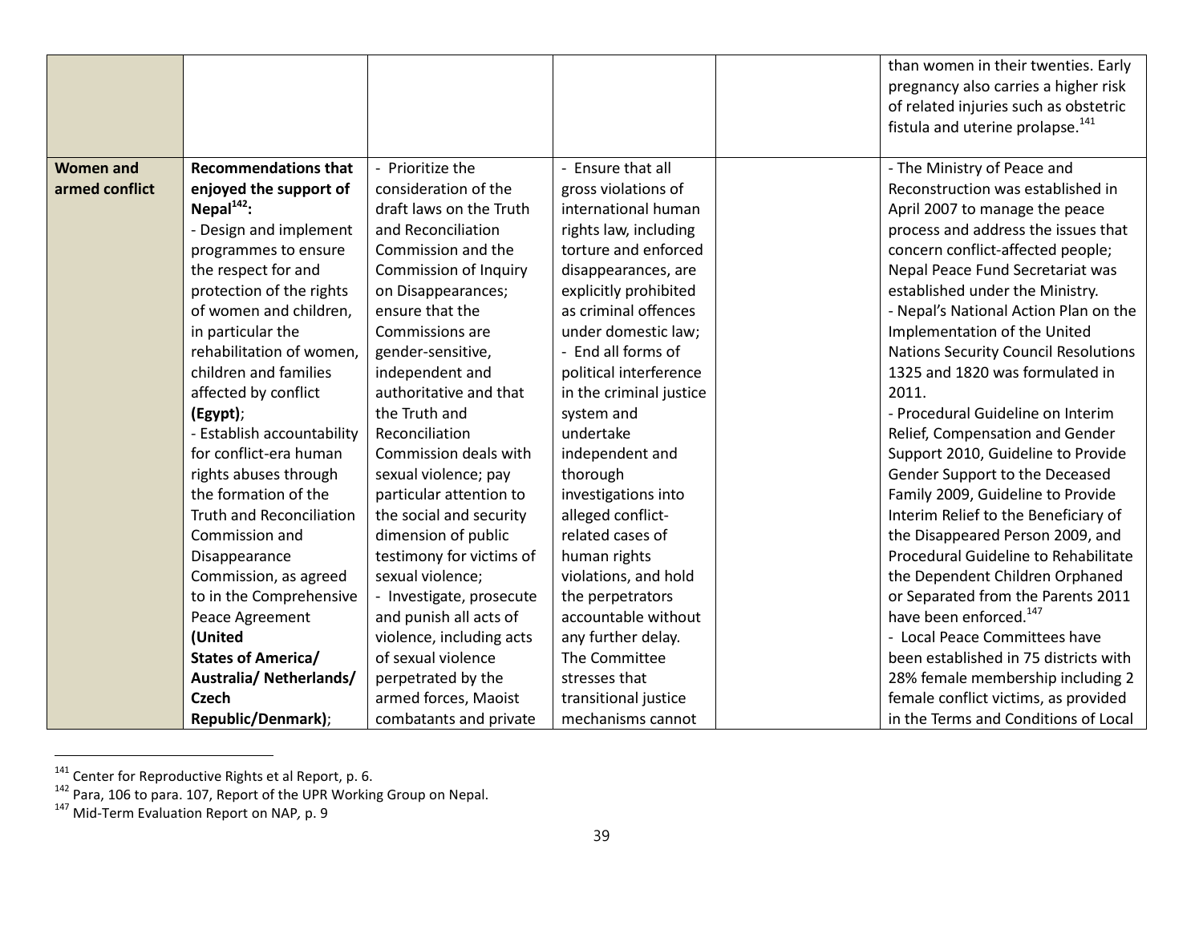| | | | | | |
|---|---|---|---|---|---|
| | | | | | than women in their twenties. Early pregnancy also carries a higher risk of related injuries such as obstetric fistula and uterine prolapse.[141] |
| **Women and armed conflict** | **Recommendations that enjoyed the support of Nepal[142]:**<br>- Design and implement programmes to ensure the respect for and protection of the rights of women and children, in particular the rehabilitation of women, children and families affected by conflict **(Egypt)**;<br>- Establish accountability for conflict-era human rights abuses through the formation of the Truth and Reconciliation Commission and Disappearance Commission, as agreed to in the Comprehensive Peace Agreement **(United States of America/ Australia/ Netherlands/ Czech Republic/Denmark)**; | - Prioritize the consideration of the draft laws on the Truth and Reconciliation Commission and the Commission of Inquiry on Disappearances; ensure that the Commissions are gender-sensitive, independent and authoritative and that the Truth and Reconciliation Commission deals with sexual violence; pay particular attention to the social and security dimension of public testimony for victims of sexual violence;<br>- Investigate, prosecute and punish all acts of violence, including acts of sexual violence perpetrated by the armed forces, Maoist combatants and private | - Ensure that all gross violations of international human rights law, including torture and enforced disappearances, are explicitly prohibited as criminal offences under domestic law;<br>- End all forms of political interference in the criminal justice system and undertake independent and thorough investigations into alleged conflict-related cases of human rights violations, and hold the perpetrators accountable without any further delay. The Committee stresses that transitional justice mechanisms cannot | | - The Ministry of Peace and Reconstruction was established in April 2007 to manage the peace process and address the issues that concern conflict-affected people; Nepal Peace Fund Secretariat was established under the Ministry.<br>- Nepal's National Action Plan on the Implementation of the United Nations Security Council Resolutions 1325 and 1820 was formulated in 2011.<br>- Procedural Guideline on Interim Relief, Compensation and Gender Support 2010, Guideline to Provide Gender Support to the Deceased Family 2009, Guideline to Provide Interim Relief to the Beneficiary of the Disappeared Person 2009, and Procedural Guideline to Rehabilitate the Dependent Children Orphaned or Separated from the Parents 2011 have been enforced.[147]<br>- Local Peace Committees have been established in 75 districts with 28% female membership including 2 female conflict victims, as provided in the Terms and Conditions of Local |

[141] Center for Reproductive Rights et al Report, p. 6.
[142] Para, 106 to para. 107, Report of the UPR Working Group on Nepal.
[147] Mid-Term Evaluation Report on NAP, p. 9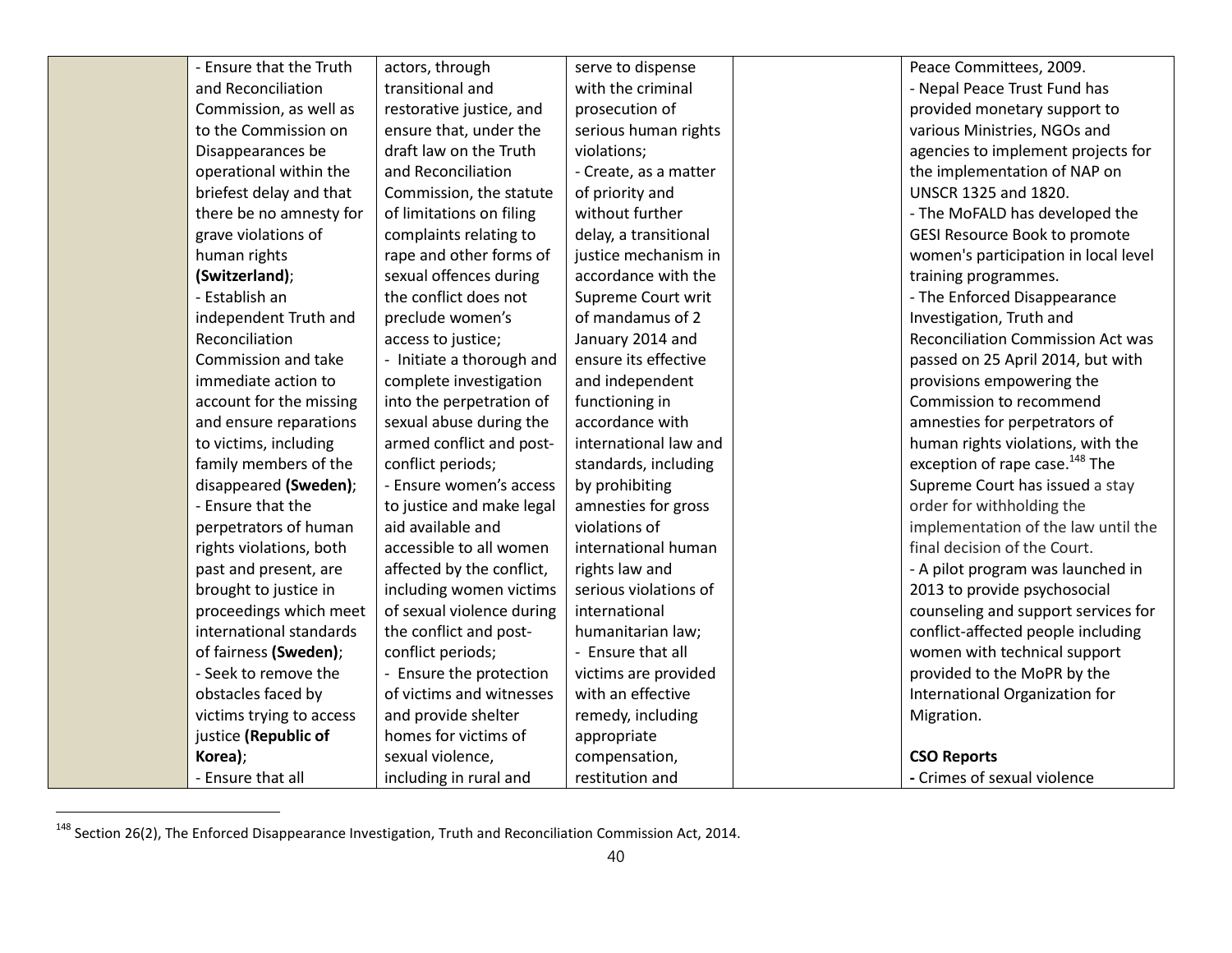| | | | | | |
|---|---|---|---|---|---|
| | - Ensure that the Truth and Reconciliation Commission, as well as to the Commission on Disappearances be operational within the briefest delay and that there be no amnesty for grave violations of human rights **(Switzerland)**;<br>- Establish an independent Truth and Reconciliation Commission and take immediate action to account for the missing and ensure reparations to victims, including family members of the disappeared **(Sweden)**;<br>- Ensure that the perpetrators of human rights violations, both past and present, are brought to justice in proceedings which meet international standards of fairness **(Sweden)**;<br>- Seek to remove the obstacles faced by victims trying to access justice **(Republic of Korea)**;<br>- Ensure that all | actors, through transitional and restorative justice, and ensure that, under the draft law on the Truth and Reconciliation Commission, the statute of limitations on filing complaints relating to rape and other forms of sexual offences during the conflict does not preclude women's access to justice;<br>- Initiate a thorough and complete investigation into the perpetration of sexual abuse during the armed conflict and post-conflict periods;<br>- Ensure women's access to justice and make legal aid available and accessible to all women affected by the conflict, including women victims of sexual violence during the conflict and post-conflict periods;<br>- Ensure the protection of victims and witnesses and provide shelter homes for victims of sexual violence, including in rural and | serve to dispense with the criminal prosecution of serious human rights violations;<br>- Create, as a matter of priority and without further delay, a transitional justice mechanism in accordance with the Supreme Court writ of mandamus of 2 January 2014 and ensure its effective and independent functioning in accordance with international law and standards, including by prohibiting amnesties for gross violations of international human rights law and serious violations of international humanitarian law;<br>- Ensure that all victims are provided with an effective remedy, including appropriate compensation, restitution and | | Peace Committees, 2009.<br>- Nepal Peace Trust Fund has provided monetary support to various Ministries, NGOs and agencies to implement projects for the implementation of NAP on UNSCR 1325 and 1820.<br>- The MoFALD has developed the GESI Resource Book to promote women's participation in local level training programmes.<br>- The Enforced Disappearance Investigation, Truth and Reconciliation Commission Act was passed on 25 April 2014, but with provisions empowering the Commission to recommend amnesties for perpetrators of human rights violations, with the exception of rape case.[148] The Supreme Court has issued a stay order for withholding the implementation of the law until the final decision of the Court.<br>- A pilot program was launched in 2013 to provide psychosocial counseling and support services for conflict-affected people including women with technical support provided to the MoPR by the International Organization for Migration.<br><br>**CSO Reports**<br>**-** Crimes of sexual violence |

[148] Section 26(2), The Enforced Disappearance Investigation, Truth and Reconciliation Commission Act, 2014.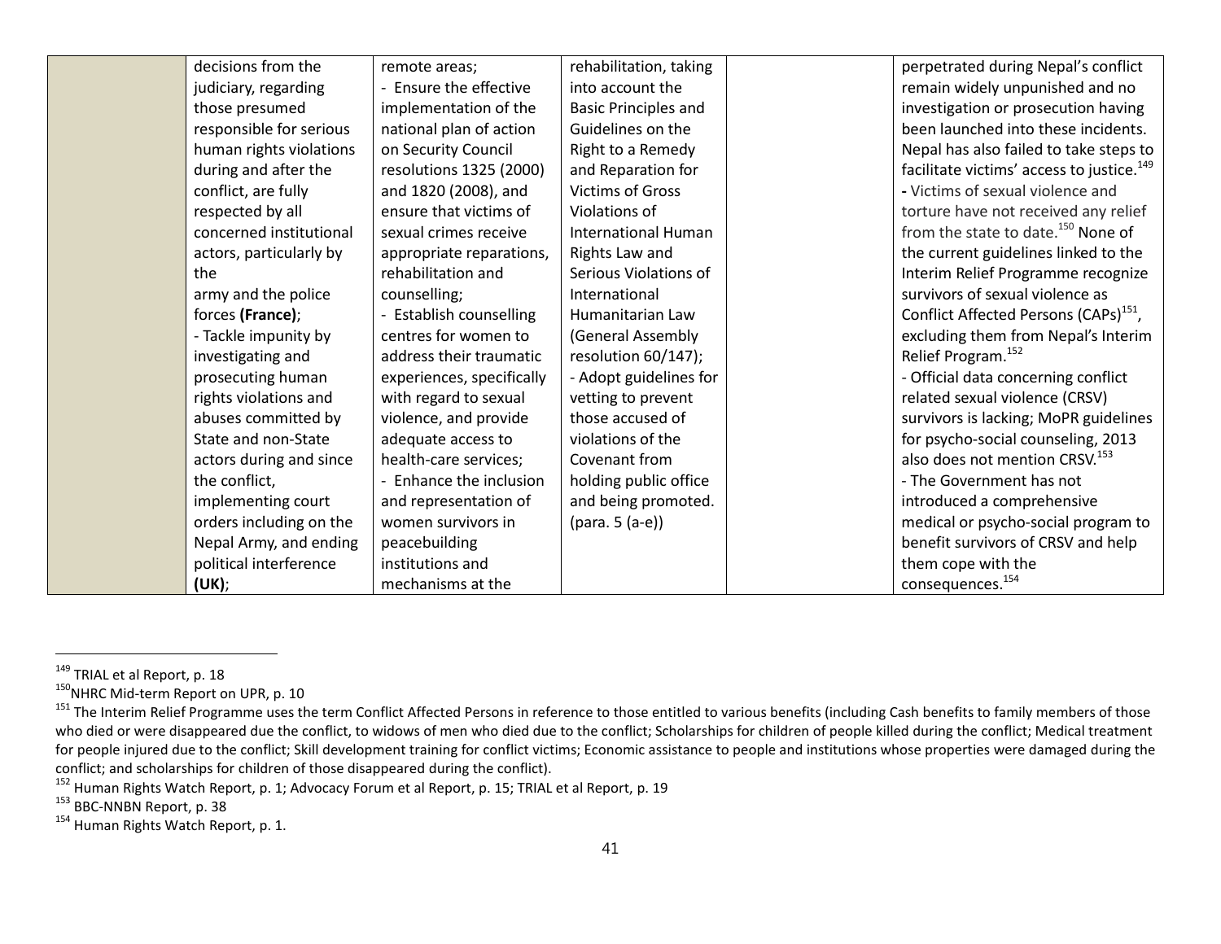| | | | | | |
|---|---|---|---|---|---|
| | decisions from the judiciary, regarding those presumed responsible for serious human rights violations during and after the conflict, are fully respected by all concerned institutional actors, particularly by the army and the police forces **(France)**;<br>- Tackle impunity by investigating and prosecuting human rights violations and abuses committed by State and non-State actors during and since the conflict, implementing court orders including on the Nepal Army, and ending political interference **(UK)**; | remote areas;<br>- Ensure the effective implementation of the national plan of action on Security Council resolutions 1325 (2000) and 1820 (2008), and ensure that victims of sexual crimes receive appropriate reparations, rehabilitation and counselling;<br>- Establish counselling centres for women to address their traumatic experiences, specifically with regard to sexual violence, and provide adequate access to health-care services;<br>- Enhance the inclusion and representation of women survivors in peacebuilding institutions and mechanisms at the | rehabilitation, taking into account the Basic Principles and Guidelines on the Right to a Remedy and Reparation for Victims of Gross Violations of International Human Rights Law and Serious Violations of International Humanitarian Law (General Assembly resolution 60/147);<br>- Adopt guidelines for vetting to prevent those accused of violations of the Covenant from holding public office and being promoted. (para. 5 (a-e)) | | perpetrated during Nepal's conflict remain widely unpunished and no investigation or prosecution having been launched into these incidents. Nepal has also failed to take steps to facilitate victims' access to justice.[149]<br>- Victims of sexual violence and torture have not received any relief from the state to date.[150] None of the current guidelines linked to the Interim Relief Programme recognize survivors of sexual violence as Conflict Affected Persons (CAPs)[151], excluding them from Nepal's Interim Relief Program.[152]<br>- Official data concerning conflict related sexual violence (CRSV) survivors is lacking; MoPR guidelines for psycho-social counseling, 2013 also does not mention CRSV.[153]<br>- The Government has not introduced a comprehensive medical or psycho-social program to benefit survivors of CRSV and help them cope with the consequences.[154] |

[149] TRIAL et al Report, p. 18

[150] NHRC Mid-term Report on UPR, p. 10

[151] The Interim Relief Programme uses the term Conflict Affected Persons in reference to those entitled to various benefits (including Cash benefits to family members of those who died or were disappeared due the conflict, to widows of men who died due to the conflict; Scholarships for children of people killed during the conflict; Medical treatment for people injured due to the conflict; Skill development training for conflict victims; Economic assistance to people and institutions whose properties were damaged during the conflict; and scholarships for children of those disappeared during the conflict).

[152] Human Rights Watch Report, p. 1; Advocacy Forum et al Report, p. 15; TRIAL et al Report, p. 19

[153] BBC-NNBN Report, p. 38

[154] Human Rights Watch Report, p. 1.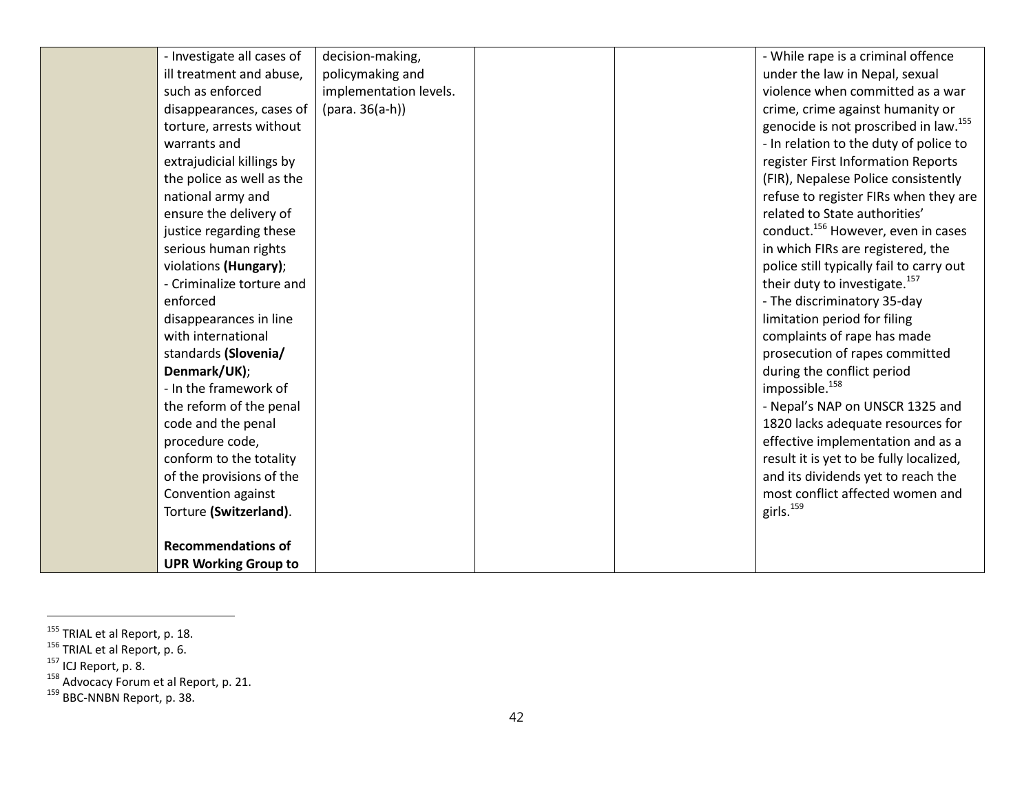|  |  |  |  |  |  |
|---|---|---|---|---|---|
|  | - Investigate all cases of ill treatment and abuse, such as enforced disappearances, cases of torture, arrests without warrants and extrajudicial killings by the police as well as the national army and ensure the delivery of justice regarding these serious human rights violations **(Hungary)**;<br>- Criminalize torture and enforced disappearances in line with international standards **(Slovenia/ Denmark/UK)**;<br>- In the framework of the reform of the penal code and the penal procedure code, conform to the totality of the provisions of the Convention against Torture **(Switzerland)**.<br><br>**Recommendations of UPR Working Group to** | decision-making, policymaking and implementation levels. (para. 36(a-h)) |  |  | - While rape is a criminal offence under the law in Nepal, sexual violence when committed as a war crime, crime against humanity or genocide is not proscribed in law.[155]<br>- In relation to the duty of police to register First Information Reports (FIR), Nepalese Police consistently refuse to register FIRs when they are related to State authorities' conduct.[156] However, even in cases in which FIRs are registered, the police still typically fail to carry out their duty to investigate.[157]<br>- The discriminatory 35-day limitation period for filing complaints of rape has made prosecution of rapes committed during the conflict period impossible.[158]<br>- Nepal's NAP on UNSCR 1325 and 1820 lacks adequate resources for effective implementation and as a result it is yet to be fully localized, and its dividends yet to reach the most conflict affected women and girls.[159] |

[155] TRIAL et al Report, p. 18.
[156] TRIAL et al Report, p. 6.
[157] ICJ Report, p. 8.
[158] Advocacy Forum et al Report, p. 21.
[159] BBC-NNBN Report, p. 38.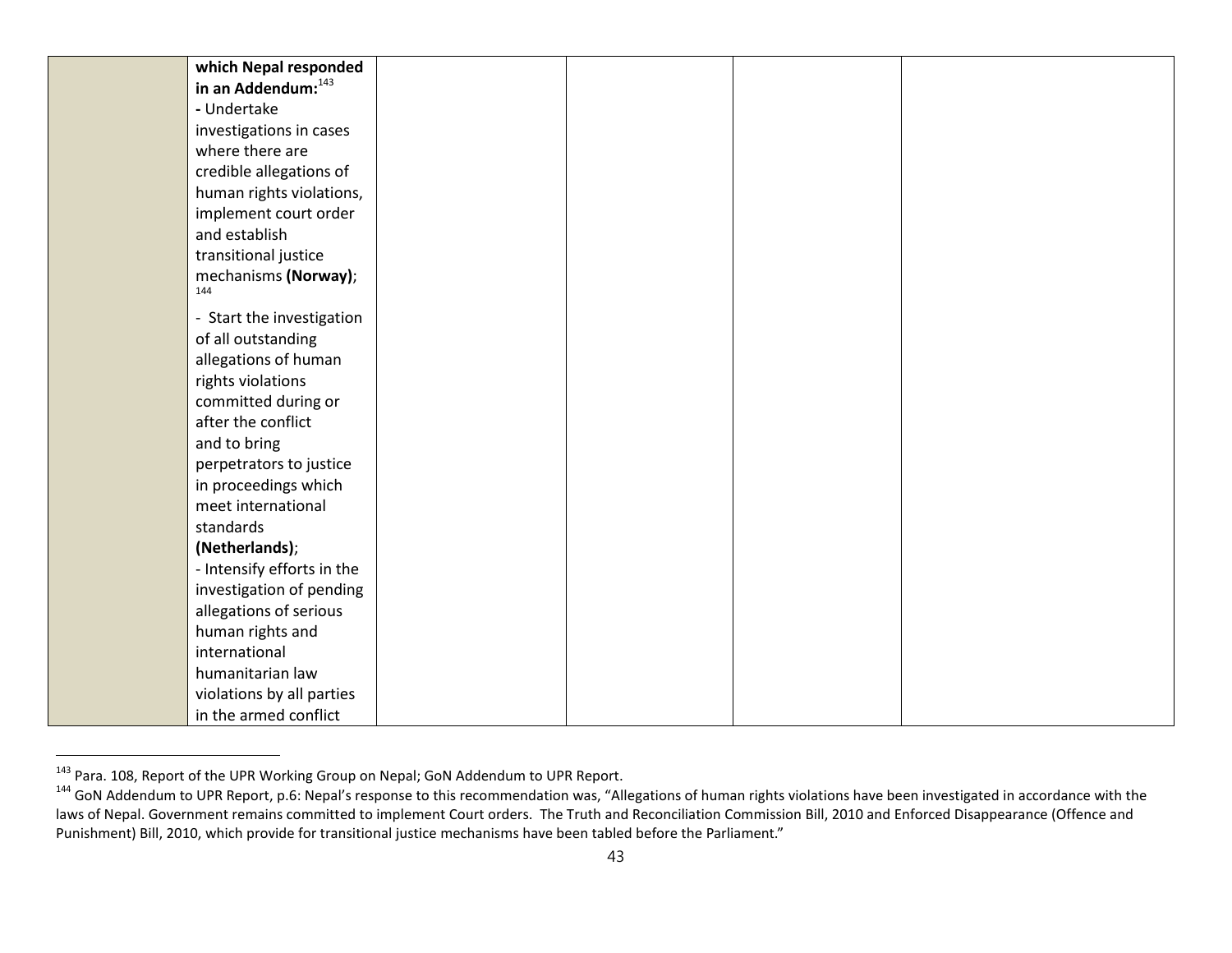| | | | | | |
|---|---|---|---|---|---|
| | **which Nepal responded in an Addendum:**[143]<br>**-** Undertake investigations in cases where there are credible allegations of human rights violations, implement court order and establish transitional justice mechanisms **(Norway)**;[144]<br>- Start the investigation of all outstanding allegations of human rights violations committed during or after the conflict and to bring perpetrators to justice in proceedings which meet international standards **(Netherlands)**;<br>- Intensify efforts in the investigation of pending allegations of serious human rights and international humanitarian law violations by all parties in the armed conflict | | | | |

[143] Para. 108, Report of the UPR Working Group on Nepal; GoN Addendum to UPR Report.

[144] GoN Addendum to UPR Report, p.6: Nepal's response to this recommendation was, "Allegations of human rights violations have been investigated in accordance with the laws of Nepal. Government remains committed to implement Court orders. The Truth and Reconciliation Commission Bill, 2010 and Enforced Disappearance (Offence and Punishment) Bill, 2010, which provide for transitional justice mechanisms have been tabled before the Parliament."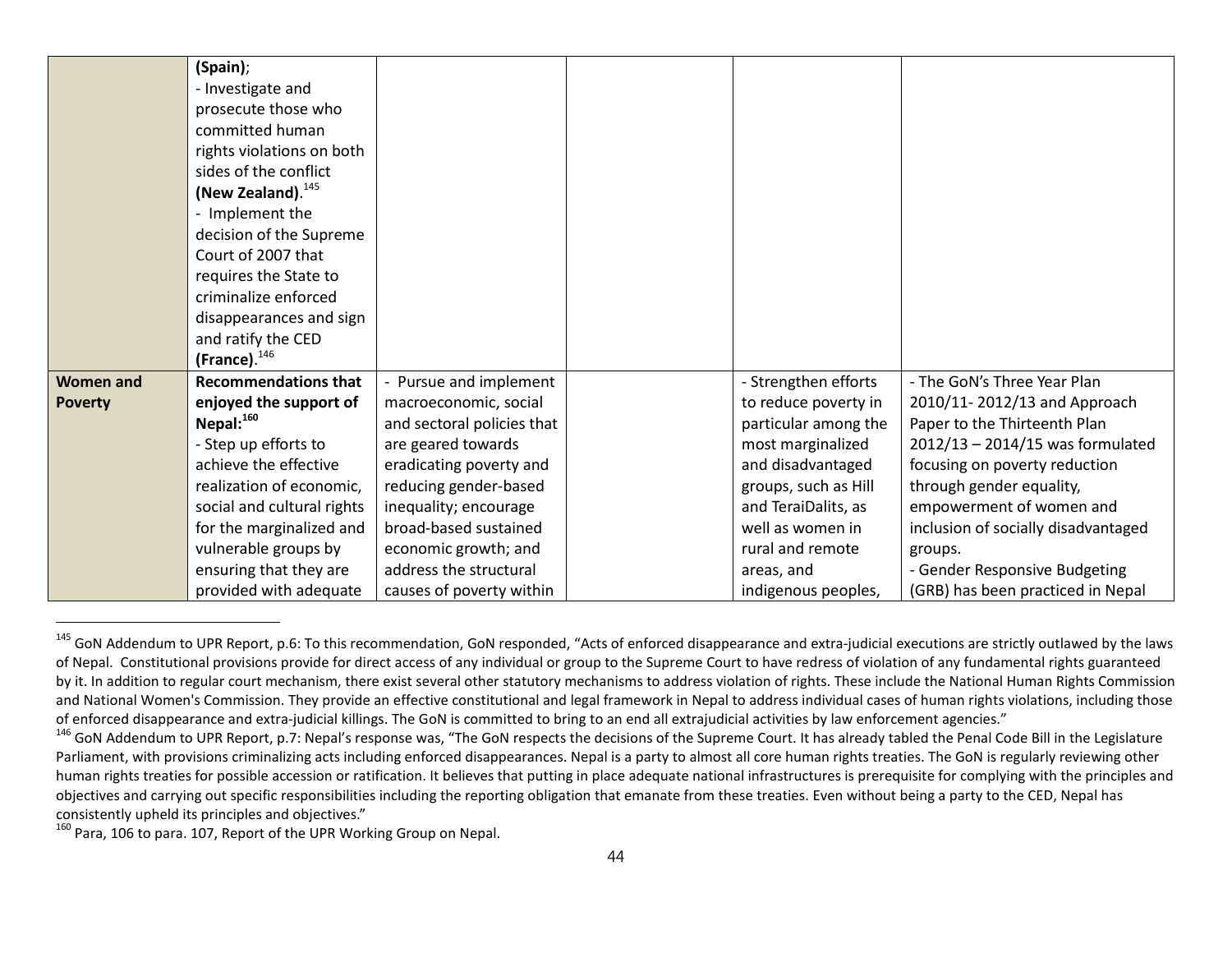| | | | | | |
|---|---|---|---|---|---|
| | **(Spain)**; - Investigate and prosecute those who committed human rights violations on both sides of the conflict **(New Zealand)**.[145] - Implement the decision of the Supreme Court of 2007 that requires the State to criminalize enforced disappearances and sign and ratify the CED **(France)**.[146] | | | | |
| **Women and Poverty** | **Recommendations that enjoyed the support of Nepal:[160]** - Step up efforts to achieve the effective realization of economic, social and cultural rights for the marginalized and vulnerable groups by ensuring that they are provided with adequate | - Pursue and implement macroeconomic, social and sectoral policies that are geared towards eradicating poverty and reducing gender-based inequality; encourage broad-based sustained economic growth; and address the structural causes of poverty within | | - Strengthen efforts to reduce poverty in particular among the most marginalized and disadvantaged groups, such as Hill and TeraiDalits, as well as women in rural and remote areas, and indigenous peoples, | - The GoN's Three Year Plan 2010/11- 2012/13 and Approach Paper to the Thirteenth Plan 2012/13 – 2014/15 was formulated focusing on poverty reduction through gender equality, empowerment of women and inclusion of socially disadvantaged groups. - Gender Responsive Budgeting (GRB) has been practiced in Nepal |

[145] GoN Addendum to UPR Report, p.6: To this recommendation, GoN responded, "Acts of enforced disappearance and extra-judicial executions are strictly outlawed by the laws of Nepal. Constitutional provisions provide for direct access of any individual or group to the Supreme Court to have redress of violation of any fundamental rights guaranteed by it. In addition to regular court mechanism, there exist several other statutory mechanisms to address violation of rights. These include the National Human Rights Commission and National Women's Commission. They provide an effective constitutional and legal framework in Nepal to address individual cases of human rights violations, including those of enforced disappearance and extra-judicial killings. The GoN is committed to bring to an end all extrajudicial activities by law enforcement agencies."

[146] GoN Addendum to UPR Report, p.7: Nepal's response was, "The GoN respects the decisions of the Supreme Court. It has already tabled the Penal Code Bill in the Legislature Parliament, with provisions criminalizing acts including enforced disappearances. Nepal is a party to almost all core human rights treaties. The GoN is regularly reviewing other human rights treaties for possible accession or ratification. It believes that putting in place adequate national infrastructures is prerequisite for complying with the principles and objectives and carrying out specific responsibilities including the reporting obligation that emanate from these treaties. Even without being a party to the CED, Nepal has consistently upheld its principles and objectives."

[160] Para, 106 to para. 107, Report of the UPR Working Group on Nepal.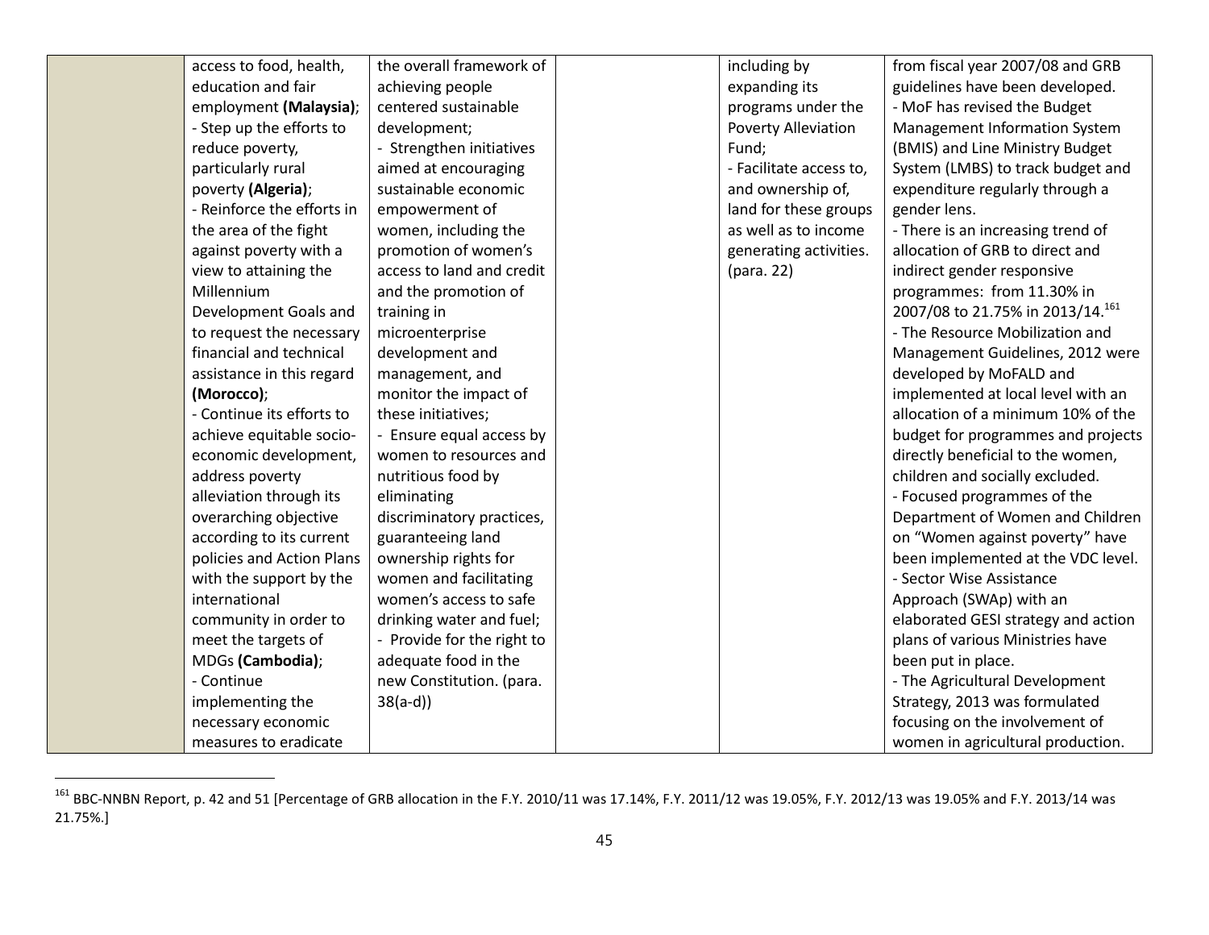| | | | | | |
|---|---|---|---|---|---|
| | access to food, health, education and fair employment **(Malaysia)**; - Step up the efforts to reduce poverty, particularly rural poverty **(Algeria)**; - Reinforce the efforts in the area of the fight against poverty with a view to attaining the Millennium Development Goals and to request the necessary financial and technical assistance in this regard **(Morocco)**; - Continue its efforts to achieve equitable socio-economic development, address poverty alleviation through its overarching objective according to its current policies and Action Plans with the support by the international community in order to meet the targets of MDGs **(Cambodia)**; - Continue implementing the necessary economic measures to eradicate | the overall framework of achieving people centered sustainable development; - Strengthen initiatives aimed at encouraging sustainable economic empowerment of women, including the promotion of women's access to land and credit and the promotion of training in microenterprise development and management, and monitor the impact of these initiatives; - Ensure equal access by women to resources and nutritious food by eliminating discriminatory practices, guaranteeing land ownership rights for women and facilitating women's access to safe drinking water and fuel; - Provide for the right to adequate food in the new Constitution. (para. 38(a-d)) | | including by expanding its programs under the Poverty Alleviation Fund; - Facilitate access to, and ownership of, land for these groups as well as to income generating activities. (para. 22) | from fiscal year 2007/08 and GRB guidelines have been developed. - MoF has revised the Budget Management Information System (BMIS) and Line Ministry Budget System (LMBS) to track budget and expenditure regularly through a gender lens. - There is an increasing trend of allocation of GRB to direct and indirect gender responsive programmes: from 11.30% in 2007/08 to 21.75% in 2013/14.[161] - The Resource Mobilization and Management Guidelines, 2012 were developed by MoFALD and implemented at local level with an allocation of a minimum 10% of the budget for programmes and projects directly beneficial to the women, children and socially excluded. - Focused programmes of the Department of Women and Children on "Women against poverty" have been implemented at the VDC level. - Sector Wise Assistance Approach (SWAp) with an elaborated GESI strategy and action plans of various Ministries have been put in place. - The Agricultural Development Strategy, 2013 was formulated focusing on the involvement of women in agricultural production. |

[161] BBC-NNBN Report, p. 42 and 51 [Percentage of GRB allocation in the F.Y. 2010/11 was 17.14%, F.Y. 2011/12 was 19.05%, F.Y. 2012/13 was 19.05% and F.Y. 2013/14 was 21.75%.]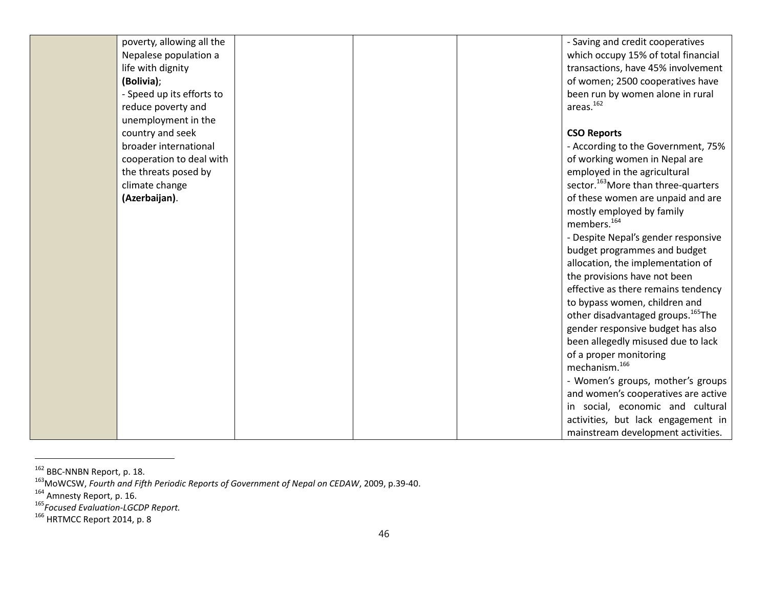| | | | | | |
|---|---|---|---|---|---|
| | poverty, allowing all the Nepalese population a life with dignity **(Bolivia)**;<br>- Speed up its efforts to reduce poverty and unemployment in the country and seek broader international cooperation to deal with the threats posed by climate change **(Azerbaijan)**. | | | | - Saving and credit cooperatives which occupy 15% of total financial transactions, have 45% involvement of women; 2500 cooperatives have been run by women alone in rural areas.[162]<br><br>**CSO Reports**<br>- According to the Government, 75% of working women in Nepal are employed in the agricultural sector.[163] More than three-quarters of these women are unpaid and are mostly employed by family members.[164]<br>- Despite Nepal's gender responsive budget programmes and budget allocation, the implementation of the provisions have not been effective as there remains tendency to bypass women, children and other disadvantaged groups.[165] The gender responsive budget has also been allegedly misused due to lack of a proper monitoring mechanism.[166]<br>- Women's groups, mother's groups and women's cooperatives are active in social, economic and cultural activities, but lack engagement in mainstream development activities. |

[162] BBC-NNBN Report, p. 18.

[163] MoWCSW, *Fourth and Fifth Periodic Reports of Government of Nepal on CEDAW*, 2009, p.39-40.

[164] Amnesty Report, p. 16.

[165] *Focused Evaluation-LGCDP Report.*

[166] HRTMCC Report 2014, p. 8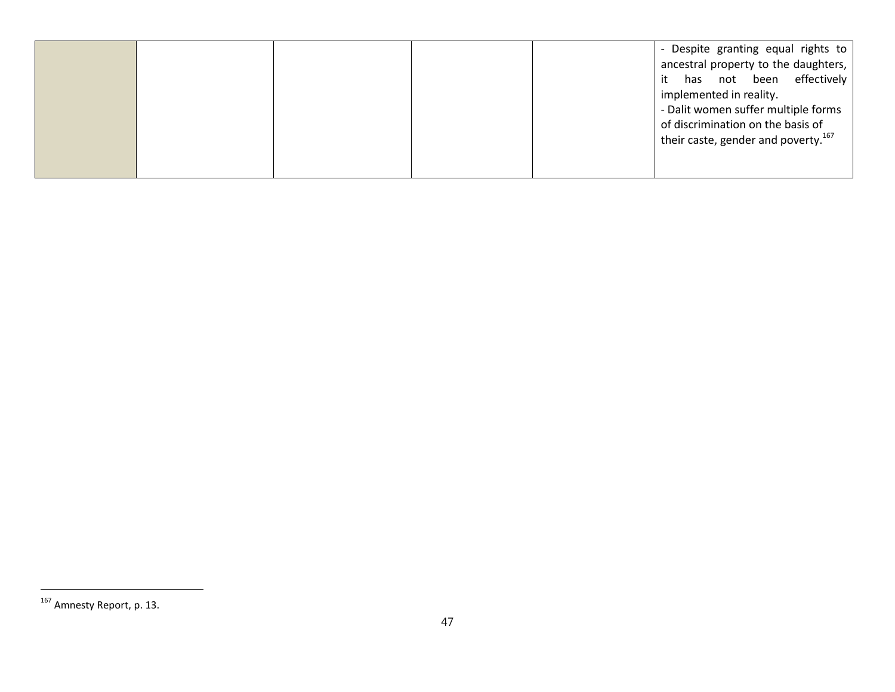| | | | | | |
|---|---|---|---|---|---|
| | | | | | - Despite granting equal rights to ancestral property to the daughters, it has not been effectively implemented in reality.<br>- Dalit women suffer multiple forms of discrimination on the basis of their caste, gender and poverty.[167] |

[167] Amnesty Report, p. 13.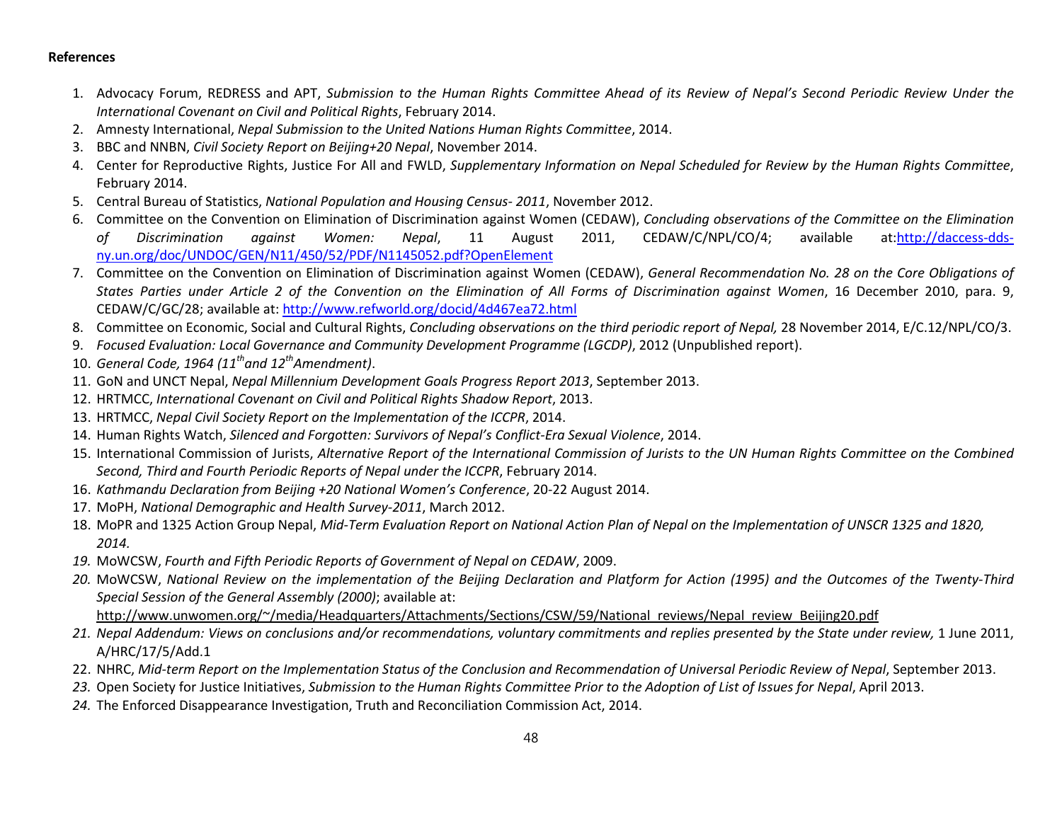**References**

1. Advocacy Forum, REDRESS and APT, *Submission to the Human Rights Committee Ahead of its Review of Nepal's Second Periodic Review Under the International Covenant on Civil and Political Rights*, February 2014.
2. Amnesty International, *Nepal Submission to the United Nations Human Rights Committee*, 2014.
3. BBC and NNBN, *Civil Society Report on Beijing+20 Nepal*, November 2014.
4. Center for Reproductive Rights, Justice For All and FWLD, *Supplementary Information on Nepal Scheduled for Review by the Human Rights Committee*, February 2014.
5. Central Bureau of Statistics, *National Population and Housing Census- 2011*, November 2012.
6. Committee on the Convention on Elimination of Discrimination against Women (CEDAW), *Concluding observations of the Committee on the Elimination of Discrimination against Women: Nepal*, 11 August 2011, CEDAW/C/NPL/CO/4; available at:http://daccess-dds-ny.un.org/doc/UNDOC/GEN/N11/450/52/PDF/N1145052.pdf?OpenElement
7. Committee on the Convention on Elimination of Discrimination against Women (CEDAW), *General Recommendation No. 28 on the Core Obligations of States Parties under Article 2 of the Convention on the Elimination of All Forms of Discrimination against Women*, 16 December 2010, para. 9, CEDAW/C/GC/28; available at: http://www.refworld.org/docid/4d467ea72.html
8. Committee on Economic, Social and Cultural Rights, *Concluding observations on the third periodic report of Nepal,* 28 November 2014, E/C.12/NPL/CO/3.
9. *Focused Evaluation: Local Governance and Community Development Programme (LGCDP)*, 2012 (Unpublished report).
10. *General Code, 1964 (11th and 12th Amendment)*.
11. GoN and UNCT Nepal, *Nepal Millennium Development Goals Progress Report 2013*, September 2013.
12. HRTMCC, *International Covenant on Civil and Political Rights Shadow Report*, 2013.
13. HRTMCC, *Nepal Civil Society Report on the Implementation of the ICCPR*, 2014.
14. Human Rights Watch, *Silenced and Forgotten: Survivors of Nepal's Conflict-Era Sexual Violence*, 2014.
15. International Commission of Jurists, *Alternative Report of the International Commission of Jurists to the UN Human Rights Committee on the Combined Second, Third and Fourth Periodic Reports of Nepal under the ICCPR*, February 2014.
16. *Kathmandu Declaration from Beijing +20 National Women's Conference*, 20-22 August 2014.
17. MoPH, *National Demographic and Health Survey-2011*, March 2012.
18. MoPR and 1325 Action Group Nepal, *Mid-Term Evaluation Report on National Action Plan of Nepal on the Implementation of UNSCR 1325 and 1820, 2014.*
19. MoWCSW, *Fourth and Fifth Periodic Reports of Government of Nepal on CEDAW*, 2009.
20. MoWCSW, *National Review on the implementation of the Beijing Declaration and Platform for Action (1995) and the Outcomes of the Twenty-Third Special Session of the General Assembly (2000)*; available at: http://www.unwomen.org/~/media/Headquarters/Attachments/Sections/CSW/59/National_reviews/Nepal_review_Beijing20.pdf
21. *Nepal Addendum: Views on conclusions and/or recommendations, voluntary commitments and replies presented by the State under review,* 1 June 2011, A/HRC/17/5/Add.1
22. NHRC, *Mid-term Report on the Implementation Status of the Conclusion and Recommendation of Universal Periodic Review of Nepal*, September 2013.
23. Open Society for Justice Initiatives, *Submission to the Human Rights Committee Prior to the Adoption of List of Issues for Nepal*, April 2013.
24. The Enforced Disappearance Investigation, Truth and Reconciliation Commission Act, 2014.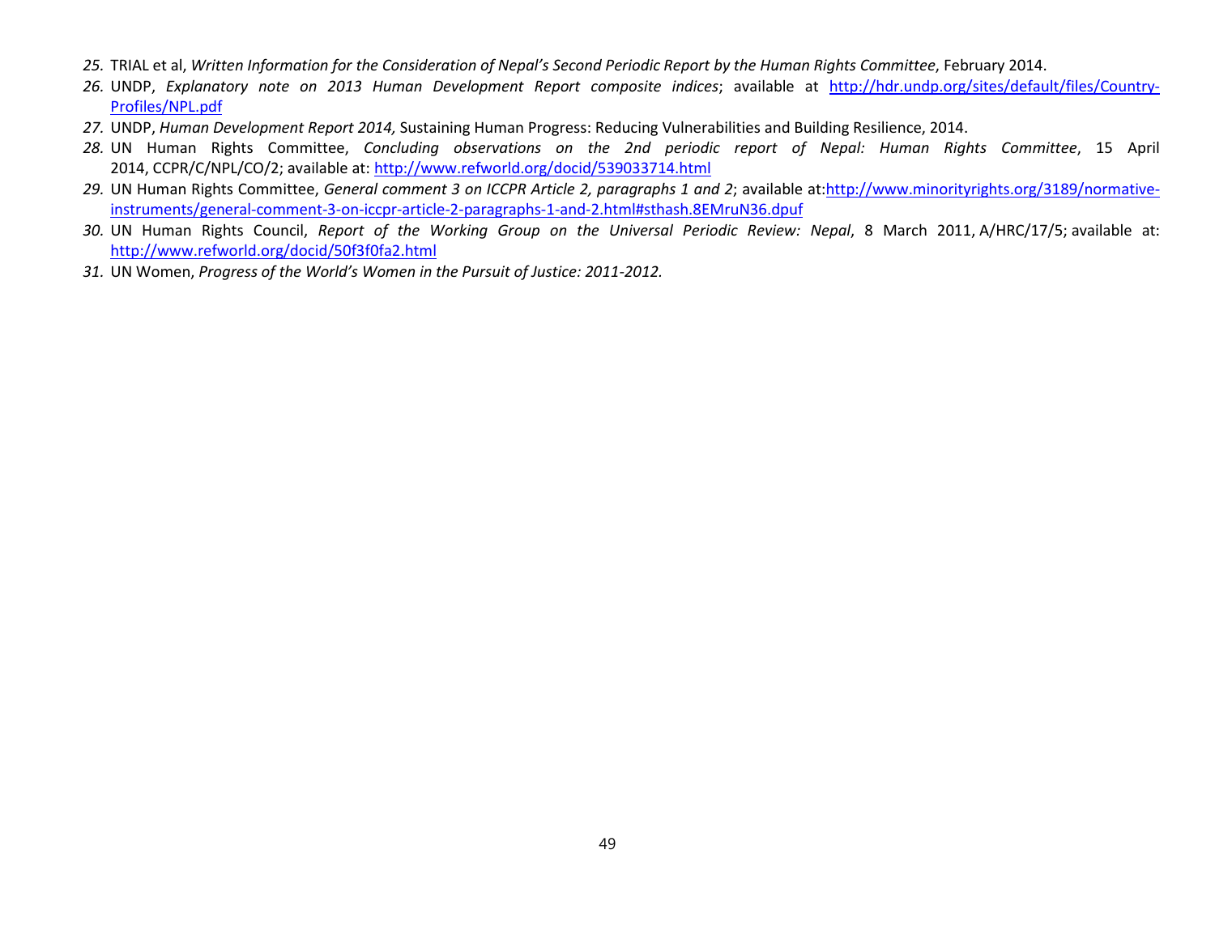25. TRIAL et al, *Written Information for the Consideration of Nepal's Second Periodic Report by the Human Rights Committee*, February 2014.
26. UNDP, *Explanatory note on 2013 Human Development Report composite indices*; available at http://hdr.undp.org/sites/default/files/Country-Profiles/NPL.pdf
27. UNDP, *Human Development Report 2014,* Sustaining Human Progress: Reducing Vulnerabilities and Building Resilience, 2014.
28. UN Human Rights Committee, *Concluding observations on the 2nd periodic report of Nepal: Human Rights Committee*, 15 April 2014, CCPR/C/NPL/CO/2; available at: http://www.refworld.org/docid/539033714.html
29. UN Human Rights Committee, *General comment 3 on ICCPR Article 2, paragraphs 1 and 2*; available at:http://www.minorityrights.org/3189/normative-instruments/general-comment-3-on-iccpr-article-2-paragraphs-1-and-2.html#sthash.8EMruN36.dpuf
30. UN Human Rights Council, *Report of the Working Group on the Universal Periodic Review: Nepal*, 8 March 2011, A/HRC/17/5; available at: http://www.refworld.org/docid/50f3f0fa2.html
31. UN Women, *Progress of the World's Women in the Pursuit of Justice: 2011-2012*.